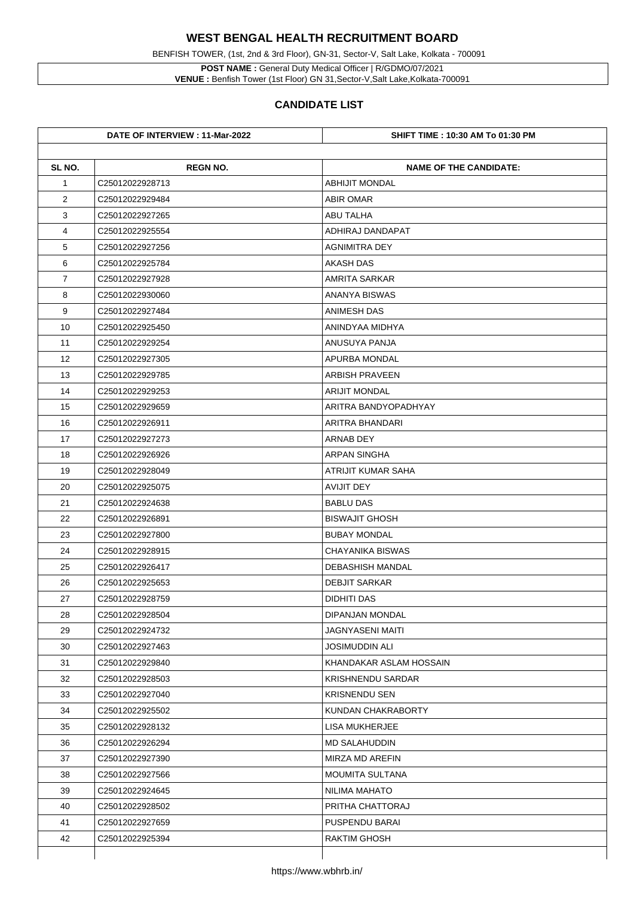# WEST BENGAL HEALTH RECRUITMENT BOARD

BENFISH TOWER, (1st, 2nd & 3rd Floor), GN-31, Sector-V, Salt Lake, Kolkata - 700091

**POST NAME :** General Duty Medical Officer | R/GDMO/07/2021
**VENUE :** Benfish Tower (1st Floor) GN 31,Sector-V,Salt Lake,Kolkata-700091

## CANDIDATE LIST

| DATE OF INTERVIEW : 11-Mar-2022 | | SHIFT TIME : 10:30 AM To 01:30 PM |
|---|---|---|
| **SL NO.** | **REGN NO.** | **NAME OF THE CANDIDATE:** |
| 1 | C25012022928713 | ABHIJIT MONDAL |
| 2 | C25012022929484 | ABIR OMAR |
| 3 | C25012022927265 | ABU TALHA |
| 4 | C25012022925554 | ADHIRAJ DANDAPAT |
| 5 | C25012022927256 | AGNIMITRA DEY |
| 6 | C25012022925784 | AKASH DAS |
| 7 | C25012022927928 | AMRITA SARKAR |
| 8 | C25012022930060 | ANANYA BISWAS |
| 9 | C25012022927484 | ANIMESH DAS |
| 10 | C25012022925450 | ANINDYAA MIDHYA |
| 11 | C25012022929254 | ANUSUYA PANJA |
| 12 | C25012022927305 | APURBA MONDAL |
| 13 | C25012022929785 | ARBISH PRAVEEN |
| 14 | C25012022929253 | ARIJIT MONDAL |
| 15 | C25012022929659 | ARITRA BANDYOPADHYAY |
| 16 | C25012022926911 | ARITRA BHANDARI |
| 17 | C25012022927273 | ARNAB DEY |
| 18 | C25012022926926 | ARPAN SINGHA |
| 19 | C25012022928049 | ATRIJIT KUMAR SAHA |
| 20 | C25012022925075 | AVIJIT DEY |
| 21 | C25012022924638 | BABLU DAS |
| 22 | C25012022926891 | BISWAJIT GHOSH |
| 23 | C25012022927800 | BUBAY MONDAL |
| 24 | C25012022928915 | CHAYANIKA BISWAS |
| 25 | C25012022926417 | DEBASHISH MANDAL |
| 26 | C25012022925653 | DEBJIT SARKAR |
| 27 | C25012022928759 | DIDHITI DAS |
| 28 | C25012022928504 | DIPANJAN MONDAL |
| 29 | C25012022924732 | JAGNYASENI MAITI |
| 30 | C25012022927463 | JOSIMUDDIN ALI |
| 31 | C25012022929840 | KHANDAKAR ASLAM HOSSAIN |
| 32 | C25012022928503 | KRISHNENDU SARDAR |
| 33 | C25012022927040 | KRISNENDU SEN |
| 34 | C25012022925502 | KUNDAN CHAKRABORTY |
| 35 | C25012022928132 | LISA MUKHERJEE |
| 36 | C25012022926294 | MD SALAHUDDIN |
| 37 | C25012022927390 | MIRZA MD AREFIN |
| 38 | C25012022927566 | MOUMITA SULTANA |
| 39 | C25012022924645 | NILIMA MAHATO |
| 40 | C25012022928502 | PRITHA CHATTORAJ |
| 41 | C25012022927659 | PUSPENDU BARAI |
| 42 | C25012022925394 | RAKTIM GHOSH |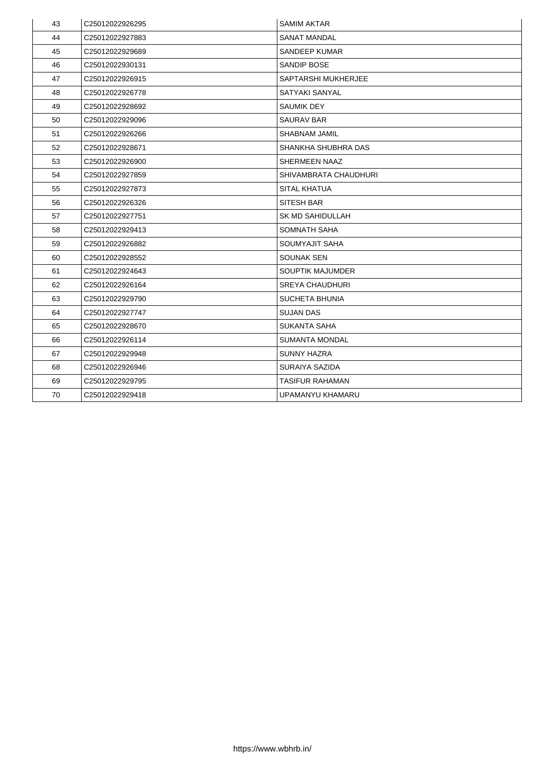| 43 | C25012022926295 | SAMIM AKTAR |
|---|---|---|
| 44 | C25012022927883 | SANAT MANDAL |
| 45 | C25012022929689 | SANDEEP KUMAR |
| 46 | C25012022930131 | SANDIP BOSE |
| 47 | C25012022926915 | SAPTARSHI MUKHERJEE |
| 48 | C25012022926778 | SATYAKI SANYAL |
| 49 | C25012022928692 | SAUMIK DEY |
| 50 | C25012022929096 | SAURAV BAR |
| 51 | C25012022926266 | SHABNAM JAMIL |
| 52 | C25012022928671 | SHANKHA SHUBHRA DAS |
| 53 | C25012022926900 | SHERMEEN NAAZ |
| 54 | C25012022927859 | SHIVAMBRATA CHAUDHURI |
| 55 | C25012022927873 | SITAL KHATUA |
| 56 | C25012022926326 | SITESH BAR |
| 57 | C25012022927751 | SK MD SAHIDULLAH |
| 58 | C25012022929413 | SOMNATH SAHA |
| 59 | C25012022926882 | SOUMYAJIT SAHA |
| 60 | C25012022928552 | SOUNAK SEN |
| 61 | C25012022924643 | SOUPTIK MAJUMDER |
| 62 | C25012022926164 | SREYA CHAUDHURI |
| 63 | C25012022929790 | SUCHETA BHUNIA |
| 64 | C25012022927747 | SUJAN DAS |
| 65 | C25012022928670 | SUKANTA SAHA |
| 66 | C25012022926114 | SUMANTA MONDAL |
| 67 | C25012022929948 | SUNNY HAZRA |
| 68 | C25012022926946 | SURAIYA SAZIDA |
| 69 | C25012022929795 | TASIFUR RAHAMAN |
| 70 | C25012022929418 | UPAMANYU KHAMARU |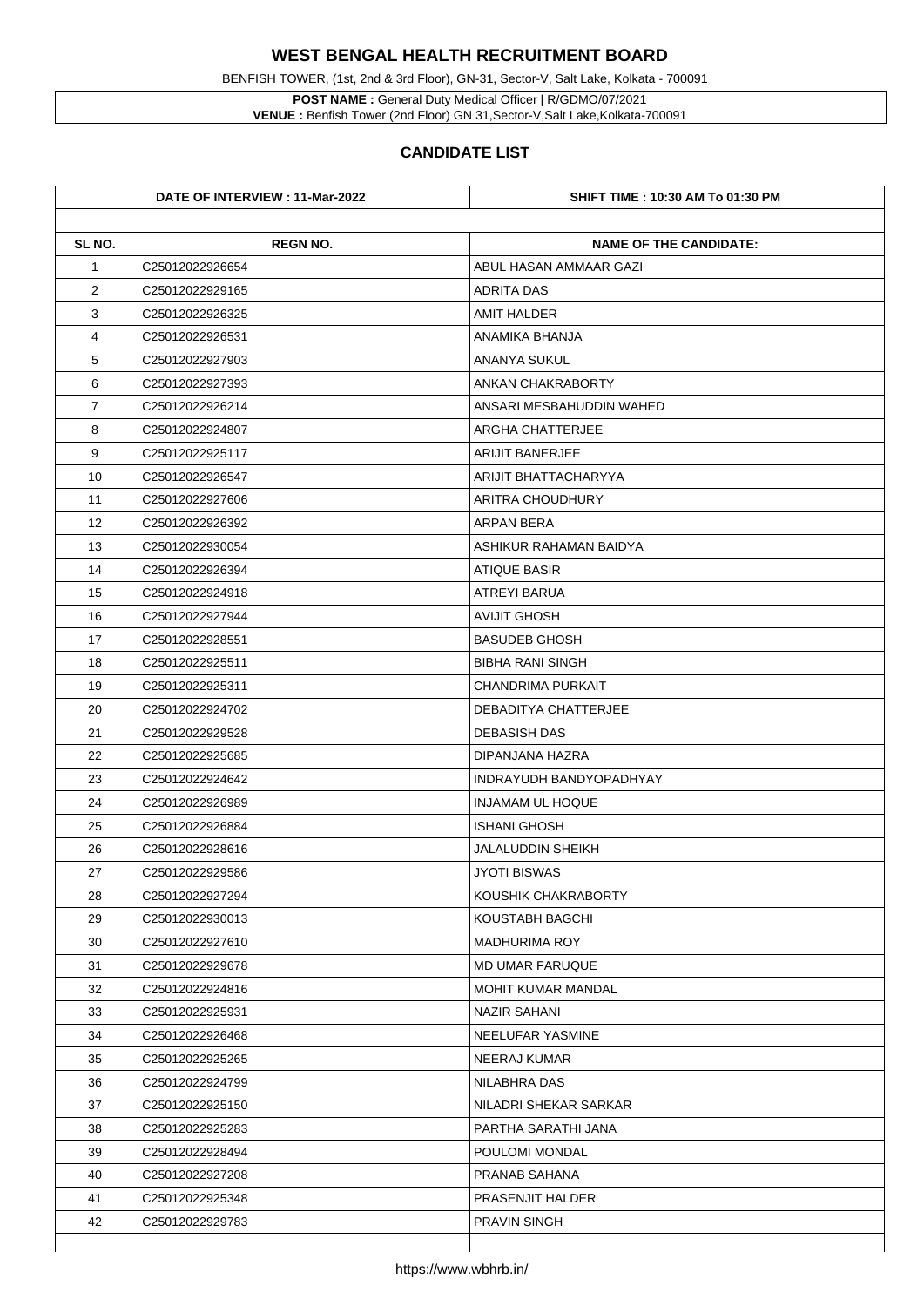# WEST BENGAL HEALTH RECRUITMENT BOARD

BENFISH TOWER, (1st, 2nd & 3rd Floor), GN-31, Sector-V, Salt Lake, Kolkata - 700091

**POST NAME :** General Duty Medical Officer | R/GDMO/07/2021
**VENUE :** Benfish Tower (2nd Floor) GN 31,Sector-V,Salt Lake,Kolkata-700091

## CANDIDATE LIST

| DATE OF INTERVIEW : 11-Mar-2022 | | SHIFT TIME : 10:30 AM To 01:30 PM |
|---|---|---|
| **SL NO.** | **REGN NO.** | **NAME OF THE CANDIDATE:** |
| 1 | C25012022926654 | ABUL HASAN AMMAAR GAZI |
| 2 | C25012022929165 | ADRITA DAS |
| 3 | C25012022926325 | AMIT HALDER |
| 4 | C25012022926531 | ANAMIKA BHANJA |
| 5 | C25012022927903 | ANANYA SUKUL |
| 6 | C25012022927393 | ANKAN CHAKRABORTY |
| 7 | C25012022926214 | ANSARI MESBAHUDDIN WAHED |
| 8 | C25012022924807 | ARGHA CHATTERJEE |
| 9 | C25012022925117 | ARIJIT BANERJEE |
| 10 | C25012022926547 | ARIJIT BHATTACHARYYA |
| 11 | C25012022927606 | ARITRA CHOUDHURY |
| 12 | C25012022926392 | ARPAN BERA |
| 13 | C25012022930054 | ASHIKUR RAHAMAN BAIDYA |
| 14 | C25012022926394 | ATIQUE BASIR |
| 15 | C25012022924918 | ATREYI BARUA |
| 16 | C25012022927944 | AVIJIT GHOSH |
| 17 | C25012022928551 | BASUDEB GHOSH |
| 18 | C25012022925511 | BIBHA RANI SINGH |
| 19 | C25012022925311 | CHANDRIMA PURKAIT |
| 20 | C25012022924702 | DEBADITYA CHATTERJEE |
| 21 | C25012022929528 | DEBASISH DAS |
| 22 | C25012022925685 | DIPANJANA HAZRA |
| 23 | C25012022924642 | INDRAYUDH BANDYOPADHYAY |
| 24 | C25012022926989 | INJAMAM UL HOQUE |
| 25 | C25012022926884 | ISHANI GHOSH |
| 26 | C25012022928616 | JALALUDDIN SHEIKH |
| 27 | C25012022929586 | JYOTI BISWAS |
| 28 | C25012022927294 | KOUSHIK CHAKRABORTY |
| 29 | C25012022930013 | KOUSTABH BAGCHI |
| 30 | C25012022927610 | MADHURIMA ROY |
| 31 | C25012022929678 | MD UMAR FARUQUE |
| 32 | C25012022924816 | MOHIT KUMAR MANDAL |
| 33 | C25012022925931 | NAZIR SAHANI |
| 34 | C25012022926468 | NEELUFAR YASMINE |
| 35 | C25012022925265 | NEERAJ KUMAR |
| 36 | C25012022924799 | NILABHRA DAS |
| 37 | C25012022925150 | NILADRI SHEKAR SARKAR |
| 38 | C25012022925283 | PARTHA SARATHI JANA |
| 39 | C25012022928494 | POULOMI MONDAL |
| 40 | C25012022927208 | PRANAB SAHANA |
| 41 | C25012022925348 | PRASENJIT HALDER |
| 42 | C25012022929783 | PRAVIN SINGH |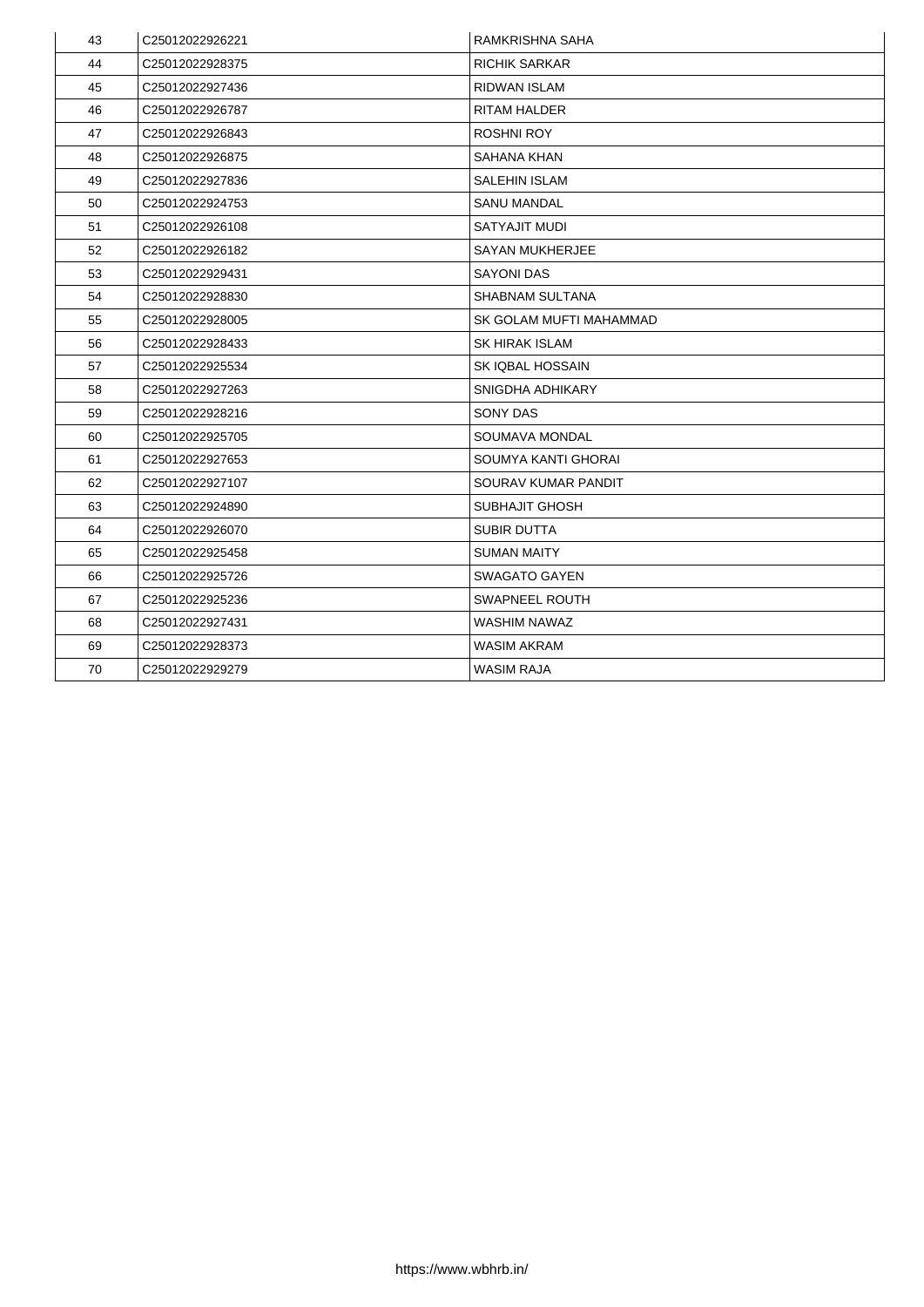| 43 | C25012022926221 | RAMKRISHNA SAHA |
|---|---|---|
| 44 | C25012022928375 | RICHIK SARKAR |
| 45 | C25012022927436 | RIDWAN ISLAM |
| 46 | C25012022926787 | RITAM HALDER |
| 47 | C25012022926843 | ROSHNI ROY |
| 48 | C25012022926875 | SAHANA KHAN |
| 49 | C25012022927836 | SALEHIN ISLAM |
| 50 | C25012022924753 | SANU MANDAL |
| 51 | C25012022926108 | SATYAJIT MUDI |
| 52 | C25012022926182 | SAYAN MUKHERJEE |
| 53 | C25012022929431 | SAYONI DAS |
| 54 | C25012022928830 | SHABNAM SULTANA |
| 55 | C25012022928005 | SK GOLAM MUFTI MAHAMMAD |
| 56 | C25012022928433 | SK HIRAK ISLAM |
| 57 | C25012022925534 | SK IQBAL HOSSAIN |
| 58 | C25012022927263 | SNIGDHA ADHIKARY |
| 59 | C25012022928216 | SONY DAS |
| 60 | C25012022925705 | SOUMAVA MONDAL |
| 61 | C25012022927653 | SOUMYA KANTI GHORAI |
| 62 | C25012022927107 | SOURAV KUMAR PANDIT |
| 63 | C25012022924890 | SUBHAJIT GHOSH |
| 64 | C25012022926070 | SUBIR DUTTA |
| 65 | C25012022925458 | SUMAN MAITY |
| 66 | C25012022925726 | SWAGATO GAYEN |
| 67 | C25012022925236 | SWAPNEEL ROUTH |
| 68 | C25012022927431 | WASHIM NAWAZ |
| 69 | C25012022928373 | WASIM AKRAM |
| 70 | C25012022929279 | WASIM RAJA |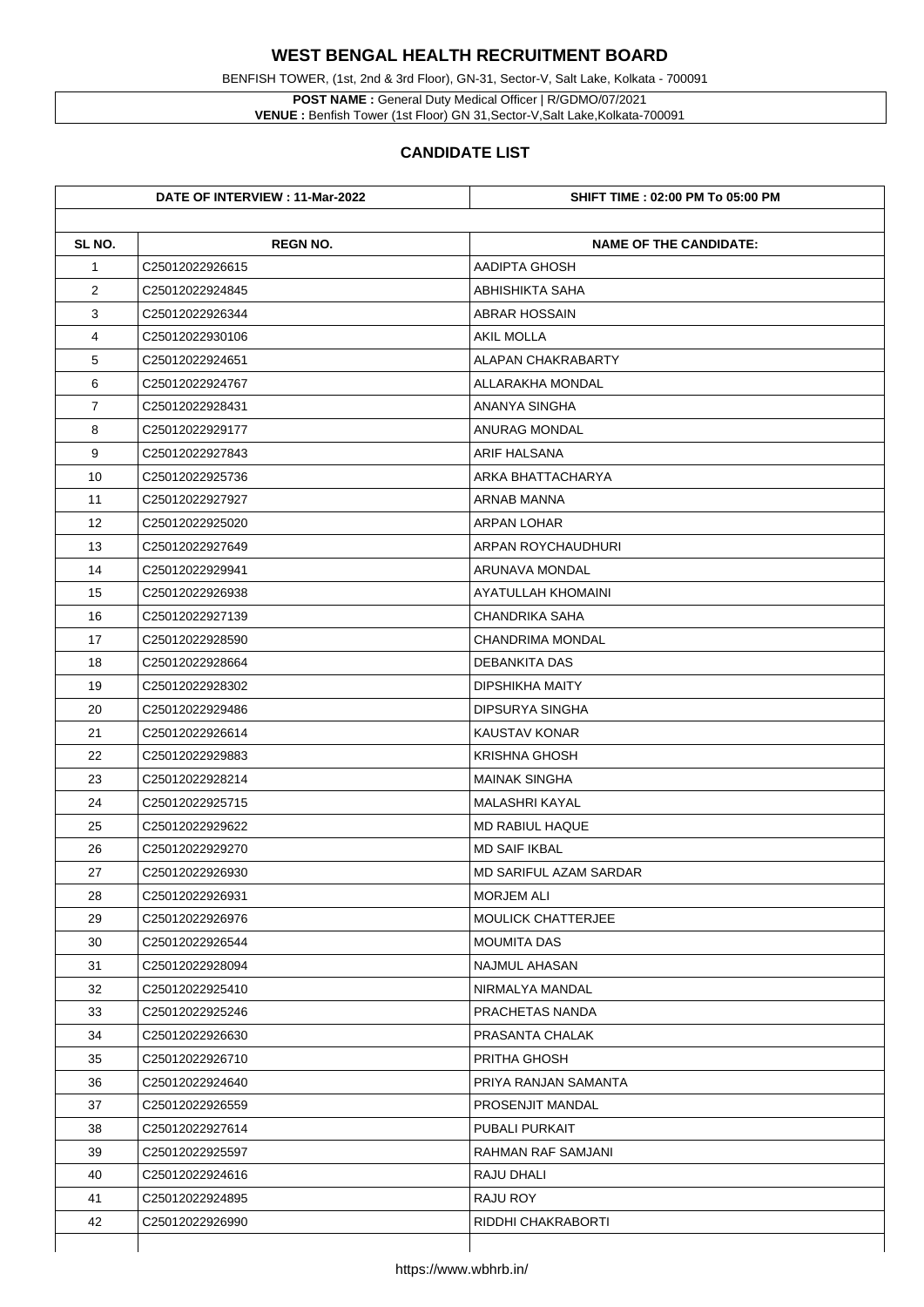# WEST BENGAL HEALTH RECRUITMENT BOARD

BENFISH TOWER, (1st, 2nd & 3rd Floor), GN-31, Sector-V, Salt Lake, Kolkata - 700091

**POST NAME :** General Duty Medical Officer | R/GDMO/07/2021
**VENUE :** Benfish Tower (1st Floor) GN 31,Sector-V,Salt Lake,Kolkata-700091

## CANDIDATE LIST

| DATE OF INTERVIEW : 11-Mar-2022 | | SHIFT TIME : 02:00 PM To 05:00 PM |
|---|---|---|
| **SL NO.** | **REGN NO.** | **NAME OF THE CANDIDATE:** |
| 1 | C25012022926615 | AADIPTA GHOSH |
| 2 | C25012022924845 | ABHISHIKTA SAHA |
| 3 | C25012022926344 | ABRAR HOSSAIN |
| 4 | C25012022930106 | AKIL MOLLA |
| 5 | C25012022924651 | ALAPAN CHAKRABARTY |
| 6 | C25012022924767 | ALLARAKHA MONDAL |
| 7 | C25012022928431 | ANANYA SINGHA |
| 8 | C25012022929177 | ANURAG MONDAL |
| 9 | C25012022927843 | ARIF HALSANA |
| 10 | C25012022925736 | ARKA BHATTACHARYA |
| 11 | C25012022927927 | ARNAB MANNA |
| 12 | C25012022925020 | ARPAN LOHAR |
| 13 | C25012022927649 | ARPAN ROYCHAUDHURI |
| 14 | C25012022929941 | ARUNAVA MONDAL |
| 15 | C25012022926938 | AYATULLAH KHOMAINI |
| 16 | C25012022927139 | CHANDRIKA SAHA |
| 17 | C25012022928590 | CHANDRIMA MONDAL |
| 18 | C25012022928664 | DEBANKITA DAS |
| 19 | C25012022928302 | DIPSHIKHA MAITY |
| 20 | C25012022929486 | DIPSURYA SINGHA |
| 21 | C25012022926614 | KAUSTAV KONAR |
| 22 | C25012022929883 | KRISHNA GHOSH |
| 23 | C25012022928214 | MAINAK SINGHA |
| 24 | C25012022925715 | MALASHRI KAYAL |
| 25 | C25012022929622 | MD RABIUL HAQUE |
| 26 | C25012022929270 | MD SAIF IKBAL |
| 27 | C25012022926930 | MD SARIFUL AZAM SARDAR |
| 28 | C25012022926931 | MORJEM ALI |
| 29 | C25012022926976 | MOULICK CHATTERJEE |
| 30 | C25012022926544 | MOUMITA DAS |
| 31 | C25012022928094 | NAJMUL AHASAN |
| 32 | C25012022925410 | NIRMALYA MANDAL |
| 33 | C25012022925246 | PRACHETAS NANDA |
| 34 | C25012022926630 | PRASANTA CHALAK |
| 35 | C25012022926710 | PRITHA GHOSH |
| 36 | C25012022924640 | PRIYA RANJAN SAMANTA |
| 37 | C25012022926559 | PROSENJIT MANDAL |
| 38 | C25012022927614 | PUBALI PURKAIT |
| 39 | C25012022925597 | RAHMAN RAF SAMJANI |
| 40 | C25012022924616 | RAJU DHALI |
| 41 | C25012022924895 | RAJU ROY |
| 42 | C25012022926990 | RIDDHI CHAKRABORTI |

https://www.wbhrb.in/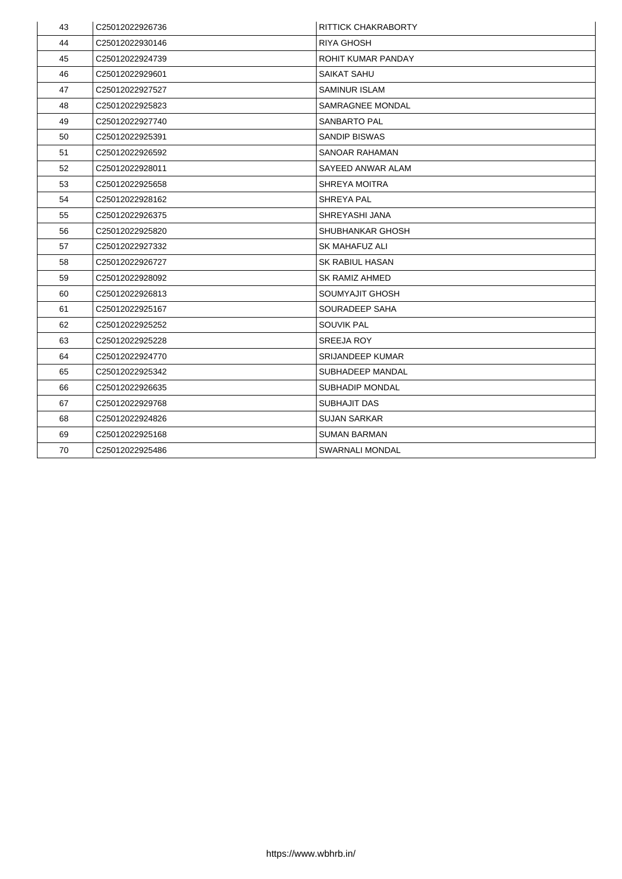| 43 | C25012022926736 | RITTICK CHAKRABORTY |
|---|---|---|
| 44 | C25012022930146 | RIYA GHOSH |
| 45 | C25012022924739 | ROHIT KUMAR PANDAY |
| 46 | C25012022929601 | SAIKAT SAHU |
| 47 | C25012022927527 | SAMINUR ISLAM |
| 48 | C25012022925823 | SAMRAGNEE MONDAL |
| 49 | C25012022927740 | SANBARTO PAL |
| 50 | C25012022925391 | SANDIP BISWAS |
| 51 | C25012022926592 | SANOAR RAHAMAN |
| 52 | C25012022928011 | SAYEED ANWAR ALAM |
| 53 | C25012022925658 | SHREYA MOITRA |
| 54 | C25012022928162 | SHREYA PAL |
| 55 | C25012022926375 | SHREYASHI JANA |
| 56 | C25012022925820 | SHUBHANKAR GHOSH |
| 57 | C25012022927332 | SK MAHAFUZ ALI |
| 58 | C25012022926727 | SK RABIUL HASAN |
| 59 | C25012022928092 | SK RAMIZ AHMED |
| 60 | C25012022926813 | SOUMYAJIT GHOSH |
| 61 | C25012022925167 | SOURADEEP SAHA |
| 62 | C25012022925252 | SOUVIK PAL |
| 63 | C25012022925228 | SREEJA ROY |
| 64 | C25012022924770 | SRIJANDEEP KUMAR |
| 65 | C25012022925342 | SUBHADEEP MANDAL |
| 66 | C25012022926635 | SUBHADIP MONDAL |
| 67 | C25012022929768 | SUBHAJIT DAS |
| 68 | C25012022924826 | SUJAN SARKAR |
| 69 | C25012022925168 | SUMAN BARMAN |
| 70 | C25012022925486 | SWARNALI MONDAL |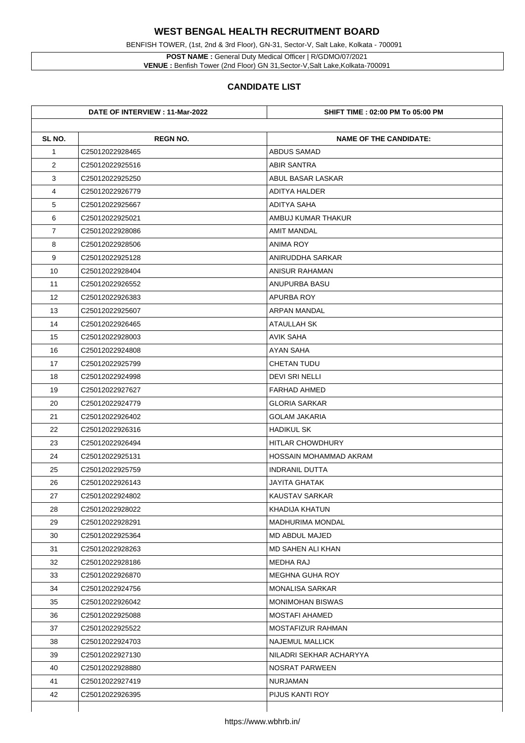# WEST BENGAL HEALTH RECRUITMENT BOARD

BENFISH TOWER, (1st, 2nd & 3rd Floor), GN-31, Sector-V, Salt Lake, Kolkata - 700091

**POST NAME :** General Duty Medical Officer | R/GDMO/07/2021
**VENUE :** Benfish Tower (2nd Floor) GN 31,Sector-V,Salt Lake,Kolkata-700091

## CANDIDATE LIST

**DATE OF INTERVIEW : 11-Mar-2022** | **SHIFT TIME : 02:00 PM To 05:00 PM**

| SL NO. | REGN NO. | NAME OF THE CANDIDATE: |
|---|---|---|
| 1 | C25012022928465 | ABDUS SAMAD |
| 2 | C25012022925516 | ABIR SANTRA |
| 3 | C25012022925250 | ABUL BASAR LASKAR |
| 4 | C25012022926779 | ADITYA HALDER |
| 5 | C25012022925667 | ADITYA SAHA |
| 6 | C25012022925021 | AMBUJ KUMAR THAKUR |
| 7 | C25012022928086 | AMIT MANDAL |
| 8 | C25012022928506 | ANIMA ROY |
| 9 | C25012022925128 | ANIRUDDHA SARKAR |
| 10 | C25012022928404 | ANISUR RAHAMAN |
| 11 | C25012022926552 | ANUPURBA BASU |
| 12 | C25012022926383 | APURBA ROY |
| 13 | C25012022925607 | ARPAN MANDAL |
| 14 | C25012022926465 | ATAULLAH SK |
| 15 | C25012022928003 | AVIK SAHA |
| 16 | C25012022924808 | AYAN SAHA |
| 17 | C25012022925799 | CHETAN TUDU |
| 18 | C25012022924998 | DEVI SRI NELLI |
| 19 | C25012022927627 | FARHAD AHMED |
| 20 | C25012022924779 | GLORIA SARKAR |
| 21 | C25012022926402 | GOLAM JAKARIA |
| 22 | C25012022926316 | HADIKUL SK |
| 23 | C25012022926494 | HITLAR CHOWDHURY |
| 24 | C25012022925131 | HOSSAIN MOHAMMAD AKRAM |
| 25 | C25012022925759 | INDRANIL DUTTA |
| 26 | C25012022926143 | JAYITA GHATAK |
| 27 | C25012022924802 | KAUSTAV SARKAR |
| 28 | C25012022928022 | KHADIJA KHATUN |
| 29 | C25012022928291 | MADHURIMA MONDAL |
| 30 | C25012022925364 | MD ABDUL MAJED |
| 31 | C25012022928263 | MD SAHEN ALI KHAN |
| 32 | C25012022928186 | MEDHA RAJ |
| 33 | C25012022926870 | MEGHNA GUHA ROY |
| 34 | C25012022924756 | MONALISA SARKAR |
| 35 | C25012022926042 | MONIMOHAN BISWAS |
| 36 | C25012022925088 | MOSTAFI AHAMED |
| 37 | C25012022925522 | MOSTAFIZUR RAHMAN |
| 38 | C25012022924703 | NAJEMUL MALLICK |
| 39 | C25012022927130 | NILADRI SEKHAR ACHARYYA |
| 40 | C25012022928880 | NOSRAT PARWEEN |
| 41 | C25012022927419 | NURJAMAN |
| 42 | C25012022926395 | PIJUS KANTI ROY |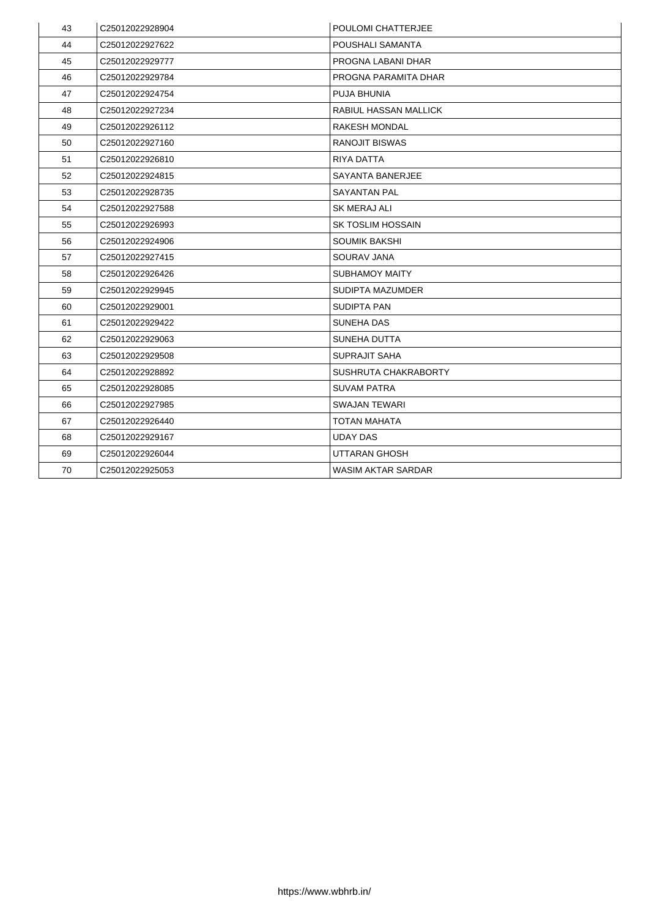| 43 | C25012022928904 | POULOMI CHATTERJEE |
|---|---|---|
| 44 | C25012022927622 | POUSHALI SAMANTA |
| 45 | C25012022929777 | PROGNA LABANI DHAR |
| 46 | C25012022929784 | PROGNA PARAMITA DHAR |
| 47 | C25012022924754 | PUJA BHUNIA |
| 48 | C25012022927234 | RABIUL HASSAN MALLICK |
| 49 | C25012022926112 | RAKESH MONDAL |
| 50 | C25012022927160 | RANOJIT BISWAS |
| 51 | C25012022926810 | RIYA DATTA |
| 52 | C25012022924815 | SAYANTA BANERJEE |
| 53 | C25012022928735 | SAYANTAN PAL |
| 54 | C25012022927588 | SK MERAJ ALI |
| 55 | C25012022926993 | SK TOSLIM HOSSAIN |
| 56 | C25012022924906 | SOUMIK BAKSHI |
| 57 | C25012022927415 | SOURAV JANA |
| 58 | C25012022926426 | SUBHAMOY MAITY |
| 59 | C25012022929945 | SUDIPTA MAZUMDER |
| 60 | C25012022929001 | SUDIPTA PAN |
| 61 | C25012022929422 | SUNEHA DAS |
| 62 | C25012022929063 | SUNEHA DUTTA |
| 63 | C25012022929508 | SUPRAJIT SAHA |
| 64 | C25012022928892 | SUSHRUTA CHAKRABORTY |
| 65 | C25012022928085 | SUVAM PATRA |
| 66 | C25012022927985 | SWAJAN TEWARI |
| 67 | C25012022926440 | TOTAN MAHATA |
| 68 | C25012022929167 | UDAY DAS |
| 69 | C25012022926044 | UTTARAN GHOSH |
| 70 | C25012022925053 | WASIM AKTAR SARDAR |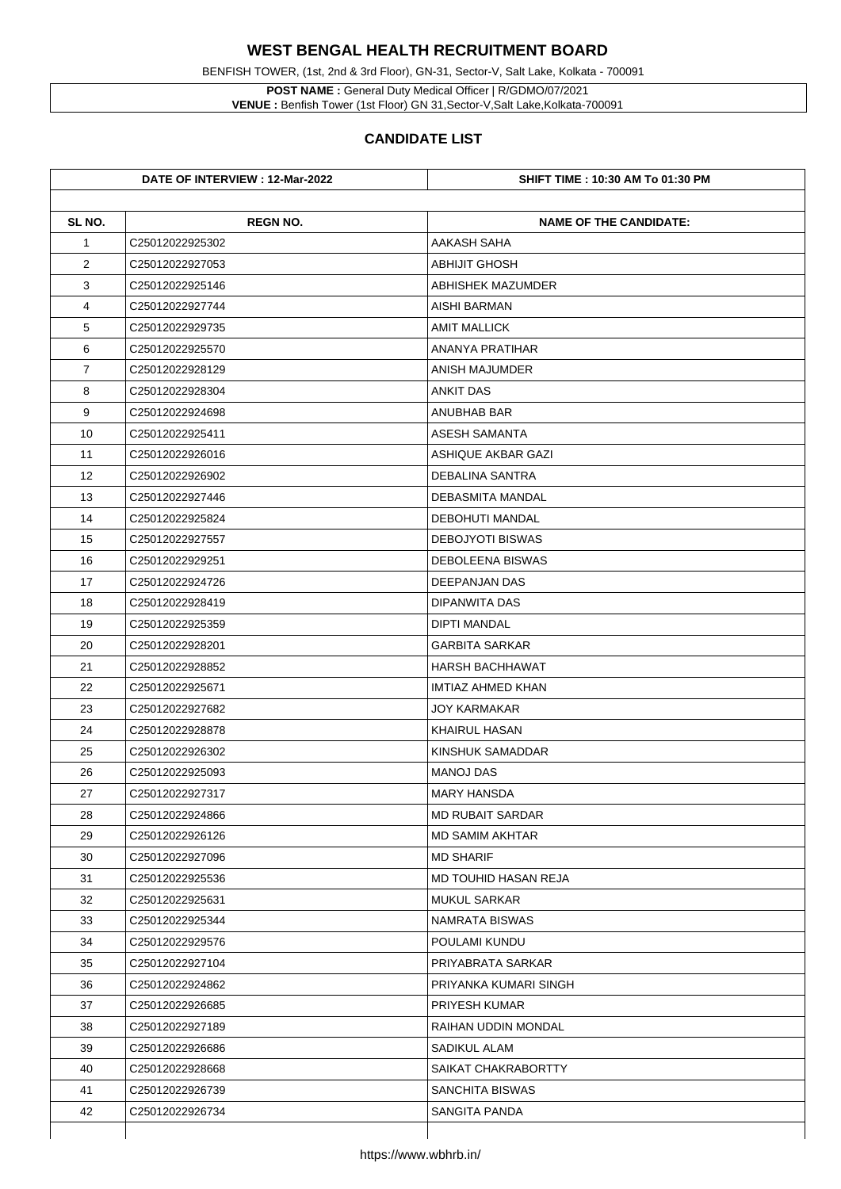# WEST BENGAL HEALTH RECRUITMENT BOARD

BENFISH TOWER, (1st, 2nd & 3rd Floor), GN-31, Sector-V, Salt Lake, Kolkata - 700091

**POST NAME :** General Duty Medical Officer | R/GDMO/07/2021
**VENUE :** Benfish Tower (1st Floor) GN 31,Sector-V,Salt Lake,Kolkata-700091

## CANDIDATE LIST

| DATE OF INTERVIEW : 12-Mar-2022 | | SHIFT TIME : 10:30 AM To 01:30 PM |
|---|---|---|
| **SL NO.** | **REGN NO.** | **NAME OF THE CANDIDATE:** |
| 1 | C25012022925302 | AAKASH SAHA |
| 2 | C25012022927053 | ABHIJIT GHOSH |
| 3 | C25012022925146 | ABHISHEK MAZUMDER |
| 4 | C25012022927744 | AISHI BARMAN |
| 5 | C25012022929735 | AMIT MALLICK |
| 6 | C25012022925570 | ANANYA PRATIHAR |
| 7 | C25012022928129 | ANISH MAJUMDER |
| 8 | C25012022928304 | ANKIT DAS |
| 9 | C25012022924698 | ANUBHAB BAR |
| 10 | C25012022925411 | ASESH SAMANTA |
| 11 | C25012022926016 | ASHIQUE AKBAR GAZI |
| 12 | C25012022926902 | DEBALINA SANTRA |
| 13 | C25012022927446 | DEBASMITA MANDAL |
| 14 | C25012022925824 | DEBOHUTI MANDAL |
| 15 | C25012022927557 | DEBOJYOTI BISWAS |
| 16 | C25012022929251 | DEBOLEENA BISWAS |
| 17 | C25012022924726 | DEEPANJAN DAS |
| 18 | C25012022928419 | DIPANWITA DAS |
| 19 | C25012022925359 | DIPTI MANDAL |
| 20 | C25012022928201 | GARBITA SARKAR |
| 21 | C25012022928852 | HARSH BACHHAWAT |
| 22 | C25012022925671 | IMTIAZ AHMED KHAN |
| 23 | C25012022927682 | JOY KARMAKAR |
| 24 | C25012022928878 | KHAIRUL HASAN |
| 25 | C25012022926302 | KINSHUK SAMADDAR |
| 26 | C25012022925093 | MANOJ DAS |
| 27 | C25012022927317 | MARY HANSDA |
| 28 | C25012022924866 | MD RUBAIT SARDAR |
| 29 | C25012022926126 | MD SAMIM AKHTAR |
| 30 | C25012022927096 | MD SHARIF |
| 31 | C25012022925536 | MD TOUHID HASAN REJA |
| 32 | C25012022925631 | MUKUL SARKAR |
| 33 | C25012022925344 | NAMRATA BISWAS |
| 34 | C25012022929576 | POULAMI KUNDU |
| 35 | C25012022927104 | PRIYABRATA SARKAR |
| 36 | C25012022924862 | PRIYANKA KUMARI SINGH |
| 37 | C25012022926685 | PRIYESH KUMAR |
| 38 | C25012022927189 | RAIHAN UDDIN MONDAL |
| 39 | C25012022926686 | SADIKUL ALAM |
| 40 | C25012022928668 | SAIKAT CHAKRABORTTY |
| 41 | C25012022926739 | SANCHITA BISWAS |
| 42 | C25012022926734 | SANGITA PANDA |

https://www.wbhrb.in/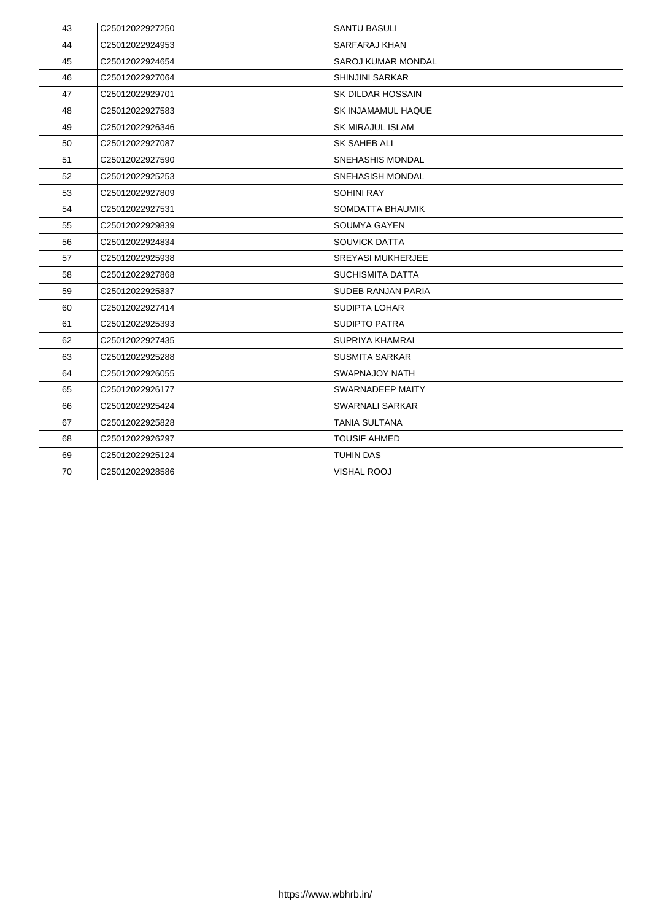| 43 | C25012022927250 | SANTU BASULI |
|---|---|---|
| 44 | C25012022924953 | SARFARAJ KHAN |
| 45 | C25012022924654 | SAROJ KUMAR MONDAL |
| 46 | C25012022927064 | SHINJINI SARKAR |
| 47 | C25012022929701 | SK DILDAR HOSSAIN |
| 48 | C25012022927583 | SK INJAMAMUL HAQUE |
| 49 | C25012022926346 | SK MIRAJUL ISLAM |
| 50 | C25012022927087 | SK SAHEB ALI |
| 51 | C25012022927590 | SNEHASHIS MONDAL |
| 52 | C25012022925253 | SNEHASISH MONDAL |
| 53 | C25012022927809 | SOHINI RAY |
| 54 | C25012022927531 | SOMDATTA BHAUMIK |
| 55 | C25012022929839 | SOUMYA GAYEN |
| 56 | C25012022924834 | SOUVICK DATTA |
| 57 | C25012022925938 | SREYASI MUKHERJEE |
| 58 | C25012022927868 | SUCHISMITA DATTA |
| 59 | C25012022925837 | SUDEB RANJAN PARIA |
| 60 | C25012022927414 | SUDIPTA LOHAR |
| 61 | C25012022925393 | SUDIPTO PATRA |
| 62 | C25012022927435 | SUPRIYA KHAMRAI |
| 63 | C25012022925288 | SUSMITA SARKAR |
| 64 | C25012022926055 | SWAPNAJOY NATH |
| 65 | C25012022926177 | SWARNADEEP MAITY |
| 66 | C25012022925424 | SWARNALI SARKAR |
| 67 | C25012022925828 | TANIA SULTANA |
| 68 | C25012022926297 | TOUSIF AHMED |
| 69 | C25012022925124 | TUHIN DAS |
| 70 | C25012022928586 | VISHAL ROOJ |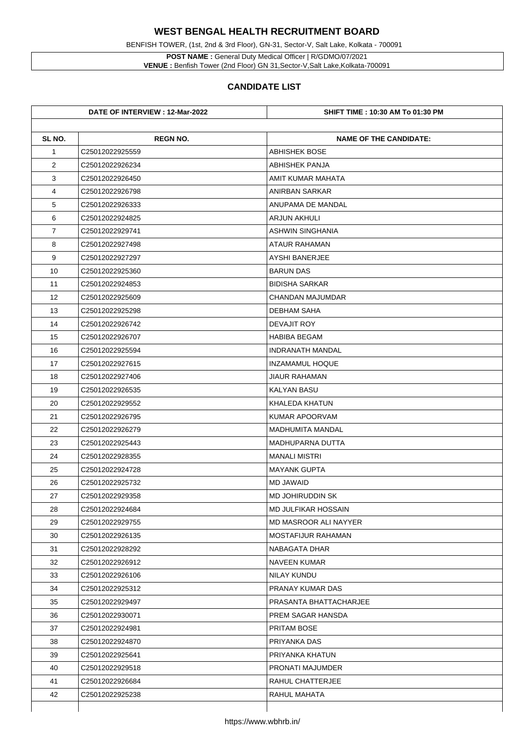# WEST BENGAL HEALTH RECRUITMENT BOARD

BENFISH TOWER, (1st, 2nd & 3rd Floor), GN-31, Sector-V, Salt Lake, Kolkata - 700091

**POST NAME :** General Duty Medical Officer | R/GDMO/07/2021
**VENUE :** Benfish Tower (2nd Floor) GN 31,Sector-V,Salt Lake,Kolkata-700091

## CANDIDATE LIST

| DATE OF INTERVIEW : 12-Mar-2022 | | SHIFT TIME : 10:30 AM To 01:30 PM |
|---|---|---|
| **SL NO.** | **REGN NO.** | **NAME OF THE CANDIDATE:** |
| 1 | C25012022925559 | ABHISHEK BOSE |
| 2 | C25012022926234 | ABHISHEK PANJA |
| 3 | C25012022926450 | AMIT KUMAR MAHATA |
| 4 | C25012022926798 | ANIRBAN SARKAR |
| 5 | C25012022926333 | ANUPAMA DE MANDAL |
| 6 | C25012022924825 | ARJUN AKHULI |
| 7 | C25012022929741 | ASHWIN SINGHANIA |
| 8 | C25012022927498 | ATAUR RAHAMAN |
| 9 | C25012022927297 | AYSHI BANERJEE |
| 10 | C25012022925360 | BARUN DAS |
| 11 | C25012022924853 | BIDISHA SARKAR |
| 12 | C25012022925609 | CHANDAN MAJUMDAR |
| 13 | C25012022925298 | DEBHAM SAHA |
| 14 | C25012022926742 | DEVAJIT ROY |
| 15 | C25012022926707 | HABIBA BEGAM |
| 16 | C25012022925594 | INDRANATH MANDAL |
| 17 | C25012022927615 | INZAMAMUL HOQUE |
| 18 | C25012022927406 | JIAUR RAHAMAN |
| 19 | C25012022926535 | KALYAN BASU |
| 20 | C25012022929552 | KHALEDA KHATUN |
| 21 | C25012022926795 | KUMAR APOORVAM |
| 22 | C25012022926279 | MADHUMITA MANDAL |
| 23 | C25012022925443 | MADHUPARNA DUTTA |
| 24 | C25012022928355 | MANALI MISTRI |
| 25 | C25012022924728 | MAYANK GUPTA |
| 26 | C25012022925732 | MD JAWAID |
| 27 | C25012022929358 | MD JOHIRUDDIN SK |
| 28 | C25012022924684 | MD JULFIKAR HOSSAIN |
| 29 | C25012022929755 | MD MASROOR ALI NAYYER |
| 30 | C25012022926135 | MOSTAFIJUR RAHAMAN |
| 31 | C25012022928292 | NABAGATA DHAR |
| 32 | C25012022926912 | NAVEEN KUMAR |
| 33 | C25012022926106 | NILAY KUNDU |
| 34 | C25012022925312 | PRANAY KUMAR DAS |
| 35 | C25012022929497 | PRASANTA BHATTACHARJEE |
| 36 | C25012022930071 | PREM SAGAR HANSDA |
| 37 | C25012022924981 | PRITAM BOSE |
| 38 | C25012022924870 | PRIYANKA DAS |
| 39 | C25012022925641 | PRIYANKA KHATUN |
| 40 | C25012022929518 | PRONATI MAJUMDER |
| 41 | C25012022926684 | RAHUL CHATTERJEE |
| 42 | C25012022925238 | RAHUL MAHATA |

https://www.wbhrb.in/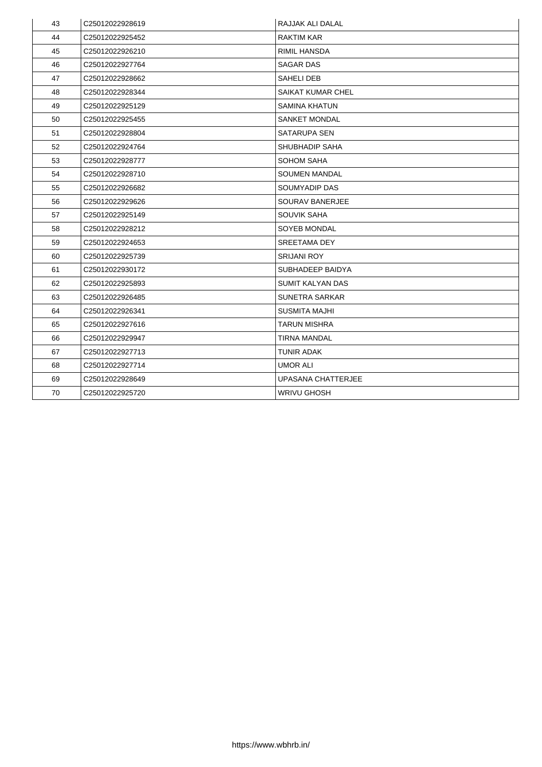| 43 | C25012022928619 | RAJJAK ALI DALAL |
|---|---|---|
| 44 | C25012022925452 | RAKTIM KAR |
| 45 | C25012022926210 | RIMIL HANSDA |
| 46 | C25012022927764 | SAGAR DAS |
| 47 | C25012022928662 | SAHELI DEB |
| 48 | C25012022928344 | SAIKAT KUMAR CHEL |
| 49 | C25012022925129 | SAMINA KHATUN |
| 50 | C25012022925455 | SANKET MONDAL |
| 51 | C25012022928804 | SATARUPA SEN |
| 52 | C25012022924764 | SHUBHADIP SAHA |
| 53 | C25012022928777 | SOHOM SAHA |
| 54 | C25012022928710 | SOUMEN MANDAL |
| 55 | C25012022926682 | SOUMYADIP DAS |
| 56 | C25012022929626 | SOURAV BANERJEE |
| 57 | C25012022925149 | SOUVIK SAHA |
| 58 | C25012022928212 | SOYEB MONDAL |
| 59 | C25012022924653 | SREETAMA DEY |
| 60 | C25012022925739 | SRIJANI ROY |
| 61 | C25012022930172 | SUBHADEEP BAIDYA |
| 62 | C25012022925893 | SUMIT KALYAN DAS |
| 63 | C25012022926485 | SUNETRA SARKAR |
| 64 | C25012022926341 | SUSMITA MAJHI |
| 65 | C25012022927616 | TARUN MISHRA |
| 66 | C25012022929947 | TIRNA MANDAL |
| 67 | C25012022927713 | TUNIR ADAK |
| 68 | C25012022927714 | UMOR ALI |
| 69 | C25012022928649 | UPASANA CHATTERJEE |
| 70 | C25012022925720 | WRIVU GHOSH |

https://www.wbhrb.in/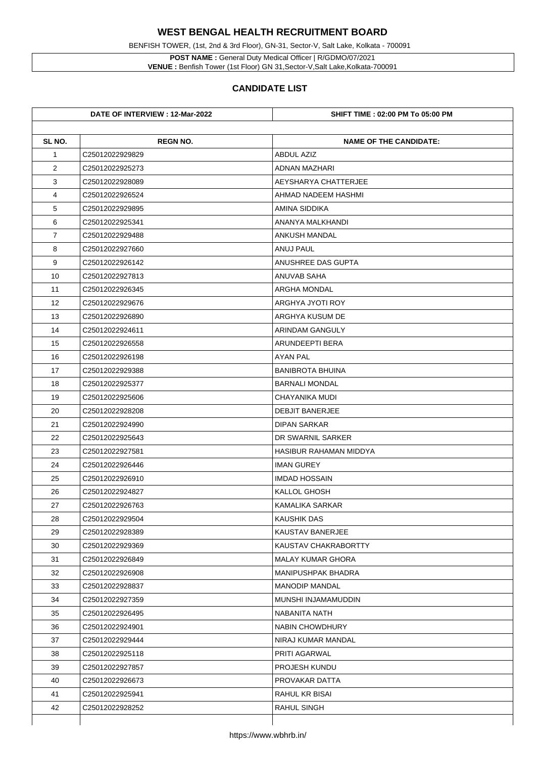# WEST BENGAL HEALTH RECRUITMENT BOARD

BENFISH TOWER, (1st, 2nd & 3rd Floor), GN-31, Sector-V, Salt Lake, Kolkata - 700091

**POST NAME :** General Duty Medical Officer | R/GDMO/07/2021
**VENUE :** Benfish Tower (1st Floor) GN 31,Sector-V,Salt Lake,Kolkata-700091

## CANDIDATE LIST

| DATE OF INTERVIEW : 12-Mar-2022 | | SHIFT TIME : 02:00 PM To 05:00 PM |
|---|---|---|
| **SL NO.** | **REGN NO.** | **NAME OF THE CANDIDATE:** |
| 1 | C25012022929829 | ABDUL AZIZ |
| 2 | C25012022925273 | ADNAN MAZHARI |
| 3 | C25012022928089 | AEYSHARYA CHATTERJEE |
| 4 | C25012022926524 | AHMAD NADEEM HASHMI |
| 5 | C25012022929895 | AMINA SIDDIKA |
| 6 | C25012022925341 | ANANYA MALKHANDI |
| 7 | C25012022929488 | ANKUSH MANDAL |
| 8 | C25012022927660 | ANUJ PAUL |
| 9 | C25012022926142 | ANUSHREE DAS GUPTA |
| 10 | C25012022927813 | ANUVAB SAHA |
| 11 | C25012022926345 | ARGHA MONDAL |
| 12 | C25012022929676 | ARGHYA JYOTI ROY |
| 13 | C25012022926890 | ARGHYA KUSUM DE |
| 14 | C25012022924611 | ARINDAM GANGULY |
| 15 | C25012022926558 | ARUNDEEPTI BERA |
| 16 | C25012022926198 | AYAN PAL |
| 17 | C25012022929388 | BANIBROTA BHUINA |
| 18 | C25012022925377 | BARNALI MONDAL |
| 19 | C25012022925606 | CHAYANIKA MUDI |
| 20 | C25012022928208 | DEBJIT BANERJEE |
| 21 | C25012022924990 | DIPAN SARKAR |
| 22 | C25012022925643 | DR SWARNIL SARKER |
| 23 | C25012022927581 | HASIBUR RAHAMAN MIDDYA |
| 24 | C25012022926446 | IMAN GUREY |
| 25 | C25012022926910 | IMDAD HOSSAIN |
| 26 | C25012022924827 | KALLOL GHOSH |
| 27 | C25012022926763 | KAMALIKA SARKAR |
| 28 | C25012022929504 | KAUSHIK DAS |
| 29 | C25012022928389 | KAUSTAV BANERJEE |
| 30 | C25012022929369 | KAUSTAV CHAKRABORTTY |
| 31 | C25012022926849 | MALAY KUMAR GHORA |
| 32 | C25012022926908 | MANIPUSHPAK BHADRA |
| 33 | C25012022928837 | MANODIP MANDAL |
| 34 | C25012022927359 | MUNSHI INJAMAMUDDIN |
| 35 | C25012022926495 | NABANITA NATH |
| 36 | C25012022924901 | NABIN CHOWDHURY |
| 37 | C25012022929444 | NIRAJ KUMAR MANDAL |
| 38 | C25012022925118 | PRITI AGARWAL |
| 39 | C25012022927857 | PROJESH KUNDU |
| 40 | C25012022926673 | PROVAKAR DATTA |
| 41 | C25012022925941 | RAHUL KR BISAI |
| 42 | C25012022928252 | RAHUL SINGH |

https://www.wbhrb.in/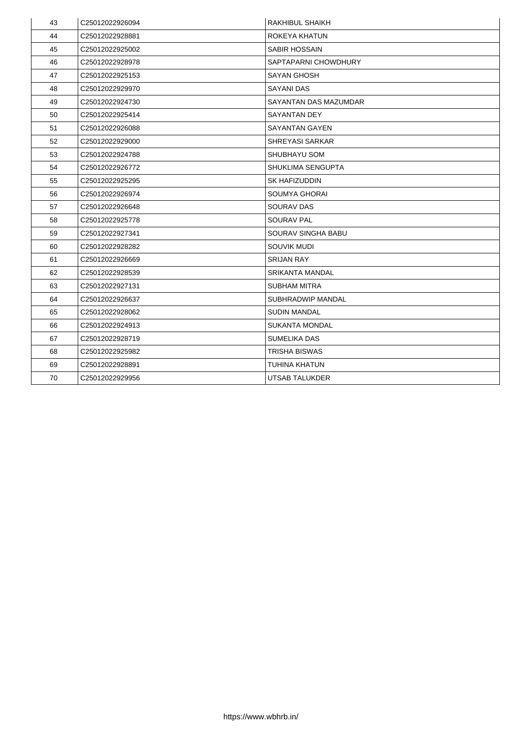| 43 | C25012022926094 | RAKHIBUL SHAIKH |
|---|---|---|
| 44 | C25012022928881 | ROKEYA KHATUN |
| 45 | C25012022925002 | SABIR HOSSAIN |
| 46 | C25012022928978 | SAPTAPARNI CHOWDHURY |
| 47 | C25012022925153 | SAYAN GHOSH |
| 48 | C25012022929970 | SAYANI DAS |
| 49 | C25012022924730 | SAYANTAN DAS MAZUMDAR |
| 50 | C25012022925414 | SAYANTAN DEY |
| 51 | C25012022926088 | SAYANTAN GAYEN |
| 52 | C25012022929000 | SHREYASI SARKAR |
| 53 | C25012022924788 | SHUBHAYU SOM |
| 54 | C25012022926772 | SHUKLIMA SENGUPTA |
| 55 | C25012022925295 | SK HAFIZUDDIN |
| 56 | C25012022926974 | SOUMYA GHORAI |
| 57 | C25012022926648 | SOURAV DAS |
| 58 | C25012022925778 | SOURAV PAL |
| 59 | C25012022927341 | SOURAV SINGHA BABU |
| 60 | C25012022928282 | SOUVIK MUDI |
| 61 | C25012022926669 | SRIJAN RAY |
| 62 | C25012022928539 | SRIKANTA MANDAL |
| 63 | C25012022927131 | SUBHAM MITRA |
| 64 | C25012022926637 | SUBHRADWIP MANDAL |
| 65 | C25012022928062 | SUDIN MANDAL |
| 66 | C25012022924913 | SUKANTA MONDAL |
| 67 | C25012022928719 | SUMELIKA DAS |
| 68 | C25012022925982 | TRISHA BISWAS |
| 69 | C25012022928891 | TUHINA KHATUN |
| 70 | C25012022929956 | UTSAB TALUKDER |

https://www.wbhrb.in/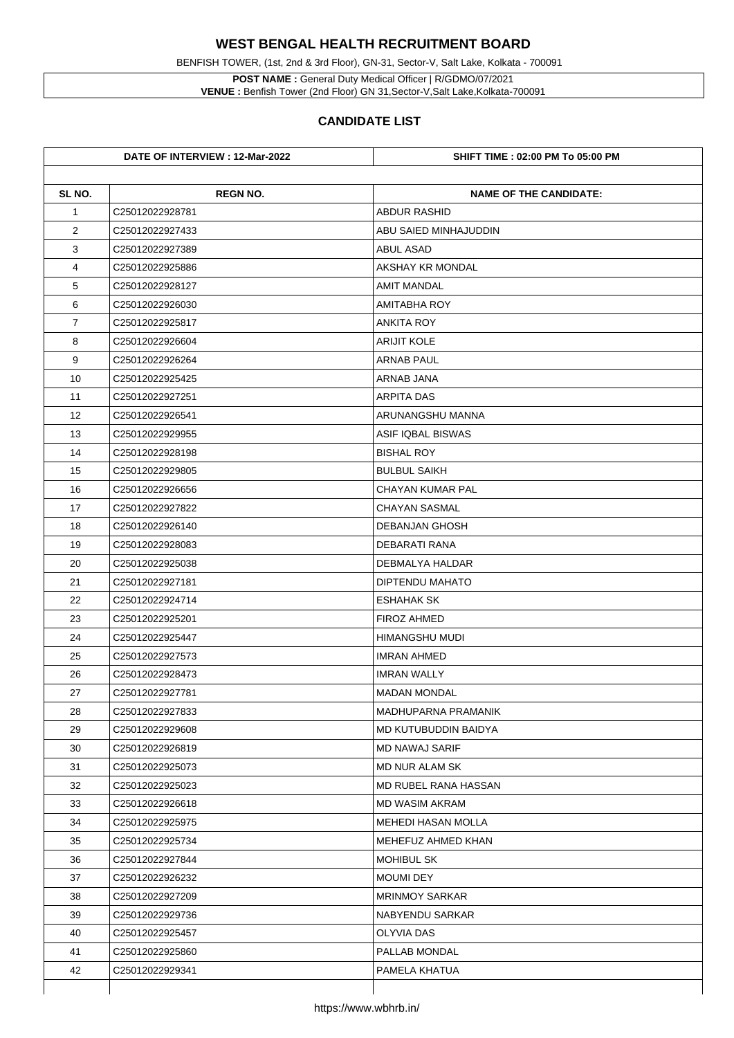# WEST BENGAL HEALTH RECRUITMENT BOARD

BENFISH TOWER, (1st, 2nd & 3rd Floor), GN-31, Sector-V, Salt Lake, Kolkata - 700091

**POST NAME :** General Duty Medical Officer | R/GDMO/07/2021
**VENUE :** Benfish Tower (2nd Floor) GN 31,Sector-V,Salt Lake,Kolkata-700091

## CANDIDATE LIST

| DATE OF INTERVIEW : 12-Mar-2022 | | SHIFT TIME : 02:00 PM To 05:00 PM |
|---|---|---|
| **SL NO.** | **REGN NO.** | **NAME OF THE CANDIDATE:** |
| 1 | C25012022928781 | ABDUR RASHID |
| 2 | C25012022927433 | ABU SAIED MINHAJUDDIN |
| 3 | C25012022927389 | ABUL ASAD |
| 4 | C25012022925886 | AKSHAY KR MONDAL |
| 5 | C25012022928127 | AMIT MANDAL |
| 6 | C25012022926030 | AMITABHA ROY |
| 7 | C25012022925817 | ANKITA ROY |
| 8 | C25012022926604 | ARIJIT KOLE |
| 9 | C25012022926264 | ARNAB PAUL |
| 10 | C25012022925425 | ARNAB JANA |
| 11 | C25012022927251 | ARPITA DAS |
| 12 | C25012022926541 | ARUNANGSHU MANNA |
| 13 | C25012022929955 | ASIF IQBAL BISWAS |
| 14 | C25012022928198 | BISHAL ROY |
| 15 | C25012022929805 | BULBUL SAIKH |
| 16 | C25012022926656 | CHAYAN KUMAR PAL |
| 17 | C25012022927822 | CHAYAN SASMAL |
| 18 | C25012022926140 | DEBANJAN GHOSH |
| 19 | C25012022928083 | DEBARATI RANA |
| 20 | C25012022925038 | DEBMALYA HALDAR |
| 21 | C25012022927181 | DIPTENDU MAHATO |
| 22 | C25012022924714 | ESHAHAK SK |
| 23 | C25012022925201 | FIROZ AHMED |
| 24 | C25012022925447 | HIMANGSHU MUDI |
| 25 | C25012022927573 | IMRAN AHMED |
| 26 | C25012022928473 | IMRAN WALLY |
| 27 | C25012022927781 | MADAN MONDAL |
| 28 | C25012022927833 | MADHUPARNA PRAMANIK |
| 29 | C25012022929608 | MD KUTUBUDDIN BAIDYA |
| 30 | C25012022926819 | MD NAWAJ SARIF |
| 31 | C25012022925073 | MD NUR ALAM SK |
| 32 | C25012022925023 | MD RUBEL RANA HASSAN |
| 33 | C25012022926618 | MD WASIM AKRAM |
| 34 | C25012022925975 | MEHEDI HASAN MOLLA |
| 35 | C25012022925734 | MEHEFUZ AHMED KHAN |
| 36 | C25012022927844 | MOHIBUL SK |
| 37 | C25012022926232 | MOUMI DEY |
| 38 | C25012022927209 | MRINMOY SARKAR |
| 39 | C25012022929736 | NABYENDU SARKAR |
| 40 | C25012022925457 | OLYVIA DAS |
| 41 | C25012022925860 | PALLAB MONDAL |
| 42 | C25012022929341 | PAMELA KHATUA |

https://www.wbhrb.in/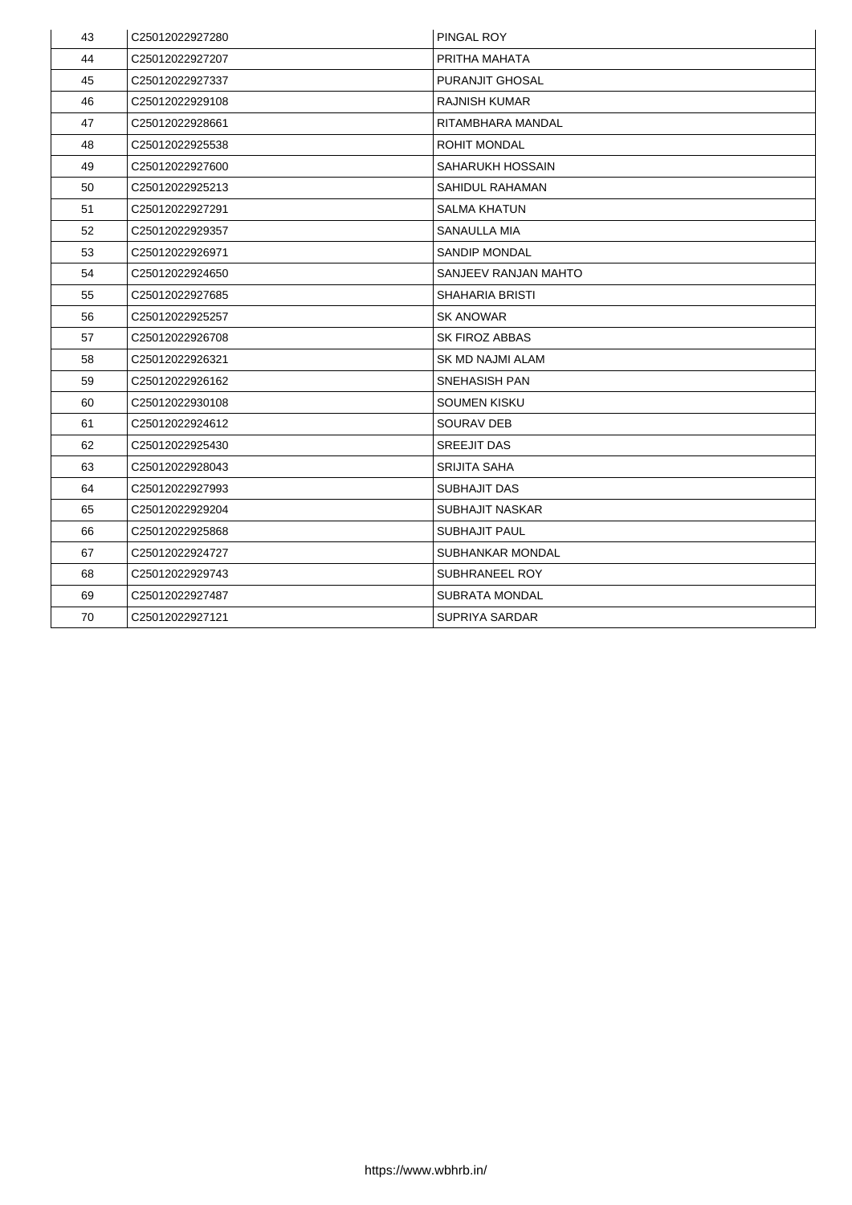| 43 | C25012022927280 | PINGAL ROY |
|---|---|---|
| 44 | C25012022927207 | PRITHA MAHATA |
| 45 | C25012022927337 | PURANJIT GHOSAL |
| 46 | C25012022929108 | RAJNISH KUMAR |
| 47 | C25012022928661 | RITAMBHARA MANDAL |
| 48 | C25012022925538 | ROHIT MONDAL |
| 49 | C25012022927600 | SAHARUKH HOSSAIN |
| 50 | C25012022925213 | SAHIDUL RAHAMAN |
| 51 | C25012022927291 | SALMA KHATUN |
| 52 | C25012022929357 | SANAULLA MIA |
| 53 | C25012022926971 | SANDIP MONDAL |
| 54 | C25012022924650 | SANJEEV RANJAN MAHTO |
| 55 | C25012022927685 | SHAHARIA BRISTI |
| 56 | C25012022925257 | SK ANOWAR |
| 57 | C25012022926708 | SK FIROZ ABBAS |
| 58 | C25012022926321 | SK MD NAJMI ALAM |
| 59 | C25012022926162 | SNEHASISH PAN |
| 60 | C25012022930108 | SOUMEN KISKU |
| 61 | C25012022924612 | SOURAV DEB |
| 62 | C25012022925430 | SREEJIT DAS |
| 63 | C25012022928043 | SRIJITA SAHA |
| 64 | C25012022927993 | SUBHAJIT DAS |
| 65 | C25012022929204 | SUBHAJIT NASKAR |
| 66 | C25012022925868 | SUBHAJIT PAUL |
| 67 | C25012022924727 | SUBHANKAR MONDAL |
| 68 | C25012022929743 | SUBHRANEEL ROY |
| 69 | C25012022927487 | SUBRATA MONDAL |
| 70 | C25012022927121 | SUPRIYA SARDAR |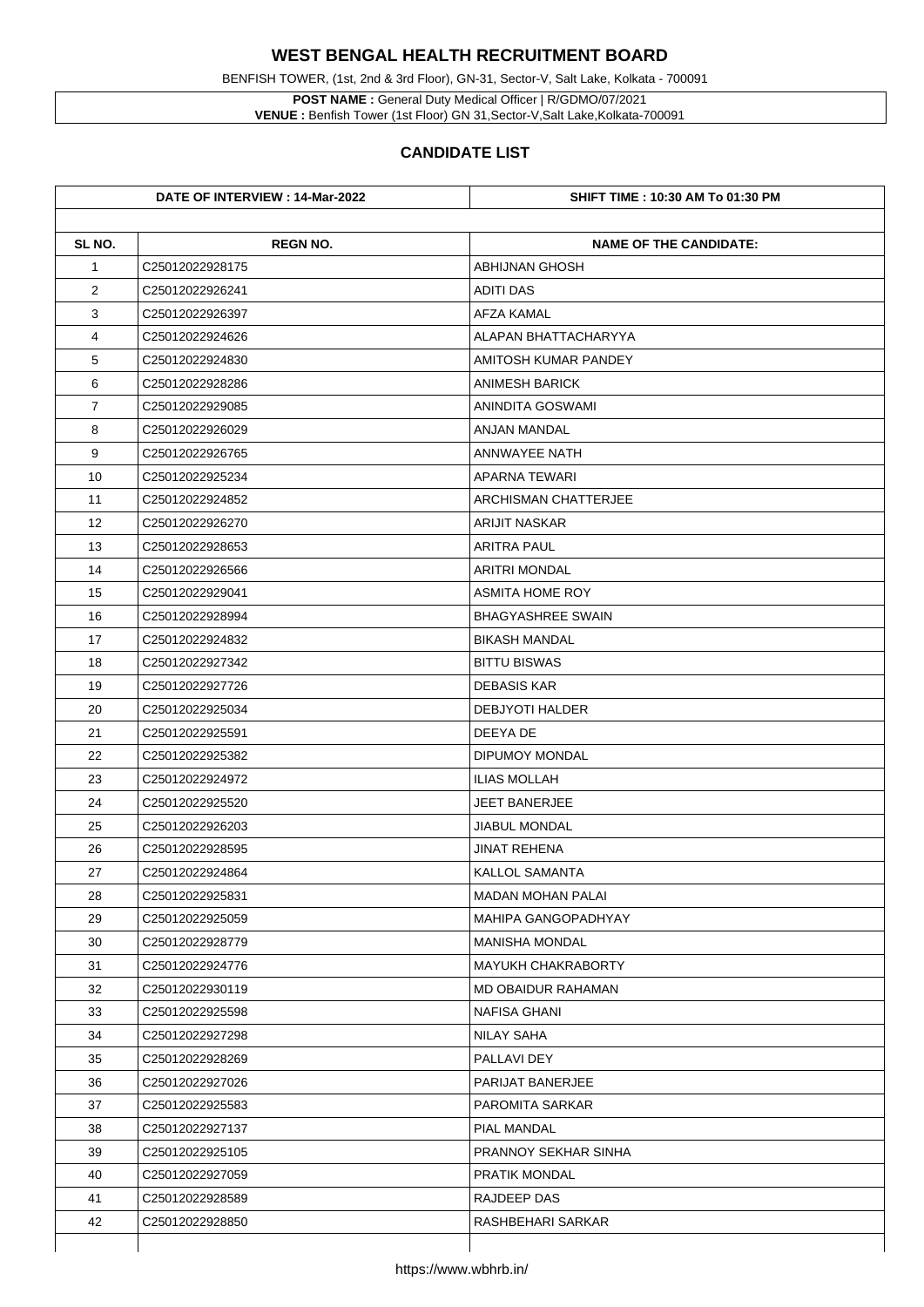# WEST BENGAL HEALTH RECRUITMENT BOARD

BENFISH TOWER, (1st, 2nd & 3rd Floor), GN-31, Sector-V, Salt Lake, Kolkata - 700091

**POST NAME :** General Duty Medical Officer | R/GDMO/07/2021
**VENUE :** Benfish Tower (1st Floor) GN 31,Sector-V,Salt Lake,Kolkata-700091

## CANDIDATE LIST

| DATE OF INTERVIEW : 14-Mar-2022 | | SHIFT TIME : 10:30 AM To 01:30 PM |
|---|---|---|
| **SL NO.** | **REGN NO.** | **NAME OF THE CANDIDATE:** |
| 1 | C25012022928175 | ABHIJNAN GHOSH |
| 2 | C25012022926241 | ADITI DAS |
| 3 | C25012022926397 | AFZA KAMAL |
| 4 | C25012022924626 | ALAPAN BHATTACHARYYA |
| 5 | C25012022924830 | AMITOSH KUMAR PANDEY |
| 6 | C25012022928286 | ANIMESH BARICK |
| 7 | C25012022929085 | ANINDITA GOSWAMI |
| 8 | C25012022926029 | ANJAN MANDAL |
| 9 | C25012022926765 | ANNWAYEE NATH |
| 10 | C25012022925234 | APARNA TEWARI |
| 11 | C25012022924852 | ARCHISMAN CHATTERJEE |
| 12 | C25012022926270 | ARIJIT NASKAR |
| 13 | C25012022928653 | ARITRA PAUL |
| 14 | C25012022926566 | ARITRI MONDAL |
| 15 | C25012022929041 | ASMITA HOME ROY |
| 16 | C25012022928994 | BHAGYASHREE SWAIN |
| 17 | C25012022924832 | BIKASH MANDAL |
| 18 | C25012022927342 | BITTU BISWAS |
| 19 | C25012022927726 | DEBASIS KAR |
| 20 | C25012022925034 | DEBJYOTI HALDER |
| 21 | C25012022925591 | DEEYA DE |
| 22 | C25012022925382 | DIPUMOY MONDAL |
| 23 | C25012022924972 | ILIAS MOLLAH |
| 24 | C25012022925520 | JEET BANERJEE |
| 25 | C25012022926203 | JIABUL MONDAL |
| 26 | C25012022928595 | JINAT REHENA |
| 27 | C25012022924864 | KALLOL SAMANTA |
| 28 | C25012022925831 | MADAN MOHAN PALAI |
| 29 | C25012022925059 | MAHIPA GANGOPADHYAY |
| 30 | C25012022928779 | MANISHA MONDAL |
| 31 | C25012022924776 | MAYUKH CHAKRABORTY |
| 32 | C25012022930119 | MD OBAIDUR RAHAMAN |
| 33 | C25012022925598 | NAFISA GHANI |
| 34 | C25012022927298 | NILAY SAHA |
| 35 | C25012022928269 | PALLAVI DEY |
| 36 | C25012022927026 | PARIJAT BANERJEE |
| 37 | C25012022925583 | PAROMITA SARKAR |
| 38 | C25012022927137 | PIAL MANDAL |
| 39 | C25012022925105 | PRANNOY SEKHAR SINHA |
| 40 | C25012022927059 | PRATIK MONDAL |
| 41 | C25012022928589 | RAJDEEP DAS |
| 42 | C25012022928850 | RASHBEHARI SARKAR |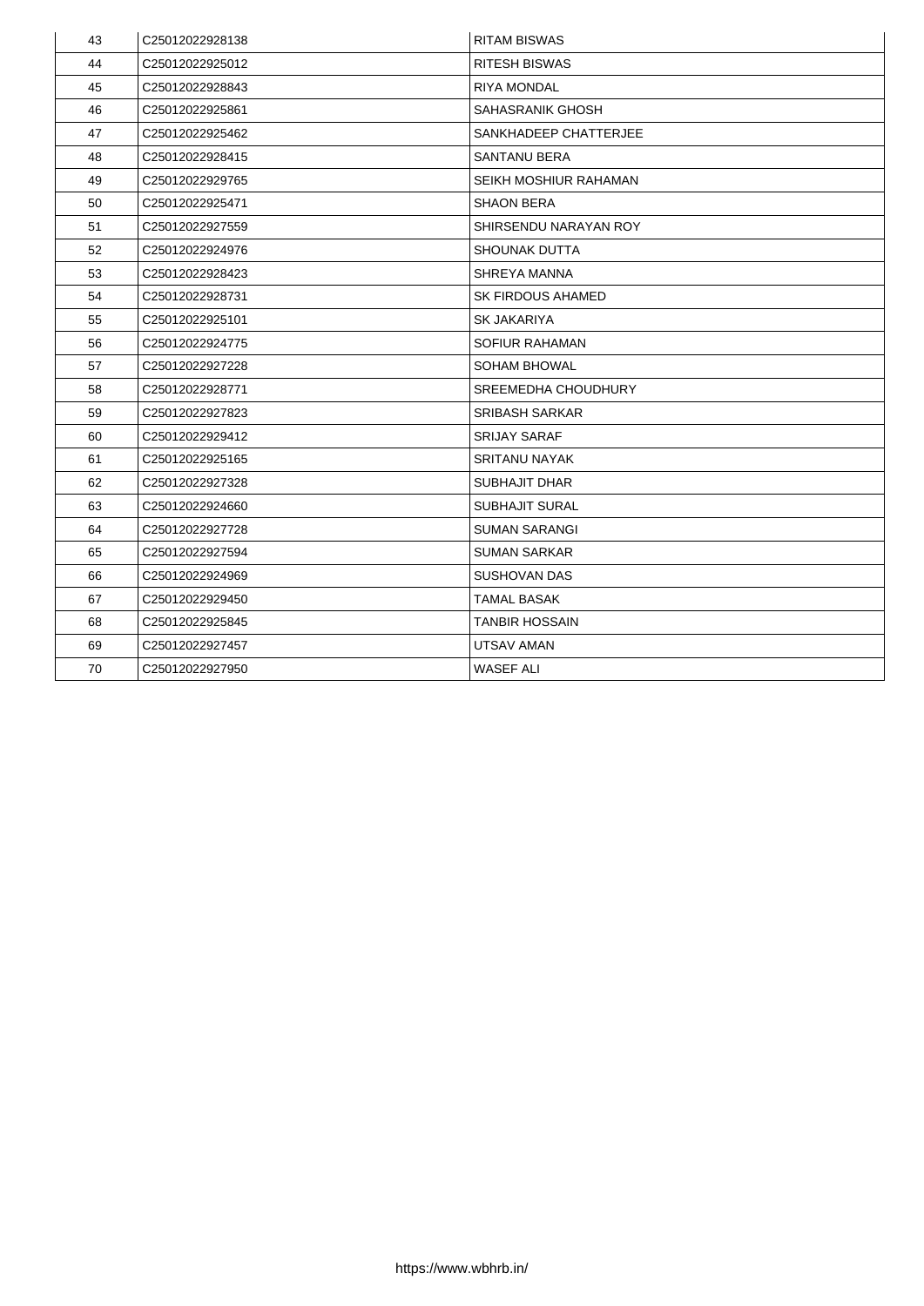| 43 | C25012022928138 | RITAM BISWAS |
|---|---|---|
| 44 | C25012022925012 | RITESH BISWAS |
| 45 | C25012022928843 | RIYA MONDAL |
| 46 | C25012022925861 | SAHASRANIK GHOSH |
| 47 | C25012022925462 | SANKHADEEP CHATTERJEE |
| 48 | C25012022928415 | SANTANU BERA |
| 49 | C25012022929765 | SEIKH MOSHIUR RAHAMAN |
| 50 | C25012022925471 | SHAON BERA |
| 51 | C25012022927559 | SHIRSENDU NARAYAN ROY |
| 52 | C25012022924976 | SHOUNAK DUTTA |
| 53 | C25012022928423 | SHREYA MANNA |
| 54 | C25012022928731 | SK FIRDOUS AHAMED |
| 55 | C25012022925101 | SK JAKARIYA |
| 56 | C25012022924775 | SOFIUR RAHAMAN |
| 57 | C25012022927228 | SOHAM BHOWAL |
| 58 | C25012022928771 | SREEMEDHA CHOUDHURY |
| 59 | C25012022927823 | SRIBASH SARKAR |
| 60 | C25012022929412 | SRIJAY SARAF |
| 61 | C25012022925165 | SRITANU NAYAK |
| 62 | C25012022927328 | SUBHAJIT DHAR |
| 63 | C25012022924660 | SUBHAJIT SURAL |
| 64 | C25012022927728 | SUMAN SARANGI |
| 65 | C25012022927594 | SUMAN SARKAR |
| 66 | C25012022924969 | SUSHOVAN DAS |
| 67 | C25012022929450 | TAMAL BASAK |
| 68 | C25012022925845 | TANBIR HOSSAIN |
| 69 | C25012022927457 | UTSAV AMAN |
| 70 | C25012022927950 | WASEF ALI |

https://www.wbhrb.in/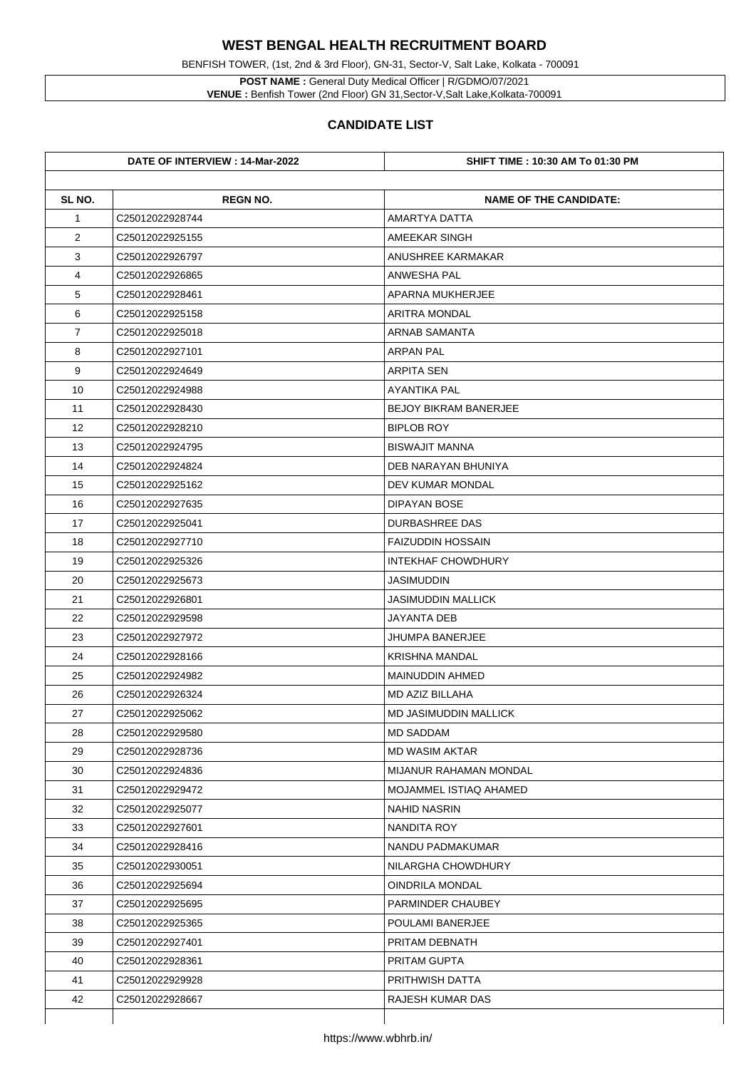# WEST BENGAL HEALTH RECRUITMENT BOARD

BENFISH TOWER, (1st, 2nd & 3rd Floor), GN-31, Sector-V, Salt Lake, Kolkata - 700091

**POST NAME :** General Duty Medical Officer | R/GDMO/07/2021
**VENUE :** Benfish Tower (2nd Floor) GN 31,Sector-V,Salt Lake,Kolkata-700091

## CANDIDATE LIST

| DATE OF INTERVIEW : 14-Mar-2022 | | SHIFT TIME : 10:30 AM To 01:30 PM |
|---|---|---|
| **SL NO.** | **REGN NO.** | **NAME OF THE CANDIDATE:** |
| 1 | C25012022928744 | AMARTYA DATTA |
| 2 | C25012022925155 | AMEEKAR SINGH |
| 3 | C25012022926797 | ANUSHREE KARMAKAR |
| 4 | C25012022926865 | ANWESHA PAL |
| 5 | C25012022928461 | APARNA MUKHERJEE |
| 6 | C25012022925158 | ARITRA MONDAL |
| 7 | C25012022925018 | ARNAB SAMANTA |
| 8 | C25012022927101 | ARPAN PAL |
| 9 | C25012022924649 | ARPITA SEN |
| 10 | C25012022924988 | AYANTIKA PAL |
| 11 | C25012022928430 | BEJOY BIKRAM BANERJEE |
| 12 | C25012022928210 | BIPLOB ROY |
| 13 | C25012022924795 | BISWAJIT MANNA |
| 14 | C25012022924824 | DEB NARAYAN BHUNIYA |
| 15 | C25012022925162 | DEV KUMAR MONDAL |
| 16 | C25012022927635 | DIPAYAN BOSE |
| 17 | C25012022925041 | DURBASHREE DAS |
| 18 | C25012022927710 | FAIZUDDIN HOSSAIN |
| 19 | C25012022925326 | INTEKHAF CHOWDHURY |
| 20 | C25012022925673 | JASIMUDDIN |
| 21 | C25012022926801 | JASIMUDDIN MALLICK |
| 22 | C25012022929598 | JAYANTA DEB |
| 23 | C25012022927972 | JHUMPA BANERJEE |
| 24 | C25012022928166 | KRISHNA MANDAL |
| 25 | C25012022924982 | MAINUDDIN AHMED |
| 26 | C25012022926324 | MD AZIZ BILLAHA |
| 27 | C25012022925062 | MD JASIMUDDIN MALLICK |
| 28 | C25012022929580 | MD SADDAM |
| 29 | C25012022928736 | MD WASIM AKTAR |
| 30 | C25012022924836 | MIJANUR RAHAMAN MONDAL |
| 31 | C25012022929472 | MOJAMMEL ISTIAQ AHAMED |
| 32 | C25012022925077 | NAHID NASRIN |
| 33 | C25012022927601 | NANDITA ROY |
| 34 | C25012022928416 | NANDU PADMAKUMAR |
| 35 | C25012022930051 | NILARGHA CHOWDHURY |
| 36 | C25012022925694 | OINDRILA MONDAL |
| 37 | C25012022925695 | PARMINDER CHAUBEY |
| 38 | C25012022925365 | POULAMI BANERJEE |
| 39 | C25012022927401 | PRITAM DEBNATH |
| 40 | C25012022928361 | PRITAM GUPTA |
| 41 | C25012022929928 | PRITHWISH DATTA |
| 42 | C25012022928667 | RAJESH KUMAR DAS |

https://www.wbhrb.in/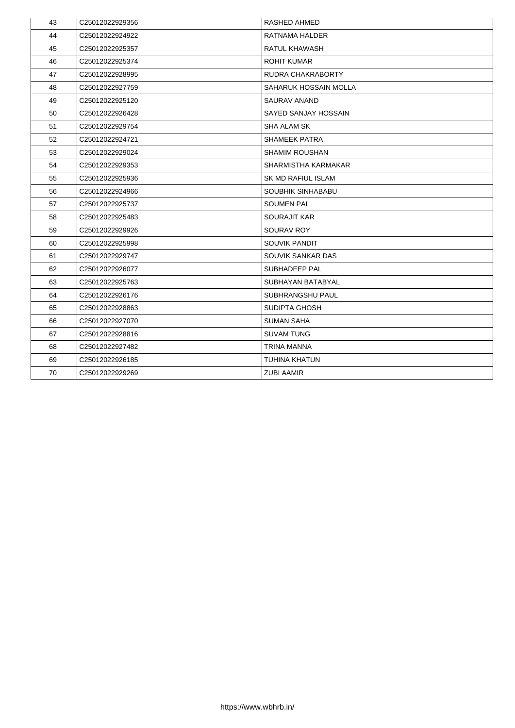| | | |
|---|---|---|
| 43 | C25012022929356 | RASHED AHMED |
| 44 | C25012022924922 | RATNAMA HALDER |
| 45 | C25012022925357 | RATUL KHAWASH |
| 46 | C25012022925374 | ROHIT KUMAR |
| 47 | C25012022928995 | RUDRA CHAKRABORTY |
| 48 | C25012022927759 | SAHARUK HOSSAIN MOLLA |
| 49 | C25012022925120 | SAURAV ANAND |
| 50 | C25012022926428 | SAYED SANJAY HOSSAIN |
| 51 | C25012022929754 | SHA ALAM SK |
| 52 | C25012022924721 | SHAMEEK PATRA |
| 53 | C25012022929024 | SHAMIM ROUSHAN |
| 54 | C25012022929353 | SHARMISTHA KARMAKAR |
| 55 | C25012022925936 | SK MD RAFIUL ISLAM |
| 56 | C25012022924966 | SOUBHIK SINHABABU |
| 57 | C25012022925737 | SOUMEN PAL |
| 58 | C25012022925483 | SOURAJIT KAR |
| 59 | C25012022929926 | SOURAV ROY |
| 60 | C25012022925998 | SOUVIK PANDIT |
| 61 | C25012022929747 | SOUVIK SANKAR DAS |
| 62 | C25012022926077 | SUBHADEEP PAL |
| 63 | C25012022925763 | SUBHAYAN BATABYAL |
| 64 | C25012022926176 | SUBHRANGSHU PAUL |
| 65 | C25012022928863 | SUDIPTA GHOSH |
| 66 | C25012022927070 | SUMAN SAHA |
| 67 | C25012022928816 | SUVAM TUNG |
| 68 | C25012022927482 | TRINA MANNA |
| 69 | C25012022926185 | TUHINA KHATUN |
| 70 | C25012022929269 | ZUBI AAMIR |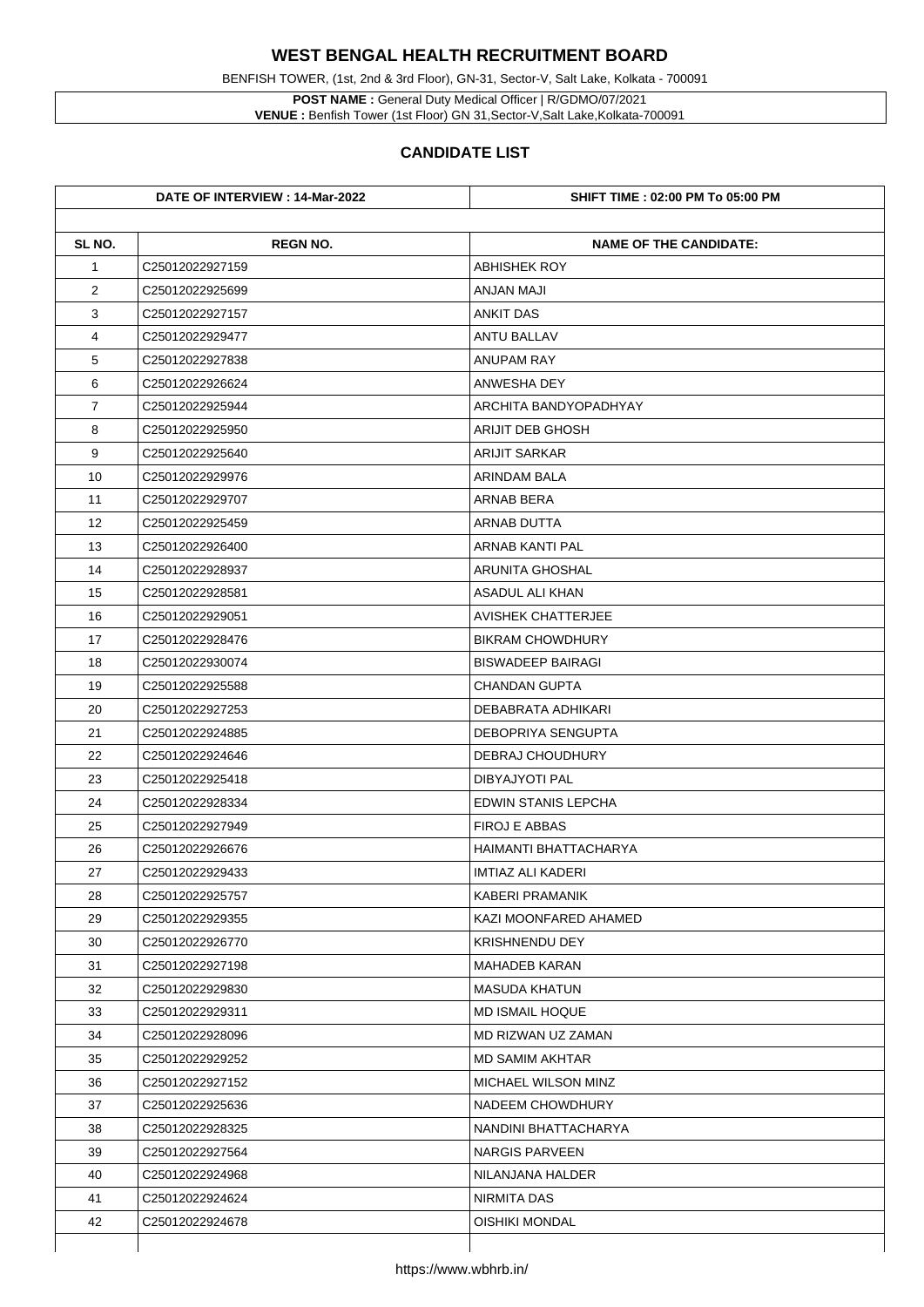# WEST BENGAL HEALTH RECRUITMENT BOARD

BENFISH TOWER, (1st, 2nd & 3rd Floor), GN-31, Sector-V, Salt Lake, Kolkata - 700091

**POST NAME :** General Duty Medical Officer | R/GDMO/07/2021
**VENUE :** Benfish Tower (1st Floor) GN 31,Sector-V,Salt Lake,Kolkata-700091

## CANDIDATE LIST

**DATE OF INTERVIEW : 14-Mar-2022** | **SHIFT TIME : 02:00 PM To 05:00 PM**

| SL NO. | REGN NO. | NAME OF THE CANDIDATE: |
|---|---|---|
| 1 | C25012022927159 | ABHISHEK ROY |
| 2 | C25012022925699 | ANJAN MAJI |
| 3 | C25012022927157 | ANKIT DAS |
| 4 | C25012022929477 | ANTU BALLAV |
| 5 | C25012022927838 | ANUPAM RAY |
| 6 | C25012022926624 | ANWESHA DEY |
| 7 | C25012022925944 | ARCHITA BANDYOPADHYAY |
| 8 | C25012022925950 | ARIJIT DEB GHOSH |
| 9 | C25012022925640 | ARIJIT SARKAR |
| 10 | C25012022929976 | ARINDAM BALA |
| 11 | C25012022929707 | ARNAB BERA |
| 12 | C25012022925459 | ARNAB DUTTA |
| 13 | C25012022926400 | ARNAB KANTI PAL |
| 14 | C25012022928937 | ARUNITA GHOSHAL |
| 15 | C25012022928581 | ASADUL ALI KHAN |
| 16 | C25012022929051 | AVISHEK CHATTERJEE |
| 17 | C25012022928476 | BIKRAM CHOWDHURY |
| 18 | C25012022930074 | BISWADEEP BAIRAGI |
| 19 | C25012022925588 | CHANDAN GUPTA |
| 20 | C25012022927253 | DEBABRATA ADHIKARI |
| 21 | C25012022924885 | DEBOPRIYA SENGUPTA |
| 22 | C25012022924646 | DEBRAJ CHOUDHURY |
| 23 | C25012022925418 | DIBYAJYOTI PAL |
| 24 | C25012022928334 | EDWIN STANIS LEPCHA |
| 25 | C25012022927949 | FIROJ E ABBAS |
| 26 | C25012022926676 | HAIMANTI BHATTACHARYA |
| 27 | C25012022929433 | IMTIAZ ALI KADERI |
| 28 | C25012022925757 | KABERI PRAMANIK |
| 29 | C25012022929355 | KAZI MOONFARED AHAMED |
| 30 | C25012022926770 | KRISHNENDU DEY |
| 31 | C25012022927198 | MAHADEB KARAN |
| 32 | C25012022929830 | MASUDA KHATUN |
| 33 | C25012022929311 | MD ISMAIL HOQUE |
| 34 | C25012022928096 | MD RIZWAN UZ ZAMAN |
| 35 | C25012022929252 | MD SAMIM AKHTAR |
| 36 | C25012022927152 | MICHAEL WILSON MINZ |
| 37 | C25012022925636 | NADEEM CHOWDHURY |
| 38 | C25012022928325 | NANDINI BHATTACHARYA |
| 39 | C25012022927564 | NARGIS PARVEEN |
| 40 | C25012022924968 | NILANJANA HALDER |
| 41 | C25012022924624 | NIRMITA DAS |
| 42 | C25012022924678 | OISHIKI MONDAL |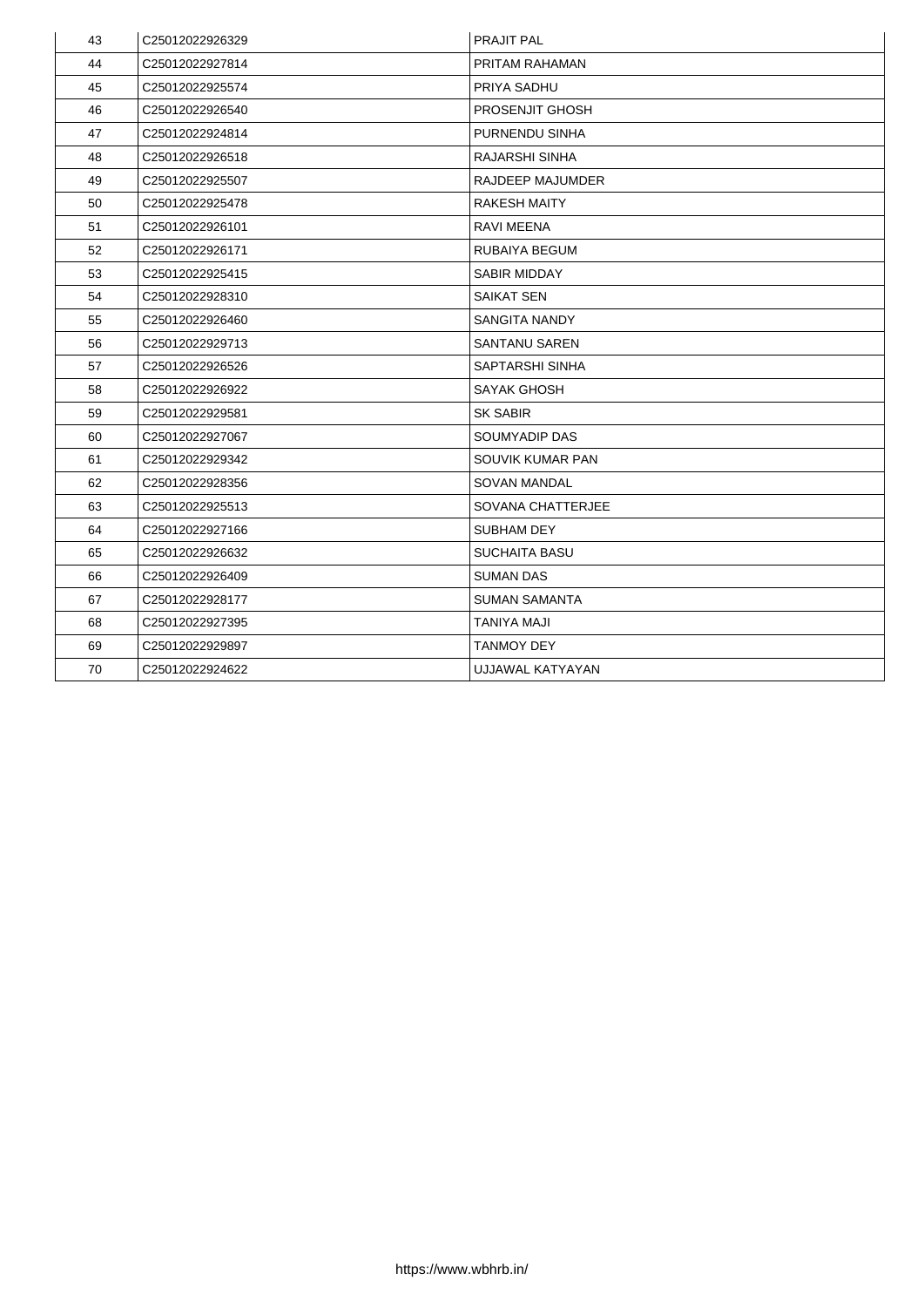| 43 | C25012022926329 | PRAJIT PAL |
|---|---|---|
| 44 | C25012022927814 | PRITAM RAHAMAN |
| 45 | C25012022925574 | PRIYA SADHU |
| 46 | C25012022926540 | PROSENJIT GHOSH |
| 47 | C25012022924814 | PURNENDU SINHA |
| 48 | C25012022926518 | RAJARSHI SINHA |
| 49 | C25012022925507 | RAJDEEP MAJUMDER |
| 50 | C25012022925478 | RAKESH MAITY |
| 51 | C25012022926101 | RAVI MEENA |
| 52 | C25012022926171 | RUBAIYA BEGUM |
| 53 | C25012022925415 | SABIR MIDDAY |
| 54 | C25012022928310 | SAIKAT SEN |
| 55 | C25012022926460 | SANGITA NANDY |
| 56 | C25012022929713 | SANTANU SAREN |
| 57 | C25012022926526 | SAPTARSHI SINHA |
| 58 | C25012022926922 | SAYAK GHOSH |
| 59 | C25012022929581 | SK SABIR |
| 60 | C25012022927067 | SOUMYADIP DAS |
| 61 | C25012022929342 | SOUVIK KUMAR PAN |
| 62 | C25012022928356 | SOVAN MANDAL |
| 63 | C25012022925513 | SOVANA CHATTERJEE |
| 64 | C25012022927166 | SUBHAM DEY |
| 65 | C25012022926632 | SUCHAITA BASU |
| 66 | C25012022926409 | SUMAN DAS |
| 67 | C25012022928177 | SUMAN SAMANTA |
| 68 | C25012022927395 | TANIYA MAJI |
| 69 | C25012022929897 | TANMOY DEY |
| 70 | C25012022924622 | UJJAWAL KATYAYAN |

https://www.wbhrb.in/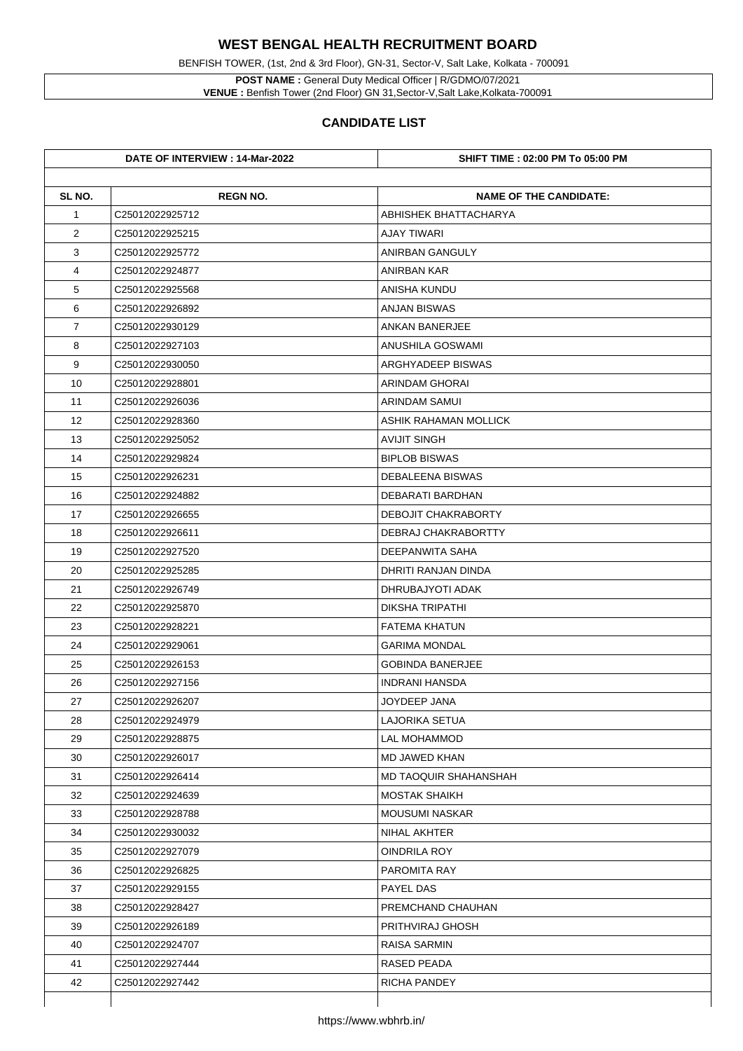# WEST BENGAL HEALTH RECRUITMENT BOARD

BENFISH TOWER, (1st, 2nd & 3rd Floor), GN-31, Sector-V, Salt Lake, Kolkata - 700091

**POST NAME :** General Duty Medical Officer | R/GDMO/07/2021
**VENUE :** Benfish Tower (2nd Floor) GN 31,Sector-V,Salt Lake,Kolkata-700091

## CANDIDATE LIST

| DATE OF INTERVIEW : 14-Mar-2022 | | SHIFT TIME : 02:00 PM To 05:00 PM |
|---|---|---|
| **SL NO.** | **REGN NO.** | **NAME OF THE CANDIDATE:** |
| 1 | C25012022925712 | ABHISHEK BHATTACHARYA |
| 2 | C25012022925215 | AJAY TIWARI |
| 3 | C25012022925772 | ANIRBAN GANGULY |
| 4 | C25012022924877 | ANIRBAN KAR |
| 5 | C25012022925568 | ANISHA KUNDU |
| 6 | C25012022926892 | ANJAN BISWAS |
| 7 | C25012022930129 | ANKAN BANERJEE |
| 8 | C25012022927103 | ANUSHILA GOSWAMI |
| 9 | C25012022930050 | ARGHYADEEP BISWAS |
| 10 | C25012022928801 | ARINDAM GHORAI |
| 11 | C25012022926036 | ARINDAM SAMUI |
| 12 | C25012022928360 | ASHIK RAHAMAN MOLLICK |
| 13 | C25012022925052 | AVIJIT SINGH |
| 14 | C25012022929824 | BIPLOB BISWAS |
| 15 | C25012022926231 | DEBALEENA BISWAS |
| 16 | C25012022924882 | DEBARATI BARDHAN |
| 17 | C25012022926655 | DEBOJIT CHAKRABORTY |
| 18 | C25012022926611 | DEBRAJ CHAKRABORTTY |
| 19 | C25012022927520 | DEEPANWITA SAHA |
| 20 | C25012022925285 | DHRITI RANJAN DINDA |
| 21 | C25012022926749 | DHRUBAJYOTI ADAK |
| 22 | C25012022925870 | DIKSHA TRIPATHI |
| 23 | C25012022928221 | FATEMA KHATUN |
| 24 | C25012022929061 | GARIMA MONDAL |
| 25 | C25012022926153 | GOBINDA BANERJEE |
| 26 | C25012022927156 | INDRANI HANSDA |
| 27 | C25012022926207 | JOYDEEP JANA |
| 28 | C25012022924979 | LAJORIKA SETUA |
| 29 | C25012022928875 | LAL MOHAMMOD |
| 30 | C25012022926017 | MD JAWED KHAN |
| 31 | C25012022926414 | MD TAOQUIR SHAHANSHAH |
| 32 | C25012022924639 | MOSTAK SHAIKH |
| 33 | C25012022928788 | MOUSUMI NASKAR |
| 34 | C25012022930032 | NIHAL AKHTER |
| 35 | C25012022927079 | OINDRILA ROY |
| 36 | C25012022926825 | PAROMITA RAY |
| 37 | C25012022929155 | PAYEL DAS |
| 38 | C25012022928427 | PREMCHAND CHAUHAN |
| 39 | C25012022926189 | PRITHVIRAJ GHOSH |
| 40 | C25012022924707 | RAISA SARMIN |
| 41 | C25012022927444 | RASED PEADA |
| 42 | C25012022927442 | RICHA PANDEY |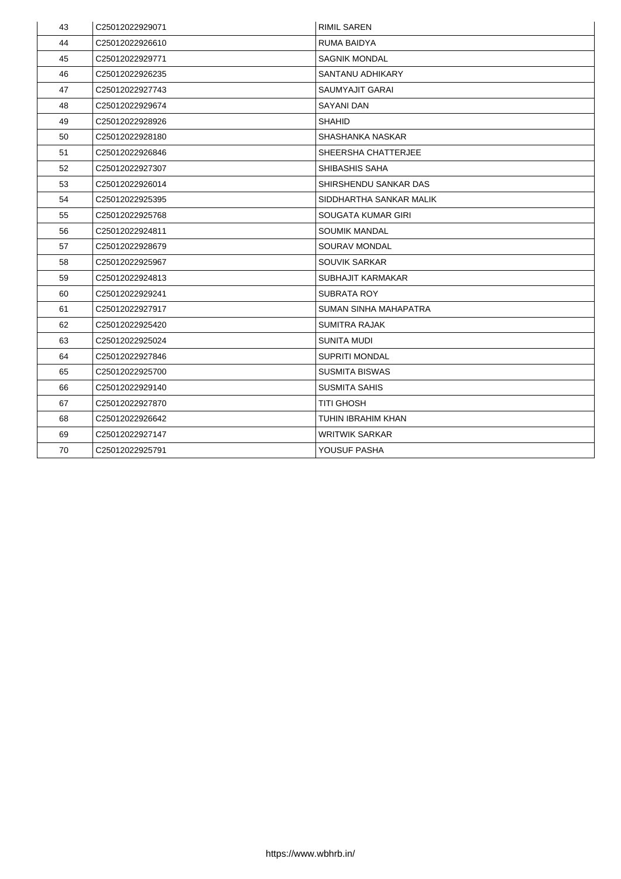| 43 | C25012022929071 | RIMIL SAREN |
|---|---|---|
| 44 | C25012022926610 | RUMA BAIDYA |
| 45 | C25012022929771 | SAGNIK MONDAL |
| 46 | C25012022926235 | SANTANU ADHIKARY |
| 47 | C25012022927743 | SAUMYAJIT GARAI |
| 48 | C25012022929674 | SAYANI DAN |
| 49 | C25012022928926 | SHAHID |
| 50 | C25012022928180 | SHASHANKA NASKAR |
| 51 | C25012022926846 | SHEERSHA CHATTERJEE |
| 52 | C25012022927307 | SHIBASHIS SAHA |
| 53 | C25012022926014 | SHIRSHENDU SANKAR DAS |
| 54 | C25012022925395 | SIDDHARTHA SANKAR MALIK |
| 55 | C25012022925768 | SOUGATA KUMAR GIRI |
| 56 | C25012022924811 | SOUMIK MANDAL |
| 57 | C25012022928679 | SOURAV MONDAL |
| 58 | C25012022925967 | SOUVIK SARKAR |
| 59 | C25012022924813 | SUBHAJIT KARMAKAR |
| 60 | C25012022929241 | SUBRATA ROY |
| 61 | C25012022927917 | SUMAN SINHA MAHAPATRA |
| 62 | C25012022925420 | SUMITRA RAJAK |
| 63 | C25012022925024 | SUNITA MUDI |
| 64 | C25012022927846 | SUPRITI MONDAL |
| 65 | C25012022925700 | SUSMITA BISWAS |
| 66 | C25012022929140 | SUSMITA SAHIS |
| 67 | C25012022927870 | TITI GHOSH |
| 68 | C25012022926642 | TUHIN IBRAHIM KHAN |
| 69 | C25012022927147 | WRITWIK SARKAR |
| 70 | C25012022925791 | YOUSUF PASHA |

https://www.wbhrb.in/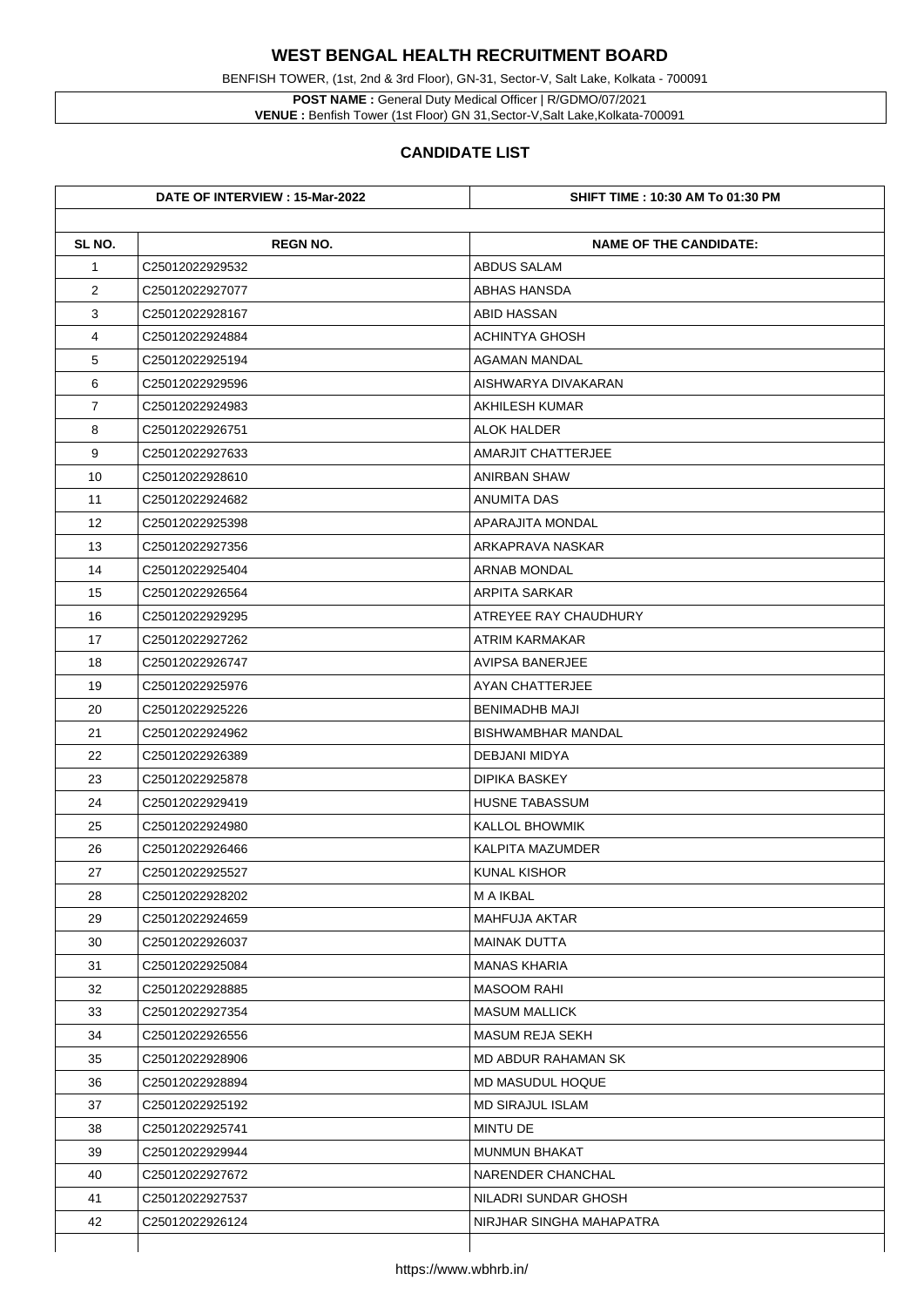# WEST BENGAL HEALTH RECRUITMENT BOARD

BENFISH TOWER, (1st, 2nd & 3rd Floor), GN-31, Sector-V, Salt Lake, Kolkata - 700091

**POST NAME :** General Duty Medical Officer | R/GDMO/07/2021
**VENUE :** Benfish Tower (1st Floor) GN 31,Sector-V,Salt Lake,Kolkata-700091

## CANDIDATE LIST

| DATE OF INTERVIEW : 15-Mar-2022 | | SHIFT TIME : 10:30 AM To 01:30 PM |
|---|---|---|
| **SL NO.** | **REGN NO.** | **NAME OF THE CANDIDATE:** |
| 1 | C25012022929532 | ABDUS SALAM |
| 2 | C25012022927077 | ABHAS HANSDA |
| 3 | C25012022928167 | ABID HASSAN |
| 4 | C25012022924884 | ACHINTYA GHOSH |
| 5 | C25012022925194 | AGAMAN MANDAL |
| 6 | C25012022929596 | AISHWARYA DIVAKARAN |
| 7 | C25012022924983 | AKHILESH KUMAR |
| 8 | C25012022926751 | ALOK HALDER |
| 9 | C25012022927633 | AMARJIT CHATTERJEE |
| 10 | C25012022928610 | ANIRBAN SHAW |
| 11 | C25012022924682 | ANUMITA DAS |
| 12 | C25012022925398 | APARAJITA MONDAL |
| 13 | C25012022927356 | ARKAPRAVA NASKAR |
| 14 | C25012022925404 | ARNAB MONDAL |
| 15 | C25012022926564 | ARPITA SARKAR |
| 16 | C25012022929295 | ATREYEE RAY CHAUDHURY |
| 17 | C25012022927262 | ATRIM KARMAKAR |
| 18 | C25012022926747 | AVIPSA BANERJEE |
| 19 | C25012022925976 | AYAN CHATTERJEE |
| 20 | C25012022925226 | BENIMADHB MAJI |
| 21 | C25012022924962 | BISHWAMBHAR MANDAL |
| 22 | C25012022926389 | DEBJANI MIDYA |
| 23 | C25012022925878 | DIPIKA BASKEY |
| 24 | C25012022929419 | HUSNE TABASSUM |
| 25 | C25012022924980 | KALLOL BHOWMIK |
| 26 | C25012022926466 | KALPITA MAZUMDER |
| 27 | C25012022925527 | KUNAL KISHOR |
| 28 | C25012022928202 | M A IKBAL |
| 29 | C25012022924659 | MAHFUJA AKTAR |
| 30 | C25012022926037 | MAINAK DUTTA |
| 31 | C25012022925084 | MANAS KHARIA |
| 32 | C25012022928885 | MASOOM RAHI |
| 33 | C25012022927354 | MASUM MALLICK |
| 34 | C25012022926556 | MASUM REJA SEKH |
| 35 | C25012022928906 | MD ABDUR RAHAMAN SK |
| 36 | C25012022928894 | MD MASUDUL HOQUE |
| 37 | C25012022925192 | MD SIRAJUL ISLAM |
| 38 | C25012022925741 | MINTU DE |
| 39 | C25012022929944 | MUNMUN BHAKAT |
| 40 | C25012022927672 | NARENDER CHANCHAL |
| 41 | C25012022927537 | NILADRI SUNDAR GHOSH |
| 42 | C25012022926124 | NIRJHAR SINGHA MAHAPATRA |

https://www.wbhrb.in/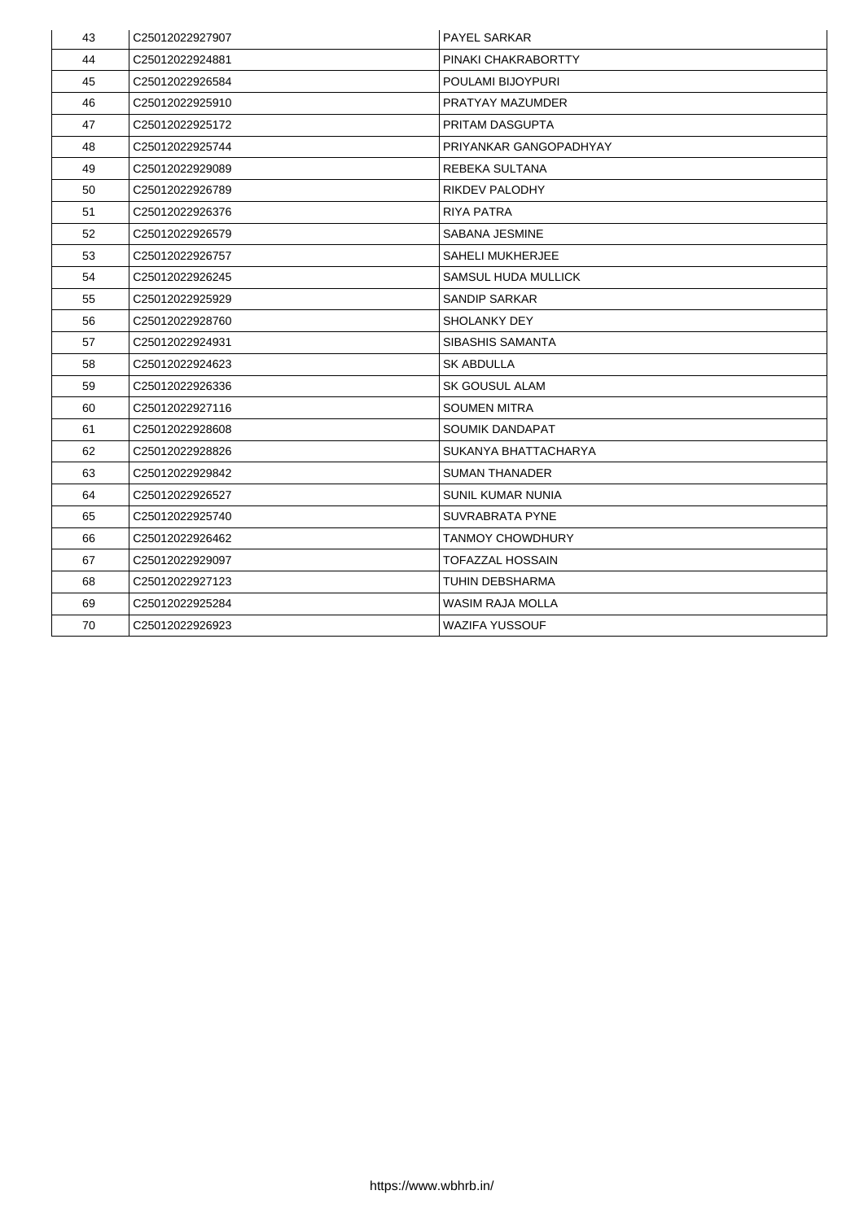| 43 | C25012022927907 | PAYEL SARKAR |
|---|---|---|
| 44 | C25012022924881 | PINAKI CHAKRABORTTY |
| 45 | C25012022926584 | POULAMI BIJOYPURI |
| 46 | C25012022925910 | PRATYAY MAZUMDER |
| 47 | C25012022925172 | PRITAM DASGUPTA |
| 48 | C25012022925744 | PRIYANKAR GANGOPADHYAY |
| 49 | C25012022929089 | REBEKA SULTANA |
| 50 | C25012022926789 | RIKDEV PALODHY |
| 51 | C25012022926376 | RIYA PATRA |
| 52 | C25012022926579 | SABANA JESMINE |
| 53 | C25012022926757 | SAHELI MUKHERJEE |
| 54 | C25012022926245 | SAMSUL HUDA MULLICK |
| 55 | C25012022925929 | SANDIP SARKAR |
| 56 | C25012022928760 | SHOLANKY DEY |
| 57 | C25012022924931 | SIBASHIS SAMANTA |
| 58 | C25012022924623 | SK ABDULLA |
| 59 | C25012022926336 | SK GOUSUL ALAM |
| 60 | C25012022927116 | SOUMEN MITRA |
| 61 | C25012022928608 | SOUMIK DANDAPAT |
| 62 | C25012022928826 | SUKANYA BHATTACHARYA |
| 63 | C25012022929842 | SUMAN THANADER |
| 64 | C25012022926527 | SUNIL KUMAR NUNIA |
| 65 | C25012022925740 | SUVRABRATA PYNE |
| 66 | C25012022926462 | TANMOY CHOWDHURY |
| 67 | C25012022929097 | TOFAZZAL HOSSAIN |
| 68 | C25012022927123 | TUHIN DEBSHARMA |
| 69 | C25012022925284 | WASIM RAJA MOLLA |
| 70 | C25012022926923 | WAZIFA YUSSOUF |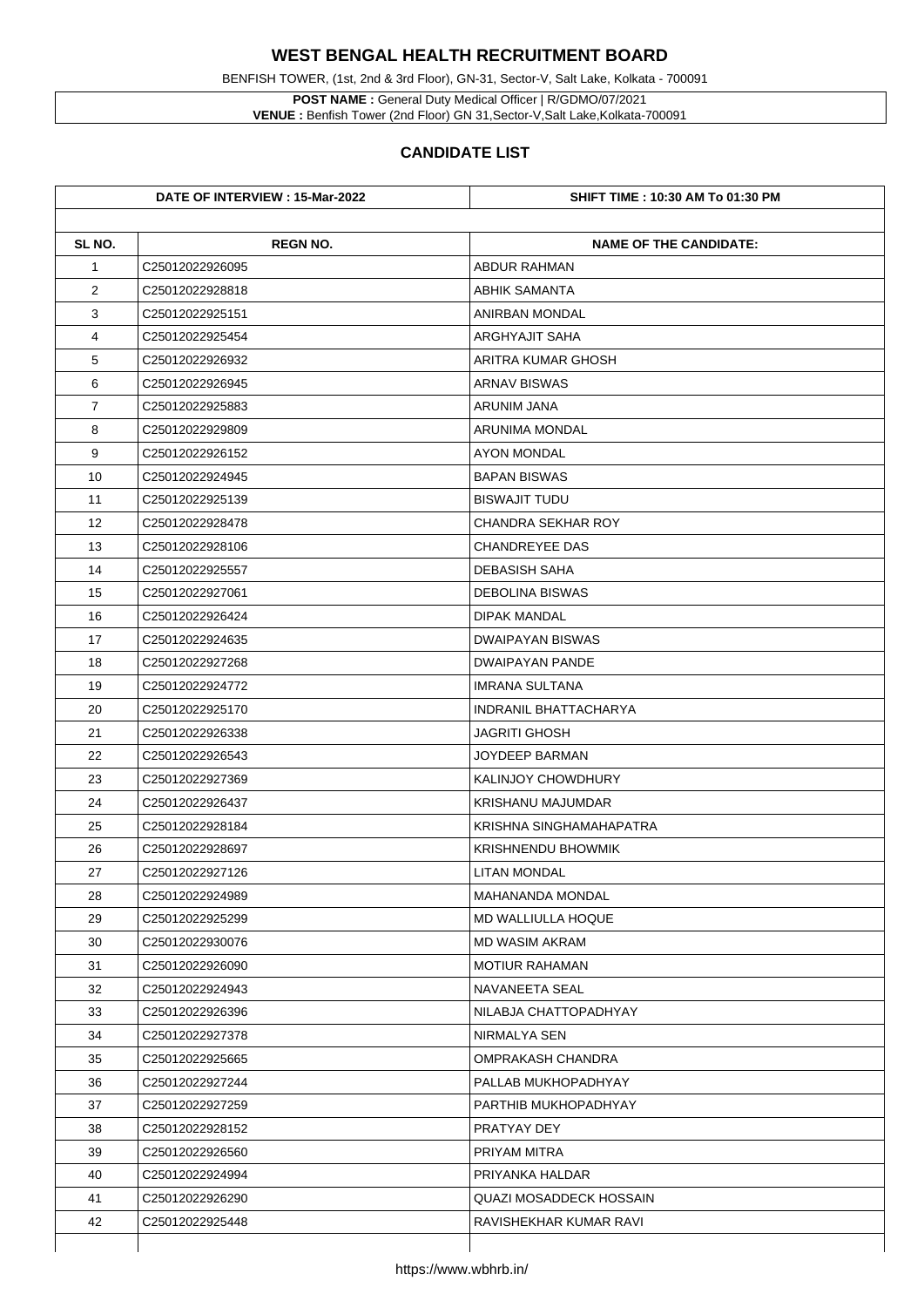# WEST BENGAL HEALTH RECRUITMENT BOARD

BENFISH TOWER, (1st, 2nd & 3rd Floor), GN-31, Sector-V, Salt Lake, Kolkata - 700091

**POST NAME :** General Duty Medical Officer | R/GDMO/07/2021
**VENUE :** Benfish Tower (2nd Floor) GN 31,Sector-V,Salt Lake,Kolkata-700091

## CANDIDATE LIST

| DATE OF INTERVIEW : 15-Mar-2022 | | SHIFT TIME : 10:30 AM To 01:30 PM |
|---|---|---|
| **SL NO.** | **REGN NO.** | **NAME OF THE CANDIDATE:** |
| 1 | C25012022926095 | ABDUR RAHMAN |
| 2 | C25012022928818 | ABHIK SAMANTA |
| 3 | C25012022925151 | ANIRBAN MONDAL |
| 4 | C25012022925454 | ARGHYAJIT SAHA |
| 5 | C25012022926932 | ARITRA KUMAR GHOSH |
| 6 | C25012022926945 | ARNAV BISWAS |
| 7 | C25012022925883 | ARUNIM JANA |
| 8 | C25012022929809 | ARUNIMA MONDAL |
| 9 | C25012022926152 | AYON MONDAL |
| 10 | C25012022924945 | BAPAN BISWAS |
| 11 | C25012022925139 | BISWAJIT TUDU |
| 12 | C25012022928478 | CHANDRA SEKHAR ROY |
| 13 | C25012022928106 | CHANDREYEE DAS |
| 14 | C25012022925557 | DEBASISH SAHA |
| 15 | C25012022927061 | DEBOLINA BISWAS |
| 16 | C25012022926424 | DIPAK MANDAL |
| 17 | C25012022924635 | DWAIPAYAN BISWAS |
| 18 | C25012022927268 | DWAIPAYAN PANDE |
| 19 | C25012022924772 | IMRANA SULTANA |
| 20 | C25012022925170 | INDRANIL BHATTACHARYA |
| 21 | C25012022926338 | JAGRITI GHOSH |
| 22 | C25012022926543 | JOYDEEP BARMAN |
| 23 | C25012022927369 | KALINJOY CHOWDHURY |
| 24 | C25012022926437 | KRISHANU MAJUMDAR |
| 25 | C25012022928184 | KRISHNA SINGHAMAHAPATRA |
| 26 | C25012022928697 | KRISHNENDU BHOWMIK |
| 27 | C25012022927126 | LITAN MONDAL |
| 28 | C25012022924989 | MAHANANDA MONDAL |
| 29 | C25012022925299 | MD WALLIULLA HOQUE |
| 30 | C25012022930076 | MD WASIM AKRAM |
| 31 | C25012022926090 | MOTIUR RAHAMAN |
| 32 | C25012022924943 | NAVANEETA SEAL |
| 33 | C25012022926396 | NILABJA CHATTOPADHYAY |
| 34 | C25012022927378 | NIRMALYA SEN |
| 35 | C25012022925665 | OMPRAKASH CHANDRA |
| 36 | C25012022927244 | PALLAB MUKHOPADHYAY |
| 37 | C25012022927259 | PARTHIB MUKHOPADHYAY |
| 38 | C25012022928152 | PRATYAY DEY |
| 39 | C25012022926560 | PRIYAM MITRA |
| 40 | C25012022924994 | PRIYANKA HALDAR |
| 41 | C25012022926290 | QUAZI MOSADDECK HOSSAIN |
| 42 | C25012022925448 | RAVISHEKHAR KUMAR RAVI |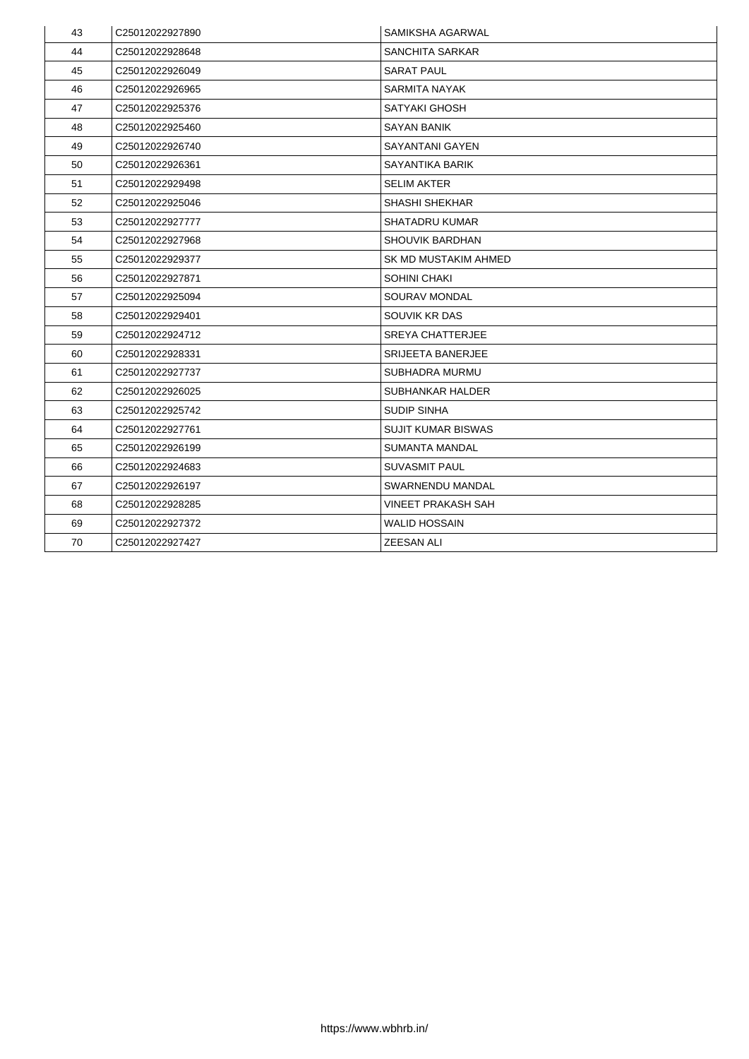| 43 | C25012022927890 | SAMIKSHA AGARWAL |
|---|---|---|
| 44 | C25012022928648 | SANCHITA SARKAR |
| 45 | C25012022926049 | SARAT PAUL |
| 46 | C25012022926965 | SARMITA NAYAK |
| 47 | C25012022925376 | SATYAKI GHOSH |
| 48 | C25012022925460 | SAYAN BANIK |
| 49 | C25012022926740 | SAYANTANI GAYEN |
| 50 | C25012022926361 | SAYANTIKA BARIK |
| 51 | C25012022929498 | SELIM AKTER |
| 52 | C25012022925046 | SHASHI SHEKHAR |
| 53 | C25012022927777 | SHATADRU KUMAR |
| 54 | C25012022927968 | SHOUVIK BARDHAN |
| 55 | C25012022929377 | SK MD MUSTAKIM AHMED |
| 56 | C25012022927871 | SOHINI CHAKI |
| 57 | C25012022925094 | SOURAV MONDAL |
| 58 | C25012022929401 | SOUVIK KR DAS |
| 59 | C25012022924712 | SREYA CHATTERJEE |
| 60 | C25012022928331 | SRIJEETA BANERJEE |
| 61 | C25012022927737 | SUBHADRA MURMU |
| 62 | C25012022926025 | SUBHANKAR HALDER |
| 63 | C25012022925742 | SUDIP SINHA |
| 64 | C25012022927761 | SUJIT KUMAR BISWAS |
| 65 | C25012022926199 | SUMANTA MANDAL |
| 66 | C25012022924683 | SUVASMIT PAUL |
| 67 | C25012022926197 | SWARNENDU MANDAL |
| 68 | C25012022928285 | VINEET PRAKASH SAH |
| 69 | C25012022927372 | WALID HOSSAIN |
| 70 | C25012022927427 | ZEESAN ALI |

https://www.wbhrb.in/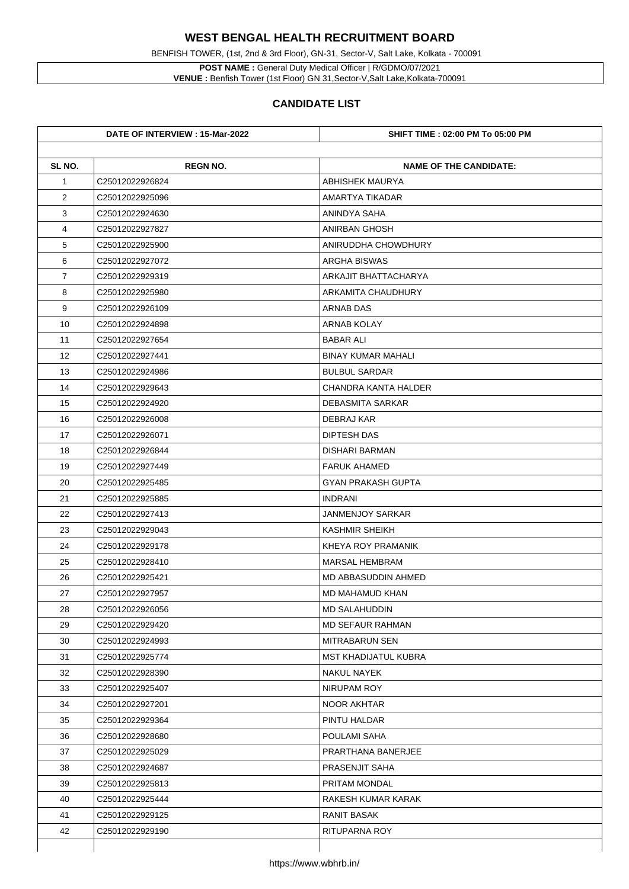# WEST BENGAL HEALTH RECRUITMENT BOARD

BENFISH TOWER, (1st, 2nd & 3rd Floor), GN-31, Sector-V, Salt Lake, Kolkata - 700091

**POST NAME :** General Duty Medical Officer | R/GDMO/07/2021
**VENUE :** Benfish Tower (1st Floor) GN 31,Sector-V,Salt Lake,Kolkata-700091

## CANDIDATE LIST

| DATE OF INTERVIEW : 15-Mar-2022 | | SHIFT TIME : 02:00 PM To 05:00 PM |
|---|---|---|
| **SL NO.** | **REGN NO.** | **NAME OF THE CANDIDATE:** |
| 1 | C25012022926824 | ABHISHEK MAURYA |
| 2 | C25012022925096 | AMARTYA TIKADAR |
| 3 | C25012022924630 | ANINDYA SAHA |
| 4 | C25012022927827 | ANIRBAN GHOSH |
| 5 | C25012022925900 | ANIRUDDHA CHOWDHURY |
| 6 | C25012022927072 | ARGHA BISWAS |
| 7 | C25012022929319 | ARKAJIT BHATTACHARYA |
| 8 | C25012022925980 | ARKAMITA CHAUDHURY |
| 9 | C25012022926109 | ARNAB DAS |
| 10 | C25012022924898 | ARNAB KOLAY |
| 11 | C25012022927654 | BABAR ALI |
| 12 | C25012022927441 | BINAY KUMAR MAHALI |
| 13 | C25012022924986 | BULBUL SARDAR |
| 14 | C25012022929643 | CHANDRA KANTA HALDER |
| 15 | C25012022924920 | DEBASMITA SARKAR |
| 16 | C25012022926008 | DEBRAJ KAR |
| 17 | C25012022926071 | DIPTESH DAS |
| 18 | C25012022926844 | DISHARI BARMAN |
| 19 | C25012022927449 | FARUK AHAMED |
| 20 | C25012022925485 | GYAN PRAKASH GUPTA |
| 21 | C25012022925885 | INDRANI |
| 22 | C25012022927413 | JANMENJOY SARKAR |
| 23 | C25012022929043 | KASHMIR SHEIKH |
| 24 | C25012022929178 | KHEYA ROY PRAMANIK |
| 25 | C25012022928410 | MARSAL HEMBRAM |
| 26 | C25012022925421 | MD ABBASUDDIN AHMED |
| 27 | C25012022927957 | MD MAHAMUD KHAN |
| 28 | C25012022926056 | MD SALAHUDDIN |
| 29 | C25012022929420 | MD SEFAUR RAHMAN |
| 30 | C25012022924993 | MITRABARUN SEN |
| 31 | C25012022925774 | MST KHADIJATUL KUBRA |
| 32 | C25012022928390 | NAKUL NAYEK |
| 33 | C25012022925407 | NIRUPAM ROY |
| 34 | C25012022927201 | NOOR AKHTAR |
| 35 | C25012022929364 | PINTU HALDAR |
| 36 | C25012022928680 | POULAMI SAHA |
| 37 | C25012022925029 | PRARTHANA BANERJEE |
| 38 | C25012022924687 | PRASENJIT SAHA |
| 39 | C25012022925813 | PRITAM MONDAL |
| 40 | C25012022925444 | RAKESH KUMAR KARAK |
| 41 | C25012022929125 | RANIT BASAK |
| 42 | C25012022929190 | RITUPARNA ROY |

https://www.wbhrb.in/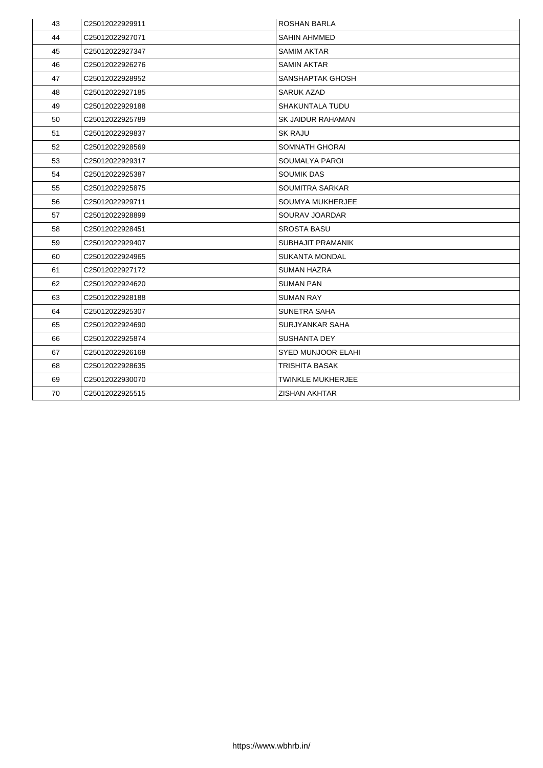| 43 | C25012022929911 | ROSHAN BARLA |
|---|---|---|
| 44 | C25012022927071 | SAHIN AHMMED |
| 45 | C25012022927347 | SAMIM AKTAR |
| 46 | C25012022926276 | SAMIN AKTAR |
| 47 | C25012022928952 | SANSHAPTAK GHOSH |
| 48 | C25012022927185 | SARUK AZAD |
| 49 | C25012022929188 | SHAKUNTALA TUDU |
| 50 | C25012022925789 | SK JAIDUR RAHAMAN |
| 51 | C25012022929837 | SK RAJU |
| 52 | C25012022928569 | SOMNATH GHORAI |
| 53 | C25012022929317 | SOUMALYA PAROI |
| 54 | C25012022925387 | SOUMIK DAS |
| 55 | C25012022925875 | SOUMITRA SARKAR |
| 56 | C25012022929711 | SOUMYA MUKHERJEE |
| 57 | C25012022928899 | SOURAV JOARDAR |
| 58 | C25012022928451 | SROSTA BASU |
| 59 | C25012022929407 | SUBHAJIT PRAMANIK |
| 60 | C25012022924965 | SUKANTA MONDAL |
| 61 | C25012022927172 | SUMAN HAZRA |
| 62 | C25012022924620 | SUMAN PAN |
| 63 | C25012022928188 | SUMAN RAY |
| 64 | C25012022925307 | SUNETRA SAHA |
| 65 | C25012022924690 | SURJYANKAR SAHA |
| 66 | C25012022925874 | SUSHANTA DEY |
| 67 | C25012022926168 | SYED MUNJOOR ELAHI |
| 68 | C25012022928635 | TRISHITA BASAK |
| 69 | C25012022930070 | TWINKLE MUKHERJEE |
| 70 | C25012022925515 | ZISHAN AKHTAR |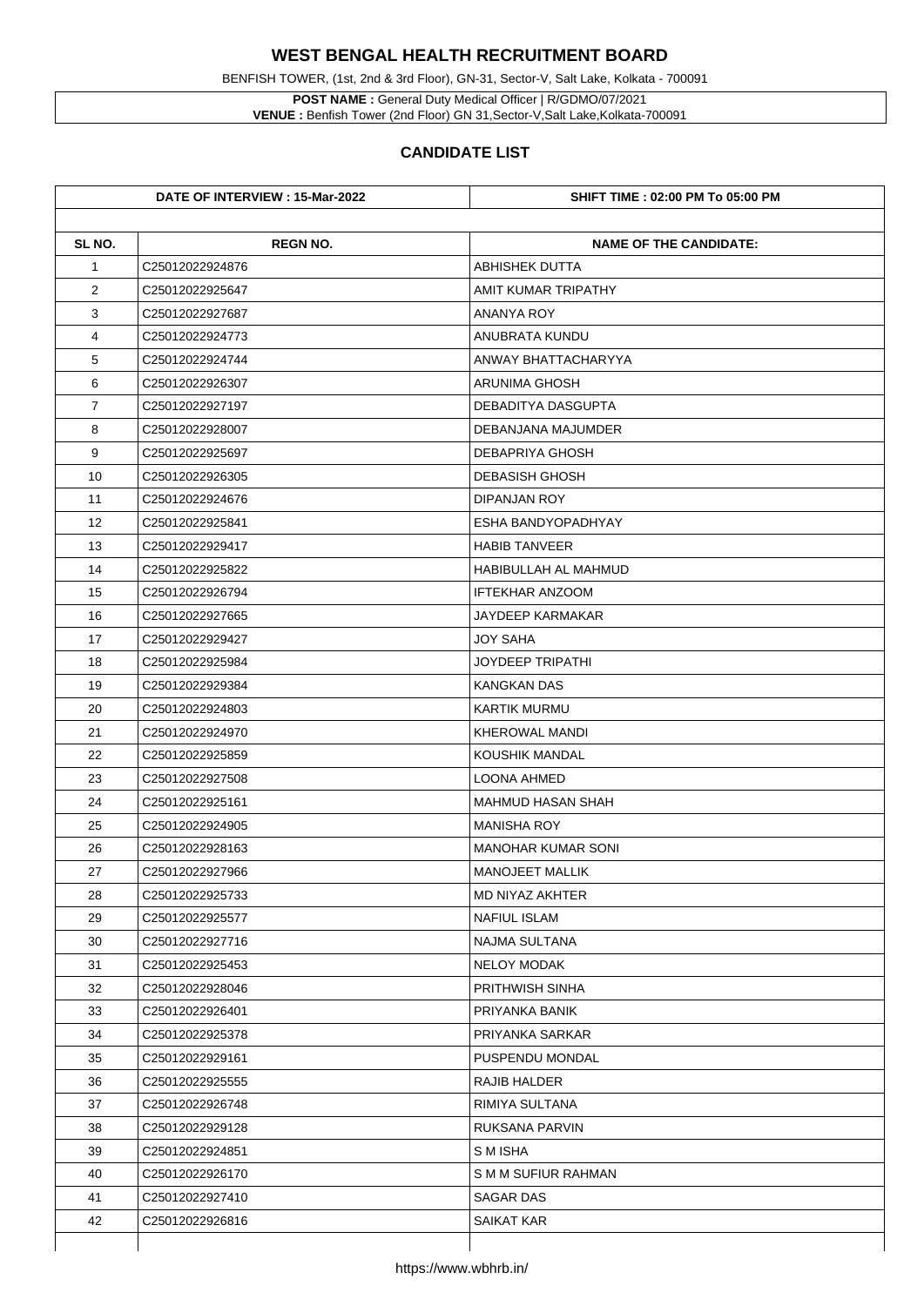# WEST BENGAL HEALTH RECRUITMENT BOARD

BENFISH TOWER, (1st, 2nd & 3rd Floor), GN-31, Sector-V, Salt Lake, Kolkata - 700091

**POST NAME :** General Duty Medical Officer | R/GDMO/07/2021
**VENUE :** Benfish Tower (2nd Floor) GN 31,Sector-V,Salt Lake,Kolkata-700091

## CANDIDATE LIST

| DATE OF INTERVIEW : 15-Mar-2022 | | SHIFT TIME : 02:00 PM To 05:00 PM |
|---|---|---|
| **SL NO.** | **REGN NO.** | **NAME OF THE CANDIDATE:** |
| 1 | C25012022924876 | ABHISHEK DUTTA |
| 2 | C25012022925647 | AMIT KUMAR TRIPATHY |
| 3 | C25012022927687 | ANANYA ROY |
| 4 | C25012022924773 | ANUBRATA KUNDU |
| 5 | C25012022924744 | ANWAY BHATTACHARYYA |
| 6 | C25012022926307 | ARUNIMA GHOSH |
| 7 | C25012022927197 | DEBADITYA DASGUPTA |
| 8 | C25012022928007 | DEBANJANA MAJUMDER |
| 9 | C25012022925697 | DEBAPRIYA GHOSH |
| 10 | C25012022926305 | DEBASISH GHOSH |
| 11 | C25012022924676 | DIPANJAN ROY |
| 12 | C25012022925841 | ESHA BANDYOPADHYAY |
| 13 | C25012022929417 | HABIB TANVEER |
| 14 | C25012022925822 | HABIBULLAH AL MAHMUD |
| 15 | C25012022926794 | IFTEKHAR ANZOOM |
| 16 | C25012022927665 | JAYDEEP KARMAKAR |
| 17 | C25012022929427 | JOY SAHA |
| 18 | C25012022925984 | JOYDEEP TRIPATHI |
| 19 | C25012022929384 | KANGKAN DAS |
| 20 | C25012022924803 | KARTIK MURMU |
| 21 | C25012022924970 | KHEROWAL MANDI |
| 22 | C25012022925859 | KOUSHIK MANDAL |
| 23 | C25012022927508 | LOONA AHMED |
| 24 | C25012022925161 | MAHMUD HASAN SHAH |
| 25 | C25012022924905 | MANISHA ROY |
| 26 | C25012022928163 | MANOHAR KUMAR SONI |
| 27 | C25012022927966 | MANOJEET MALLIK |
| 28 | C25012022925733 | MD NIYAZ AKHTER |
| 29 | C25012022925577 | NAFIUL ISLAM |
| 30 | C25012022927716 | NAJMA SULTANA |
| 31 | C25012022925453 | NELOY MODAK |
| 32 | C25012022928046 | PRITHWISH SINHA |
| 33 | C25012022926401 | PRIYANKA BANIK |
| 34 | C25012022925378 | PRIYANKA SARKAR |
| 35 | C25012022929161 | PUSPENDU MONDAL |
| 36 | C25012022925555 | RAJIB HALDER |
| 37 | C25012022926748 | RIMIYA SULTANA |
| 38 | C25012022929128 | RUKSANA PARVIN |
| 39 | C25012022924851 | S M ISHA |
| 40 | C25012022926170 | S M M SUFIUR RAHMAN |
| 41 | C25012022927410 | SAGAR DAS |
| 42 | C25012022926816 | SAIKAT KAR |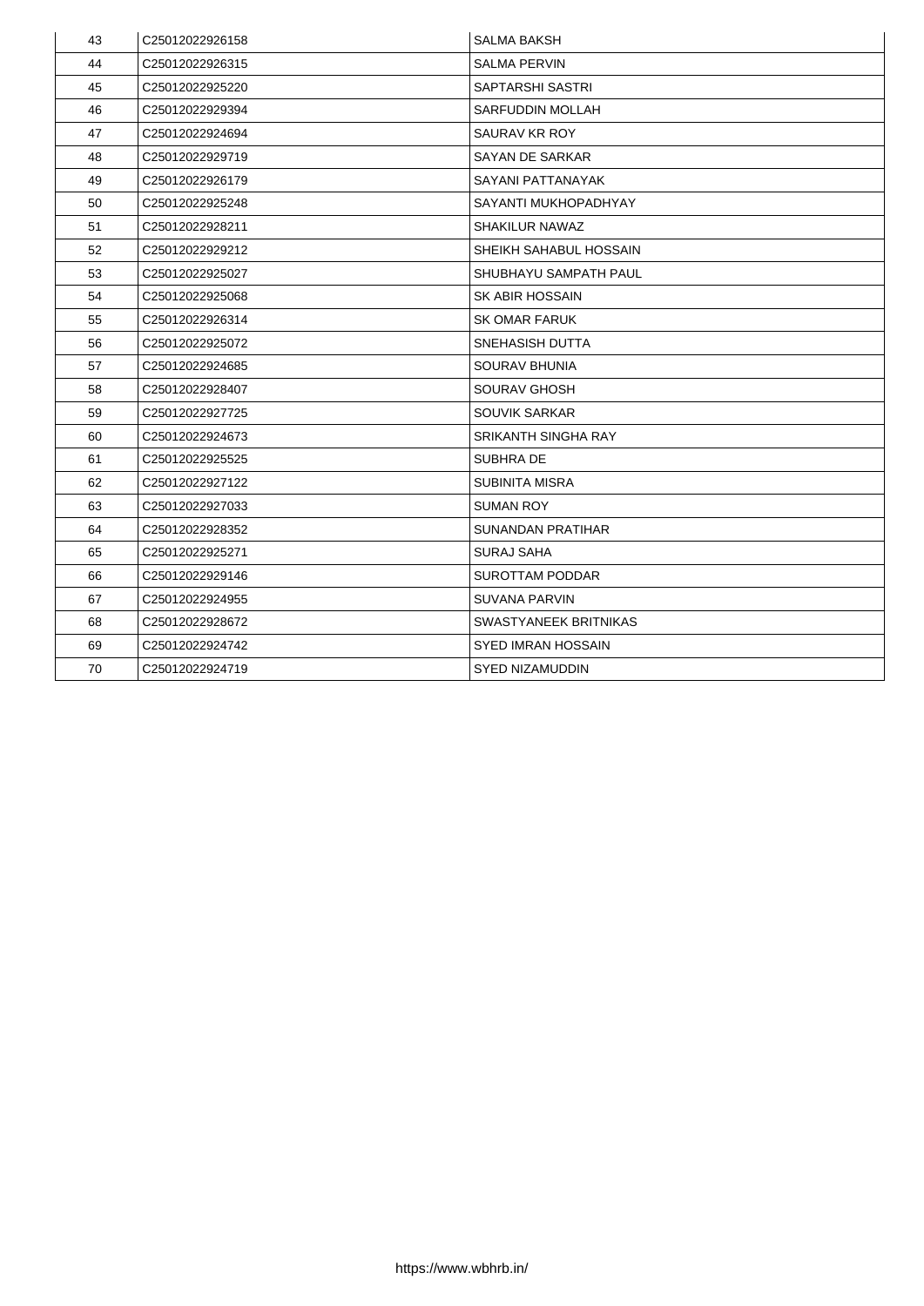| 43 | C25012022926158 | SALMA BAKSH |
|---|---|---|
| 44 | C25012022926315 | SALMA PERVIN |
| 45 | C25012022925220 | SAPTARSHI SASTRI |
| 46 | C25012022929394 | SARFUDDIN MOLLAH |
| 47 | C25012022924694 | SAURAV KR ROY |
| 48 | C25012022929719 | SAYAN DE SARKAR |
| 49 | C25012022926179 | SAYANI PATTANAYAK |
| 50 | C25012022925248 | SAYANTI MUKHOPADHYAY |
| 51 | C25012022928211 | SHAKILUR NAWAZ |
| 52 | C25012022929212 | SHEIKH SAHABUL HOSSAIN |
| 53 | C25012022925027 | SHUBHAYU SAMPATH PAUL |
| 54 | C25012022925068 | SK ABIR HOSSAIN |
| 55 | C25012022926314 | SK OMAR FARUK |
| 56 | C25012022925072 | SNEHASISH DUTTA |
| 57 | C25012022924685 | SOURAV BHUNIA |
| 58 | C25012022928407 | SOURAV GHOSH |
| 59 | C25012022927725 | SOUVIK SARKAR |
| 60 | C25012022924673 | SRIKANTH SINGHA RAY |
| 61 | C25012022925525 | SUBHRA DE |
| 62 | C25012022927122 | SUBINITA MISRA |
| 63 | C25012022927033 | SUMAN ROY |
| 64 | C25012022928352 | SUNANDAN PRATIHAR |
| 65 | C25012022925271 | SURAJ SAHA |
| 66 | C25012022929146 | SUROTTAM PODDAR |
| 67 | C25012022924955 | SUVANA PARVIN |
| 68 | C25012022928672 | SWASTYANEEK BRITNIKAS |
| 69 | C25012022924742 | SYED IMRAN HOSSAIN |
| 70 | C25012022924719 | SYED NIZAMUDDIN |

https://www.wbhrb.in/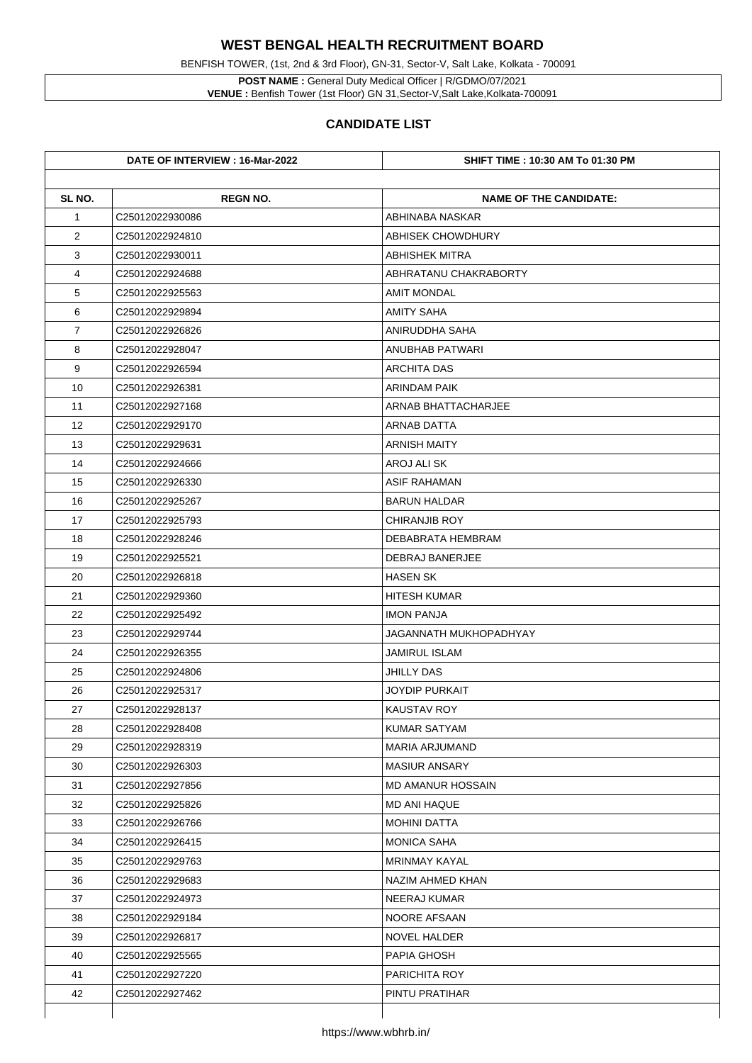# WEST BENGAL HEALTH RECRUITMENT BOARD

BENFISH TOWER, (1st, 2nd & 3rd Floor), GN-31, Sector-V, Salt Lake, Kolkata - 700091

**POST NAME :** General Duty Medical Officer | R/GDMO/07/2021
**VENUE :** Benfish Tower (1st Floor) GN 31,Sector-V,Salt Lake,Kolkata-700091

## CANDIDATE LIST

| DATE OF INTERVIEW : 16-Mar-2022 | | SHIFT TIME : 10:30 AM To 01:30 PM |
|---|---|---|
| **SL NO.** | **REGN NO.** | **NAME OF THE CANDIDATE:** |
| 1 | C25012022930086 | ABHINABA NASKAR |
| 2 | C25012022924810 | ABHISEK CHOWDHURY |
| 3 | C25012022930011 | ABHISHEK MITRA |
| 4 | C25012022924688 | ABHRATANU CHAKRABORTY |
| 5 | C25012022925563 | AMIT MONDAL |
| 6 | C25012022929894 | AMITY SAHA |
| 7 | C25012022926826 | ANIRUDDHA SAHA |
| 8 | C25012022928047 | ANUBHAB PATWARI |
| 9 | C25012022926594 | ARCHITA DAS |
| 10 | C25012022926381 | ARINDAM PAIK |
| 11 | C25012022927168 | ARNAB BHATTACHARJEE |
| 12 | C25012022929170 | ARNAB DATTA |
| 13 | C25012022929631 | ARNISH MAITY |
| 14 | C25012022924666 | AROJ ALI SK |
| 15 | C25012022926330 | ASIF RAHAMAN |
| 16 | C25012022925267 | BARUN HALDAR |
| 17 | C25012022925793 | CHIRANJIB ROY |
| 18 | C25012022928246 | DEBABRATA HEMBRAM |
| 19 | C25012022925521 | DEBRAJ BANERJEE |
| 20 | C25012022926818 | HASEN SK |
| 21 | C25012022929360 | HITESH KUMAR |
| 22 | C25012022925492 | IMON PANJA |
| 23 | C25012022929744 | JAGANNATH MUKHOPADHYAY |
| 24 | C25012022926355 | JAMIRUL ISLAM |
| 25 | C25012022924806 | JHILLY DAS |
| 26 | C25012022925317 | JOYDIP PURKAIT |
| 27 | C25012022928137 | KAUSTAV ROY |
| 28 | C25012022928408 | KUMAR SATYAM |
| 29 | C25012022928319 | MARIA ARJUMAND |
| 30 | C25012022926303 | MASIUR ANSARY |
| 31 | C25012022927856 | MD AMANUR HOSSAIN |
| 32 | C25012022925826 | MD ANI HAQUE |
| 33 | C25012022926766 | MOHINI DATTA |
| 34 | C25012022926415 | MONICA SAHA |
| 35 | C25012022929763 | MRINMAY KAYAL |
| 36 | C25012022929683 | NAZIM AHMED KHAN |
| 37 | C25012022924973 | NEERAJ KUMAR |
| 38 | C25012022929184 | NOORE AFSAAN |
| 39 | C25012022926817 | NOVEL HALDER |
| 40 | C25012022925565 | PAPIA GHOSH |
| 41 | C25012022927220 | PARICHITA ROY |
| 42 | C25012022927462 | PINTU PRATIHAR |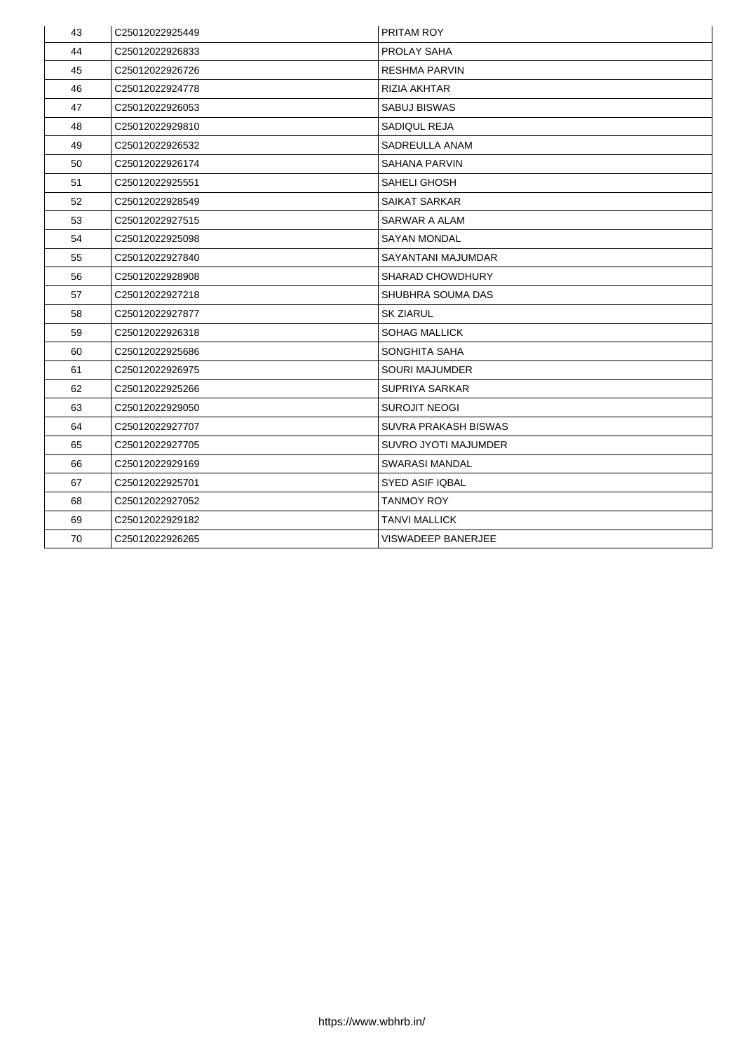| 43 | C25012022925449 | PRITAM ROY |
|---|---|---|
| 44 | C25012022926833 | PROLAY SAHA |
| 45 | C25012022926726 | RESHMA PARVIN |
| 46 | C25012022924778 | RIZIA AKHTAR |
| 47 | C25012022926053 | SABUJ BISWAS |
| 48 | C25012022929810 | SADIQUL REJA |
| 49 | C25012022926532 | SADREULLA ANAM |
| 50 | C25012022926174 | SAHANA PARVIN |
| 51 | C25012022925551 | SAHELI GHOSH |
| 52 | C25012022928549 | SAIKAT SARKAR |
| 53 | C25012022927515 | SARWAR A ALAM |
| 54 | C25012022925098 | SAYAN MONDAL |
| 55 | C25012022927840 | SAYANTANI MAJUMDAR |
| 56 | C25012022928908 | SHARAD CHOWDHURY |
| 57 | C25012022927218 | SHUBHRA SOUMA DAS |
| 58 | C25012022927877 | SK ZIARUL |
| 59 | C25012022926318 | SOHAG MALLICK |
| 60 | C25012022925686 | SONGHITA SAHA |
| 61 | C25012022926975 | SOURI MAJUMDER |
| 62 | C25012022925266 | SUPRIYA SARKAR |
| 63 | C25012022929050 | SUROJIT NEOGI |
| 64 | C25012022927707 | SUVRA PRAKASH BISWAS |
| 65 | C25012022927705 | SUVRO JYOTI MAJUMDER |
| 66 | C25012022929169 | SWARASI MANDAL |
| 67 | C25012022925701 | SYED ASIF IQBAL |
| 68 | C25012022927052 | TANMOY ROY |
| 69 | C25012022929182 | TANVI MALLICK |
| 70 | C25012022926265 | VISWADEEP BANERJEE |

https://www.wbhrb.in/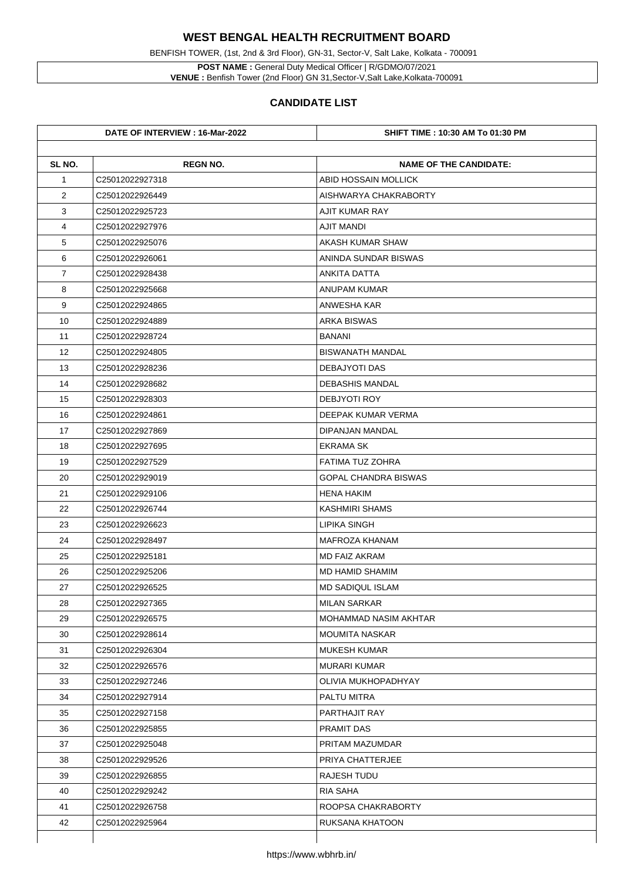# WEST BENGAL HEALTH RECRUITMENT BOARD

BENFISH TOWER, (1st, 2nd & 3rd Floor), GN-31, Sector-V, Salt Lake, Kolkata - 700091

**POST NAME :** General Duty Medical Officer | R/GDMO/07/2021
**VENUE :** Benfish Tower (2nd Floor) GN 31,Sector-V,Salt Lake,Kolkata-700091

## CANDIDATE LIST

| DATE OF INTERVIEW : 16-Mar-2022 | | SHIFT TIME : 10:30 AM To 01:30 PM |
|---|---|---|
| **SL NO.** | **REGN NO.** | **NAME OF THE CANDIDATE:** |
| 1 | C25012022927318 | ABID HOSSAIN MOLLICK |
| 2 | C25012022926449 | AISHWARYA CHAKRABORTY |
| 3 | C25012022925723 | AJIT KUMAR RAY |
| 4 | C25012022927976 | AJIT MANDI |
| 5 | C25012022925076 | AKASH KUMAR SHAW |
| 6 | C25012022926061 | ANINDA SUNDAR BISWAS |
| 7 | C25012022928438 | ANKITA DATTA |
| 8 | C25012022925668 | ANUPAM KUMAR |
| 9 | C25012022924865 | ANWESHA KAR |
| 10 | C25012022924889 | ARKA BISWAS |
| 11 | C25012022928724 | BANANI |
| 12 | C25012022924805 | BISWANATH MANDAL |
| 13 | C25012022928236 | DEBAJYOTI DAS |
| 14 | C25012022928682 | DEBASHIS MANDAL |
| 15 | C25012022928303 | DEBJYOTI ROY |
| 16 | C25012022924861 | DEEPAK KUMAR VERMA |
| 17 | C25012022927869 | DIPANJAN MANDAL |
| 18 | C25012022927695 | EKRAMA SK |
| 19 | C25012022927529 | FATIMA TUZ ZOHRA |
| 20 | C25012022929019 | GOPAL CHANDRA BISWAS |
| 21 | C25012022929106 | HENA HAKIM |
| 22 | C25012022926744 | KASHMIRI SHAMS |
| 23 | C25012022926623 | LIPIKA SINGH |
| 24 | C25012022928497 | MAFROZA KHANAM |
| 25 | C25012022925181 | MD FAIZ AKRAM |
| 26 | C25012022925206 | MD HAMID SHAMIM |
| 27 | C25012022926525 | MD SADIQUL ISLAM |
| 28 | C25012022927365 | MILAN SARKAR |
| 29 | C25012022926575 | MOHAMMAD NASIM AKHTAR |
| 30 | C25012022928614 | MOUMITA NASKAR |
| 31 | C25012022926304 | MUKESH KUMAR |
| 32 | C25012022926576 | MURARI KUMAR |
| 33 | C25012022927246 | OLIVIA MUKHOPADHYAY |
| 34 | C25012022927914 | PALTU MITRA |
| 35 | C25012022927158 | PARTHAJIT RAY |
| 36 | C25012022925855 | PRAMIT DAS |
| 37 | C25012022925048 | PRITAM MAZUMDAR |
| 38 | C25012022929526 | PRIYA CHATTERJEE |
| 39 | C25012022926855 | RAJESH TUDU |
| 40 | C25012022929242 | RIA SAHA |
| 41 | C25012022926758 | ROOPSA CHAKRABORTY |
| 42 | C25012022925964 | RUKSANA KHATOON |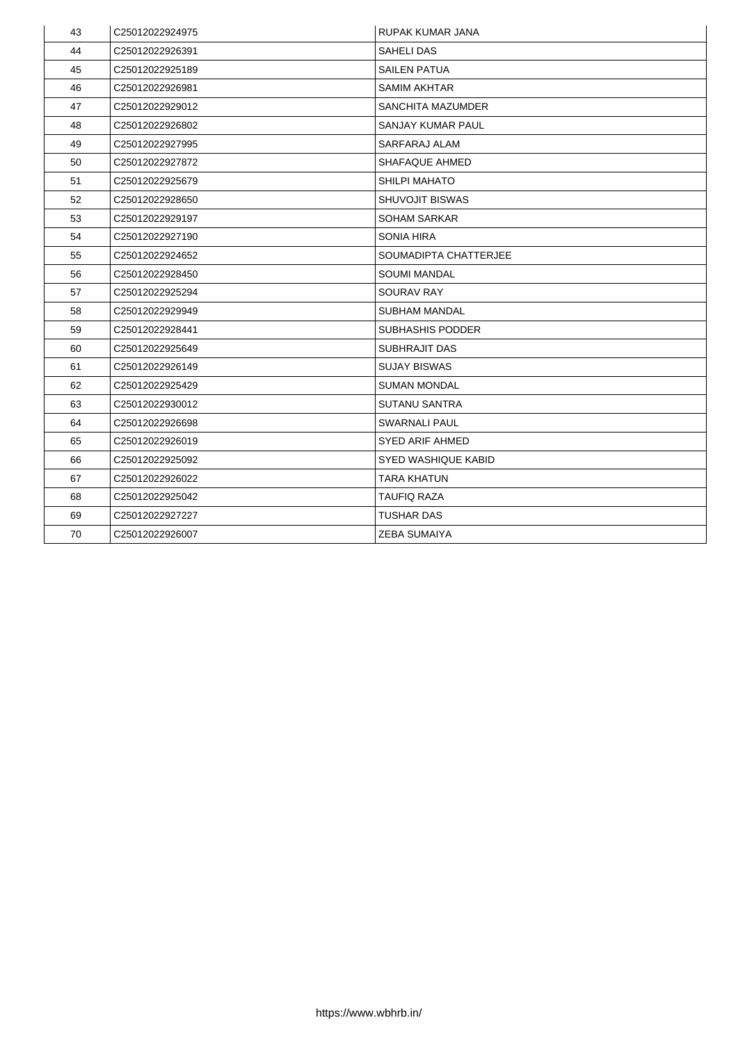| 43 | C25012022924975 | RUPAK KUMAR JANA |
|---|---|---|
| 44 | C25012022926391 | SAHELI DAS |
| 45 | C25012022925189 | SAILEN PATUA |
| 46 | C25012022926981 | SAMIM AKHTAR |
| 47 | C25012022929012 | SANCHITA MAZUMDER |
| 48 | C25012022926802 | SANJAY KUMAR PAUL |
| 49 | C25012022927995 | SARFARAJ ALAM |
| 50 | C25012022927872 | SHAFAQUE AHMED |
| 51 | C25012022925679 | SHILPI MAHATO |
| 52 | C25012022928650 | SHUVOJIT BISWAS |
| 53 | C25012022929197 | SOHAM SARKAR |
| 54 | C25012022927190 | SONIA HIRA |
| 55 | C25012022924652 | SOUMADIPTA CHATTERJEE |
| 56 | C25012022928450 | SOUMI MANDAL |
| 57 | C25012022925294 | SOURAV RAY |
| 58 | C25012022929949 | SUBHAM MANDAL |
| 59 | C25012022928441 | SUBHASHIS PODDER |
| 60 | C25012022925649 | SUBHRAJIT DAS |
| 61 | C25012022926149 | SUJAY BISWAS |
| 62 | C25012022925429 | SUMAN MONDAL |
| 63 | C25012022930012 | SUTANU SANTRA |
| 64 | C25012022926698 | SWARNALI PAUL |
| 65 | C25012022926019 | SYED ARIF AHMED |
| 66 | C25012022925092 | SYED WASHIQUE KABID |
| 67 | C25012022926022 | TARA KHATUN |
| 68 | C25012022925042 | TAUFIQ RAZA |
| 69 | C25012022927227 | TUSHAR DAS |
| 70 | C25012022926007 | ZEBA SUMAIYA |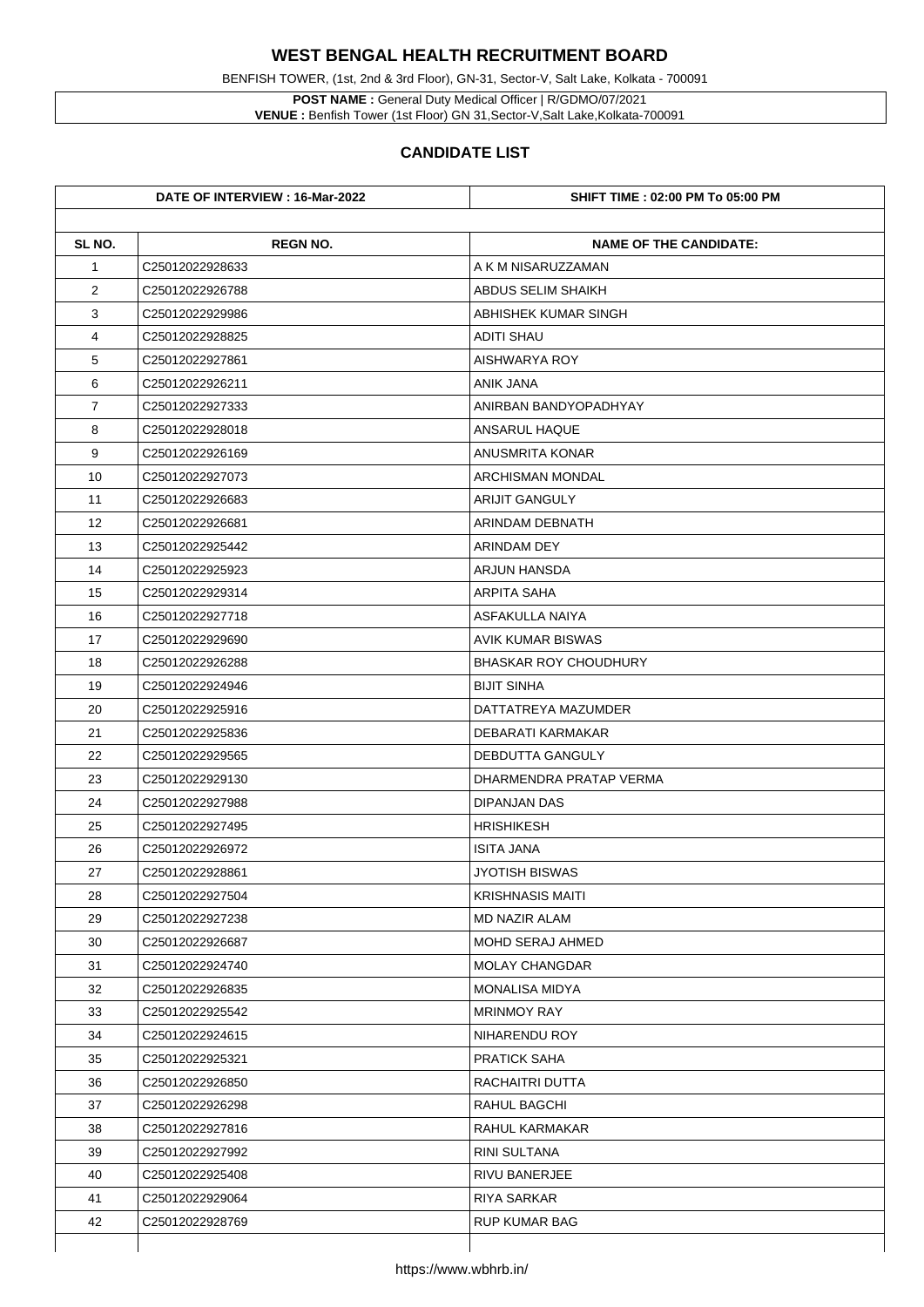# WEST BENGAL HEALTH RECRUITMENT BOARD

BENFISH TOWER, (1st, 2nd & 3rd Floor), GN-31, Sector-V, Salt Lake, Kolkata - 700091

**POST NAME :** General Duty Medical Officer | R/GDMO/07/2021
**VENUE :** Benfish Tower (1st Floor) GN 31,Sector-V,Salt Lake,Kolkata-700091

## CANDIDATE LIST

| DATE OF INTERVIEW : 16-Mar-2022 | | SHIFT TIME : 02:00 PM To 05:00 PM |
|---|---|---|
| **SL NO.** | **REGN NO.** | **NAME OF THE CANDIDATE:** |
| 1 | C25012022928633 | A K M NISARUZZAMAN |
| 2 | C25012022926788 | ABDUS SELIM SHAIKH |
| 3 | C25012022929986 | ABHISHEK KUMAR SINGH |
| 4 | C25012022928825 | ADITI SHAU |
| 5 | C25012022927861 | AISHWARYA ROY |
| 6 | C25012022926211 | ANIK JANA |
| 7 | C25012022927333 | ANIRBAN BANDYOPADHYAY |
| 8 | C25012022928018 | ANSARUL HAQUE |
| 9 | C25012022926169 | ANUSMRITA KONAR |
| 10 | C25012022927073 | ARCHISMAN MONDAL |
| 11 | C25012022926683 | ARIJIT GANGULY |
| 12 | C25012022926681 | ARINDAM DEBNATH |
| 13 | C25012022925442 | ARINDAM DEY |
| 14 | C25012022925923 | ARJUN HANSDA |
| 15 | C25012022929314 | ARPITA SAHA |
| 16 | C25012022927718 | ASFAKULLA NAIYA |
| 17 | C25012022929690 | AVIK KUMAR BISWAS |
| 18 | C25012022926288 | BHASKAR ROY CHOUDHURY |
| 19 | C25012022924946 | BIJIT SINHA |
| 20 | C25012022925916 | DATTATREYA MAZUMDER |
| 21 | C25012022925836 | DEBARATI KARMAKAR |
| 22 | C25012022929565 | DEBDUTTA GANGULY |
| 23 | C25012022929130 | DHARMENDRA PRATAP VERMA |
| 24 | C25012022927988 | DIPANJAN DAS |
| 25 | C25012022927495 | HRISHIKESH |
| 26 | C25012022926972 | ISITA JANA |
| 27 | C25012022928861 | JYOTISH BISWAS |
| 28 | C25012022927504 | KRISHNASIS MAITI |
| 29 | C25012022927238 | MD NAZIR ALAM |
| 30 | C25012022926687 | MOHD SERAJ AHMED |
| 31 | C25012022924740 | MOLAY CHANGDAR |
| 32 | C25012022926835 | MONALISA MIDYA |
| 33 | C25012022925542 | MRINMOY RAY |
| 34 | C25012022924615 | NIHARENDU ROY |
| 35 | C25012022925321 | PRATICK SAHA |
| 36 | C25012022926850 | RACHAITRI DUTTA |
| 37 | C25012022926298 | RAHUL BAGCHI |
| 38 | C25012022927816 | RAHUL KARMAKAR |
| 39 | C25012022927992 | RINI SULTANA |
| 40 | C25012022925408 | RIVU BANERJEE |
| 41 | C25012022929064 | RIYA SARKAR |
| 42 | C25012022928769 | RUP KUMAR BAG |

https://www.wbhrb.in/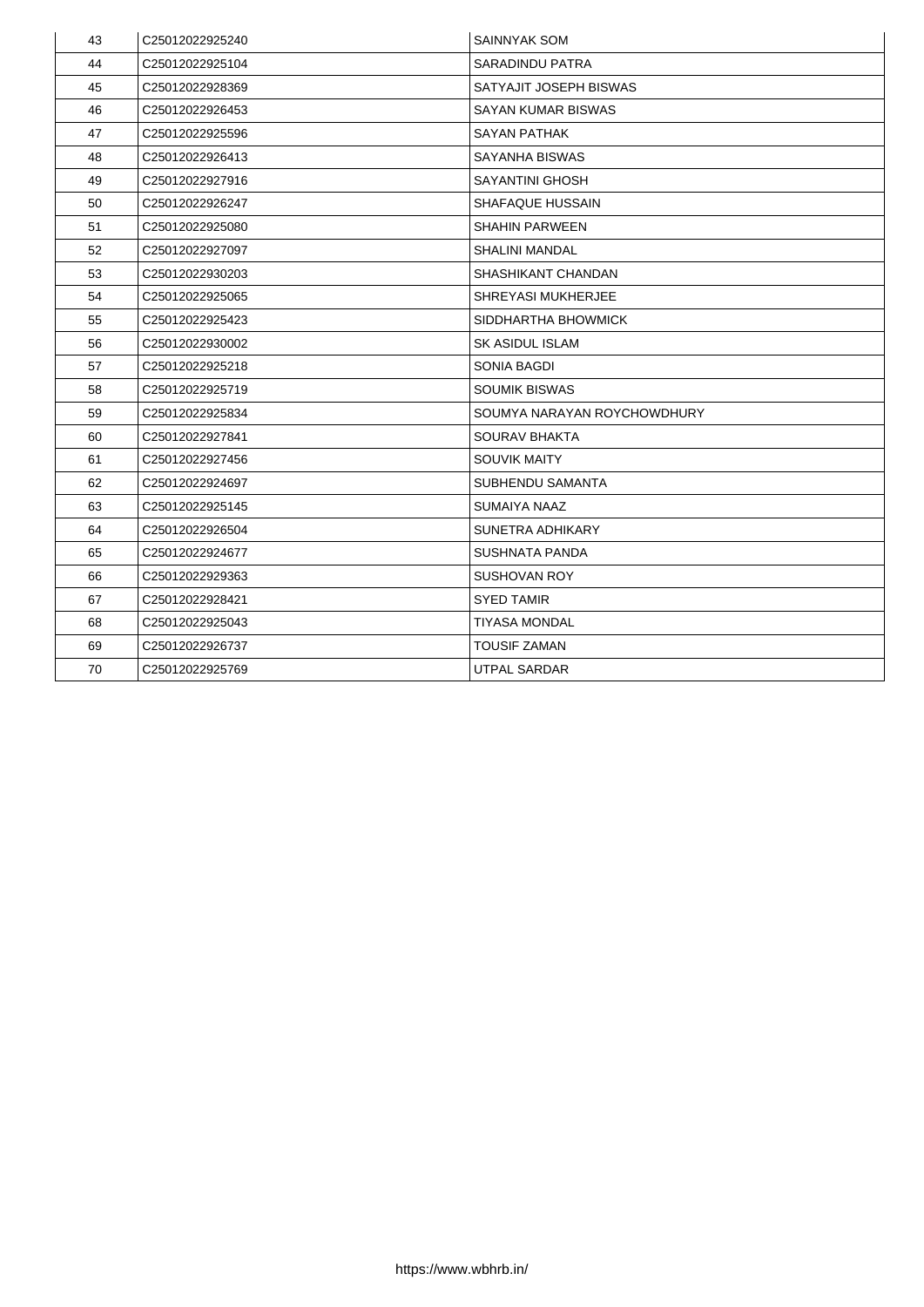| 43 | C25012022925240 | SAINNYAK SOM |
|---|---|---|
| 44 | C25012022925104 | SARADINDU PATRA |
| 45 | C25012022928369 | SATYAJIT JOSEPH BISWAS |
| 46 | C25012022926453 | SAYAN KUMAR BISWAS |
| 47 | C25012022925596 | SAYAN PATHAK |
| 48 | C25012022926413 | SAYANHA BISWAS |
| 49 | C25012022927916 | SAYANTINI GHOSH |
| 50 | C25012022926247 | SHAFAQUE HUSSAIN |
| 51 | C25012022925080 | SHAHIN PARWEEN |
| 52 | C25012022927097 | SHALINI MANDAL |
| 53 | C25012022930203 | SHASHIKANT CHANDAN |
| 54 | C25012022925065 | SHREYASI MUKHERJEE |
| 55 | C25012022925423 | SIDDHARTHA BHOWMICK |
| 56 | C25012022930002 | SK ASIDUL ISLAM |
| 57 | C25012022925218 | SONIA BAGDI |
| 58 | C25012022925719 | SOUMIK BISWAS |
| 59 | C25012022925834 | SOUMYA NARAYAN ROYCHOWDHURY |
| 60 | C25012022927841 | SOURAV BHAKTA |
| 61 | C25012022927456 | SOUVIK MAITY |
| 62 | C25012022924697 | SUBHENDU SAMANTA |
| 63 | C25012022925145 | SUMAIYA NAAZ |
| 64 | C25012022926504 | SUNETRA ADHIKARY |
| 65 | C25012022924677 | SUSHNATA PANDA |
| 66 | C25012022929363 | SUSHOVAN ROY |
| 67 | C25012022928421 | SYED TAMIR |
| 68 | C25012022925043 | TIYASA MONDAL |
| 69 | C25012022926737 | TOUSIF ZAMAN |
| 70 | C25012022925769 | UTPAL SARDAR |

https://www.wbhrb.in/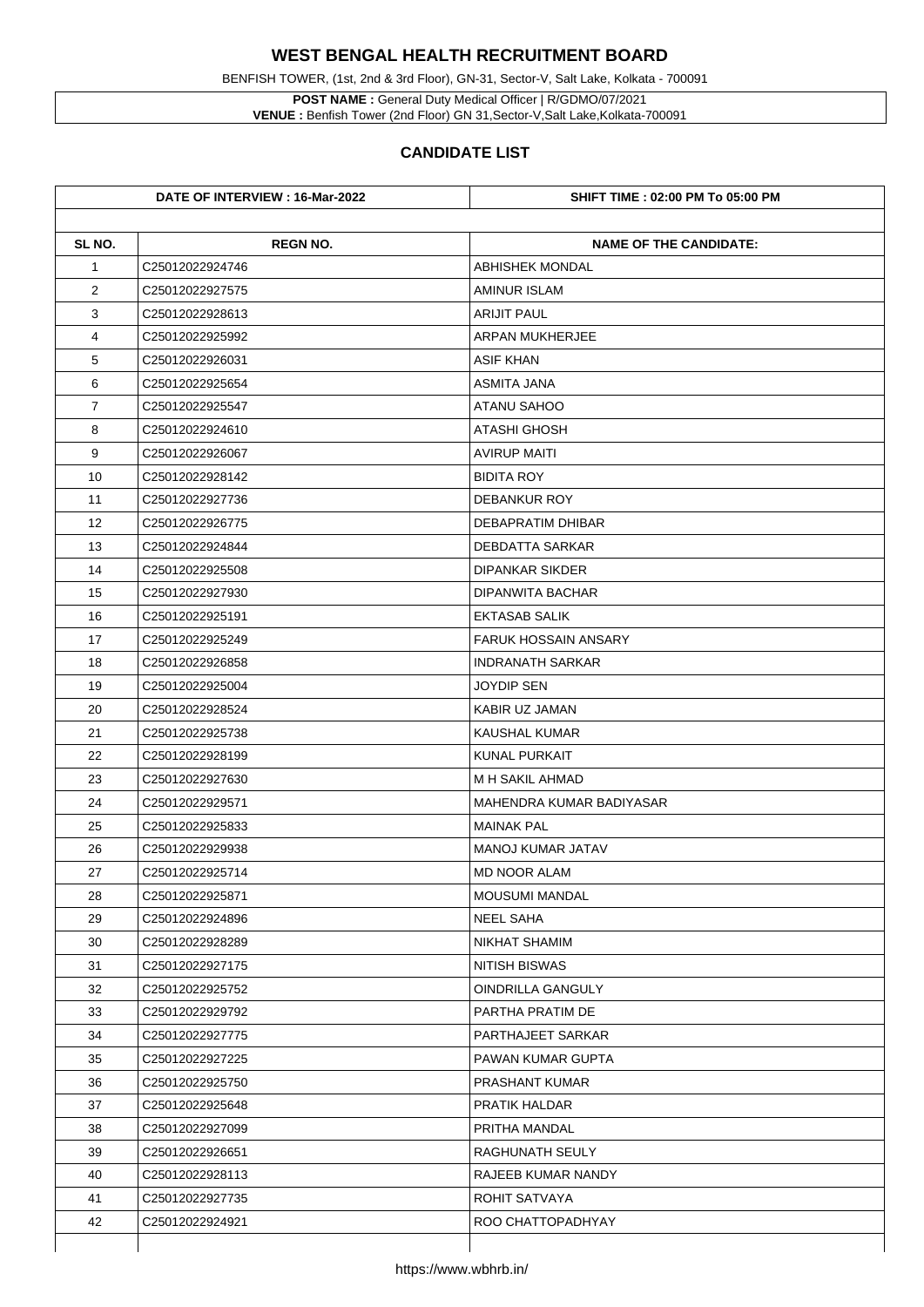# WEST BENGAL HEALTH RECRUITMENT BOARD

BENFISH TOWER, (1st, 2nd & 3rd Floor), GN-31, Sector-V, Salt Lake, Kolkata - 700091

**POST NAME :** General Duty Medical Officer | R/GDMO/07/2021
**VENUE :** Benfish Tower (2nd Floor) GN 31,Sector-V,Salt Lake,Kolkata-700091

## CANDIDATE LIST

**DATE OF INTERVIEW : 16-Mar-2022** | **SHIFT TIME : 02:00 PM To 05:00 PM**

| SL NO. | REGN NO. | NAME OF THE CANDIDATE: |
|---|---|---|
| 1 | C25012022924746 | ABHISHEK MONDAL |
| 2 | C25012022927575 | AMINUR ISLAM |
| 3 | C25012022928613 | ARIJIT PAUL |
| 4 | C25012022925992 | ARPAN MUKHERJEE |
| 5 | C25012022926031 | ASIF KHAN |
| 6 | C25012022925654 | ASMITA JANA |
| 7 | C25012022925547 | ATANU SAHOO |
| 8 | C25012022924610 | ATASHI GHOSH |
| 9 | C25012022926067 | AVIRUP MAITI |
| 10 | C25012022928142 | BIDITA ROY |
| 11 | C25012022927736 | DEBANKUR ROY |
| 12 | C25012022926775 | DEBAPRATIM DHIBAR |
| 13 | C25012022924844 | DEBDATTA SARKAR |
| 14 | C25012022925508 | DIPANKAR SIKDER |
| 15 | C25012022927930 | DIPANWITA BACHAR |
| 16 | C25012022925191 | EKTASAB SALIK |
| 17 | C25012022925249 | FARUK HOSSAIN ANSARY |
| 18 | C25012022926858 | INDRANATH SARKAR |
| 19 | C25012022925004 | JOYDIP SEN |
| 20 | C25012022928524 | KABIR UZ JAMAN |
| 21 | C25012022925738 | KAUSHAL KUMAR |
| 22 | C25012022928199 | KUNAL PURKAIT |
| 23 | C25012022927630 | M H SAKIL AHMAD |
| 24 | C25012022929571 | MAHENDRA KUMAR BADIYASAR |
| 25 | C25012022925833 | MAINAK PAL |
| 26 | C25012022929938 | MANOJ KUMAR JATAV |
| 27 | C25012022925714 | MD NOOR ALAM |
| 28 | C25012022925871 | MOUSUMI MANDAL |
| 29 | C25012022924896 | NEEL SAHA |
| 30 | C25012022928289 | NIKHAT SHAMIM |
| 31 | C25012022927175 | NITISH BISWAS |
| 32 | C25012022925752 | OINDRILLA GANGULY |
| 33 | C25012022929792 | PARTHA PRATIM DE |
| 34 | C25012022927775 | PARTHAJEET SARKAR |
| 35 | C25012022927225 | PAWAN KUMAR GUPTA |
| 36 | C25012022925750 | PRASHANT KUMAR |
| 37 | C25012022925648 | PRATIK HALDAR |
| 38 | C25012022927099 | PRITHA MANDAL |
| 39 | C25012022926651 | RAGHUNATH SEULY |
| 40 | C25012022928113 | RAJEEB KUMAR NANDY |
| 41 | C25012022927735 | ROHIT SATVAYA |
| 42 | C25012022924921 | ROO CHATTOPADHYAY |

https://www.wbhrb.in/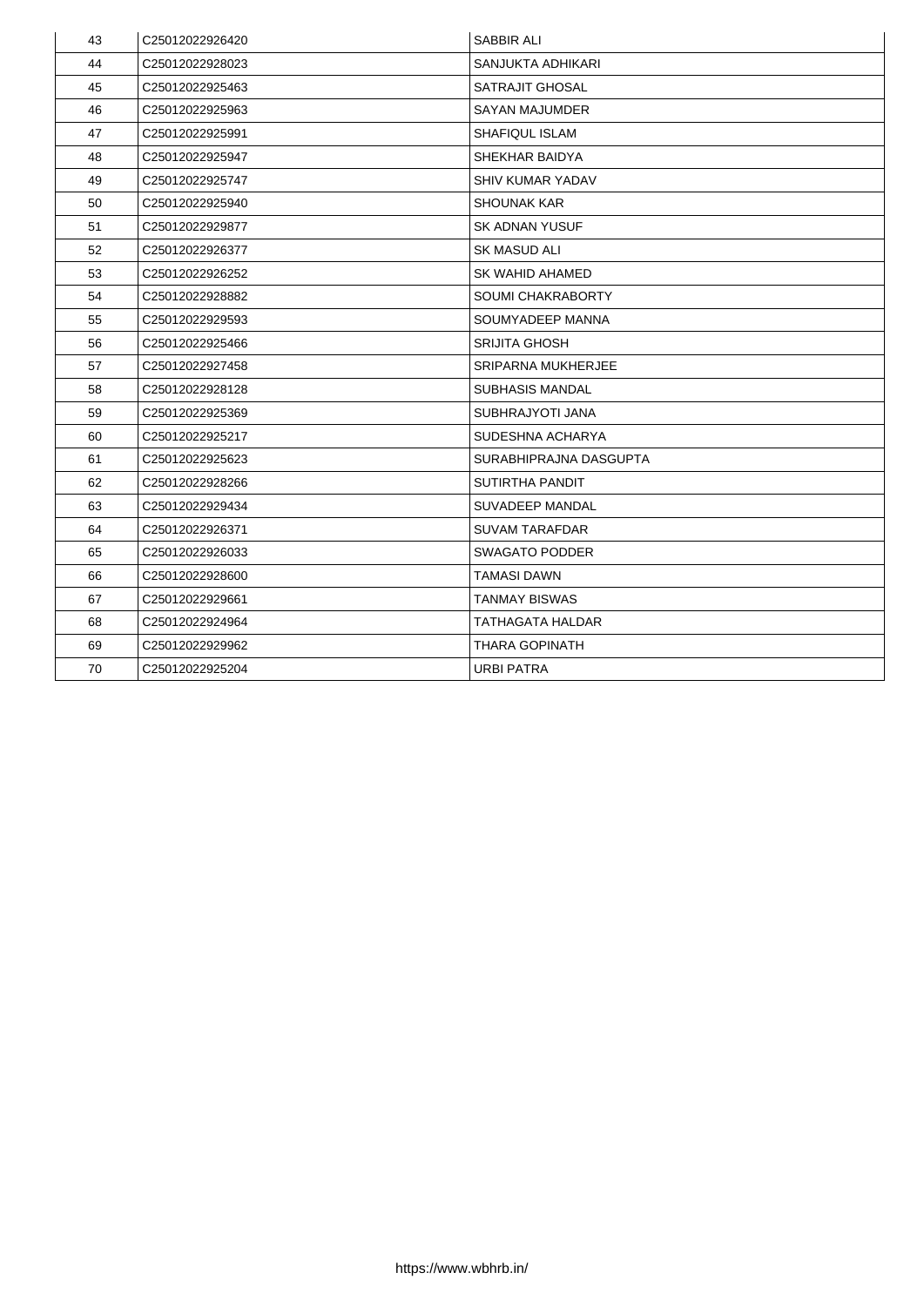| 43 | C25012022926420 | SABBIR ALI |
|---|---|---|
| 44 | C25012022928023 | SANJUKTA ADHIKARI |
| 45 | C25012022925463 | SATRAJIT GHOSAL |
| 46 | C25012022925963 | SAYAN MAJUMDER |
| 47 | C25012022925991 | SHAFIQUL ISLAM |
| 48 | C25012022925947 | SHEKHAR BAIDYA |
| 49 | C25012022925747 | SHIV KUMAR YADAV |
| 50 | C25012022925940 | SHOUNAK KAR |
| 51 | C25012022929877 | SK ADNAN YUSUF |
| 52 | C25012022926377 | SK MASUD ALI |
| 53 | C25012022926252 | SK WAHID AHAMED |
| 54 | C25012022928882 | SOUMI CHAKRABORTY |
| 55 | C25012022929593 | SOUMYADEEP MANNA |
| 56 | C25012022925466 | SRIJITA GHOSH |
| 57 | C25012022927458 | SRIPARNA MUKHERJEE |
| 58 | C25012022928128 | SUBHASIS MANDAL |
| 59 | C25012022925369 | SUBHRAJYOTI JANA |
| 60 | C25012022925217 | SUDESHNA ACHARYA |
| 61 | C25012022925623 | SURABHIPRAJNA DASGUPTA |
| 62 | C25012022928266 | SUTIRTHA PANDIT |
| 63 | C25012022929434 | SUVADEEP MANDAL |
| 64 | C25012022926371 | SUVAM TARAFDAR |
| 65 | C25012022926033 | SWAGATO PODDER |
| 66 | C25012022928600 | TAMASI DAWN |
| 67 | C25012022929661 | TANMAY BISWAS |
| 68 | C25012022924964 | TATHAGATA HALDAR |
| 69 | C25012022929962 | THARA GOPINATH |
| 70 | C25012022925204 | URBI PATRA |

https://www.wbhrb.in/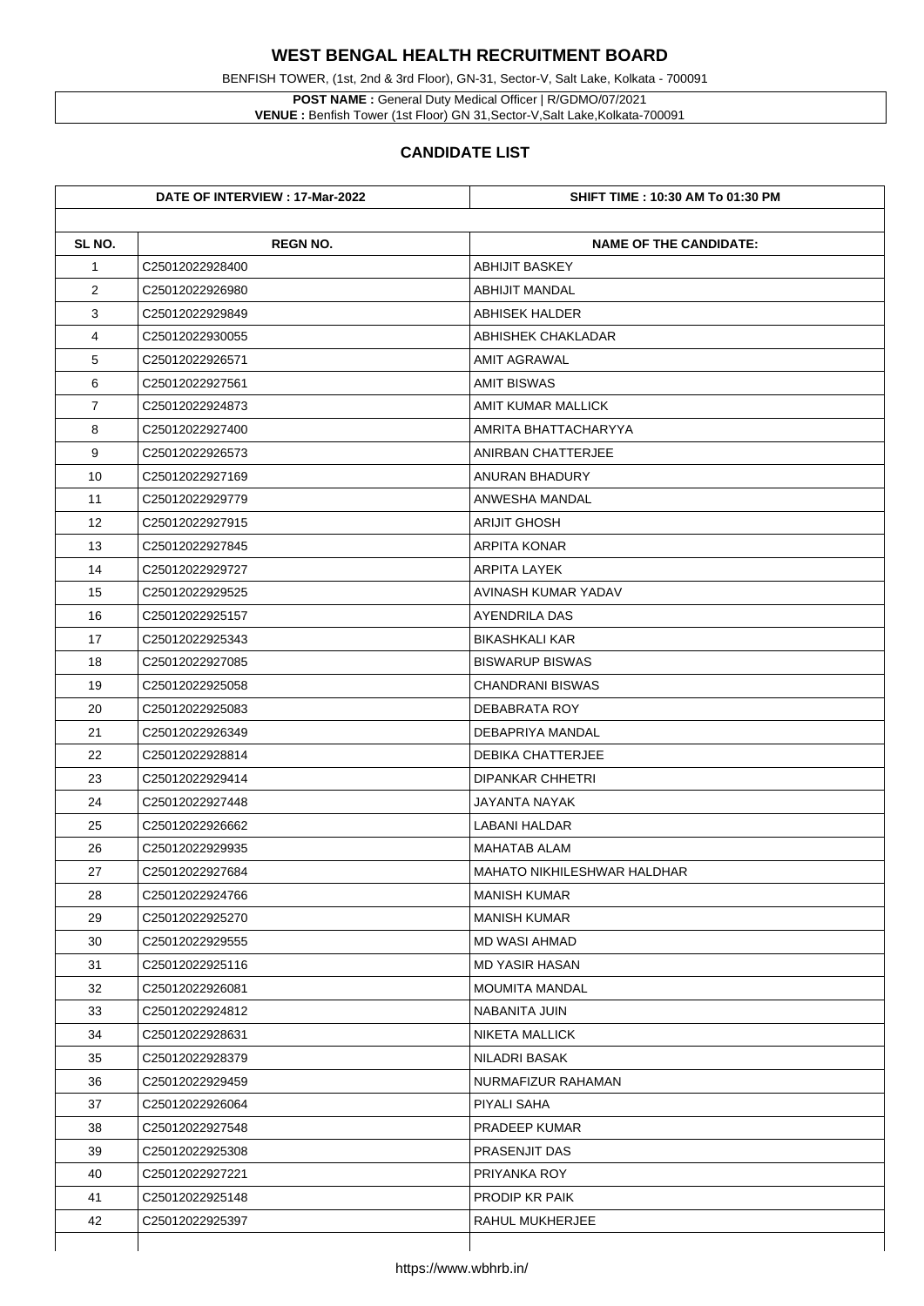# WEST BENGAL HEALTH RECRUITMENT BOARD

BENFISH TOWER, (1st, 2nd & 3rd Floor), GN-31, Sector-V, Salt Lake, Kolkata - 700091

**POST NAME :** General Duty Medical Officer | R/GDMO/07/2021
**VENUE :** Benfish Tower (1st Floor) GN 31,Sector-V,Salt Lake,Kolkata-700091

## CANDIDATE LIST

| DATE OF INTERVIEW : 17-Mar-2022 | | SHIFT TIME : 10:30 AM To 01:30 PM |
|---|---|---|
| **SL NO.** | **REGN NO.** | **NAME OF THE CANDIDATE:** |
| 1 | C25012022928400 | ABHIJIT BASKEY |
| 2 | C25012022926980 | ABHIJIT MANDAL |
| 3 | C25012022929849 | ABHISEK HALDER |
| 4 | C25012022930055 | ABHISHEK CHAKLADAR |
| 5 | C25012022926571 | AMIT AGRAWAL |
| 6 | C25012022927561 | AMIT BISWAS |
| 7 | C25012022924873 | AMIT KUMAR MALLICK |
| 8 | C25012022927400 | AMRITA BHATTACHARYYA |
| 9 | C25012022926573 | ANIRBAN CHATTERJEE |
| 10 | C25012022927169 | ANURAN BHADURY |
| 11 | C25012022929779 | ANWESHA MANDAL |
| 12 | C25012022927915 | ARIJIT GHOSH |
| 13 | C25012022927845 | ARPITA KONAR |
| 14 | C25012022929727 | ARPITA LAYEK |
| 15 | C25012022929525 | AVINASH KUMAR YADAV |
| 16 | C25012022925157 | AYENDRILA DAS |
| 17 | C25012022925343 | BIKASHKALI KAR |
| 18 | C25012022927085 | BISWARUP BISWAS |
| 19 | C25012022925058 | CHANDRANI BISWAS |
| 20 | C25012022925083 | DEBABRATA ROY |
| 21 | C25012022926349 | DEBAPRIYA MANDAL |
| 22 | C25012022928814 | DEBIKA CHATTERJEE |
| 23 | C25012022929414 | DIPANKAR CHHETRI |
| 24 | C25012022927448 | JAYANTA NAYAK |
| 25 | C25012022926662 | LABANI HALDAR |
| 26 | C25012022929935 | MAHATAB ALAM |
| 27 | C25012022927684 | MAHATO NIKHILESHWAR HALDHAR |
| 28 | C25012022924766 | MANISH KUMAR |
| 29 | C25012022925270 | MANISH KUMAR |
| 30 | C25012022929555 | MD WASI AHMAD |
| 31 | C25012022925116 | MD YASIR HASAN |
| 32 | C25012022926081 | MOUMITA MANDAL |
| 33 | C25012022924812 | NABANITA JUIN |
| 34 | C25012022928631 | NIKETA MALLICK |
| 35 | C25012022928379 | NILADRI BASAK |
| 36 | C25012022929459 | NURMAFIZUR RAHAMAN |
| 37 | C25012022926064 | PIYALI SAHA |
| 38 | C25012022927548 | PRADEEP KUMAR |
| 39 | C25012022925308 | PRASENJIT DAS |
| 40 | C25012022927221 | PRIYANKA ROY |
| 41 | C25012022925148 | PRODIP KR PAIK |
| 42 | C25012022925397 | RAHUL MUKHERJEE |

https://www.wbhrb.in/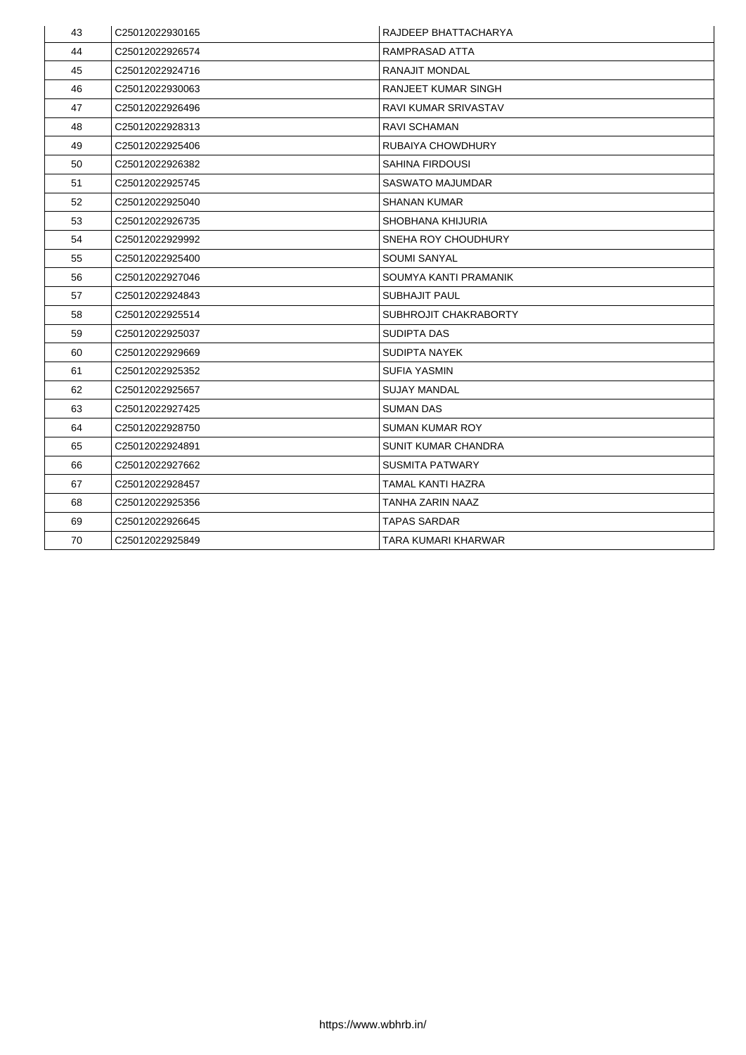| 43 | C25012022930165 | RAJDEEP BHATTACHARYA |
|---|---|---|
| 44 | C25012022926574 | RAMPRASAD ATTA |
| 45 | C25012022924716 | RANAJIT MONDAL |
| 46 | C25012022930063 | RANJEET KUMAR SINGH |
| 47 | C25012022926496 | RAVI KUMAR SRIVASTAV |
| 48 | C25012022928313 | RAVI SCHAMAN |
| 49 | C25012022925406 | RUBAIYA CHOWDHURY |
| 50 | C25012022926382 | SAHINA FIRDOUSI |
| 51 | C25012022925745 | SASWATO MAJUMDAR |
| 52 | C25012022925040 | SHANAN KUMAR |
| 53 | C25012022926735 | SHOBHANA KHIJURIA |
| 54 | C25012022929992 | SNEHA ROY CHOUDHURY |
| 55 | C25012022925400 | SOUMI SANYAL |
| 56 | C25012022927046 | SOUMYA KANTI PRAMANIK |
| 57 | C25012022924843 | SUBHAJIT PAUL |
| 58 | C25012022925514 | SUBHROJIT CHAKRABORTY |
| 59 | C25012022925037 | SUDIPTA DAS |
| 60 | C25012022929669 | SUDIPTA NAYEK |
| 61 | C25012022925352 | SUFIA YASMIN |
| 62 | C25012022925657 | SUJAY MANDAL |
| 63 | C25012022927425 | SUMAN DAS |
| 64 | C25012022928750 | SUMAN KUMAR ROY |
| 65 | C25012022924891 | SUNIT KUMAR CHANDRA |
| 66 | C25012022927662 | SUSMITA PATWARY |
| 67 | C25012022928457 | TAMAL KANTI HAZRA |
| 68 | C25012022925356 | TANHA ZARIN NAAZ |
| 69 | C25012022926645 | TAPAS SARDAR |
| 70 | C25012022925849 | TARA KUMARI KHARWAR |

https://www.wbhrb.in/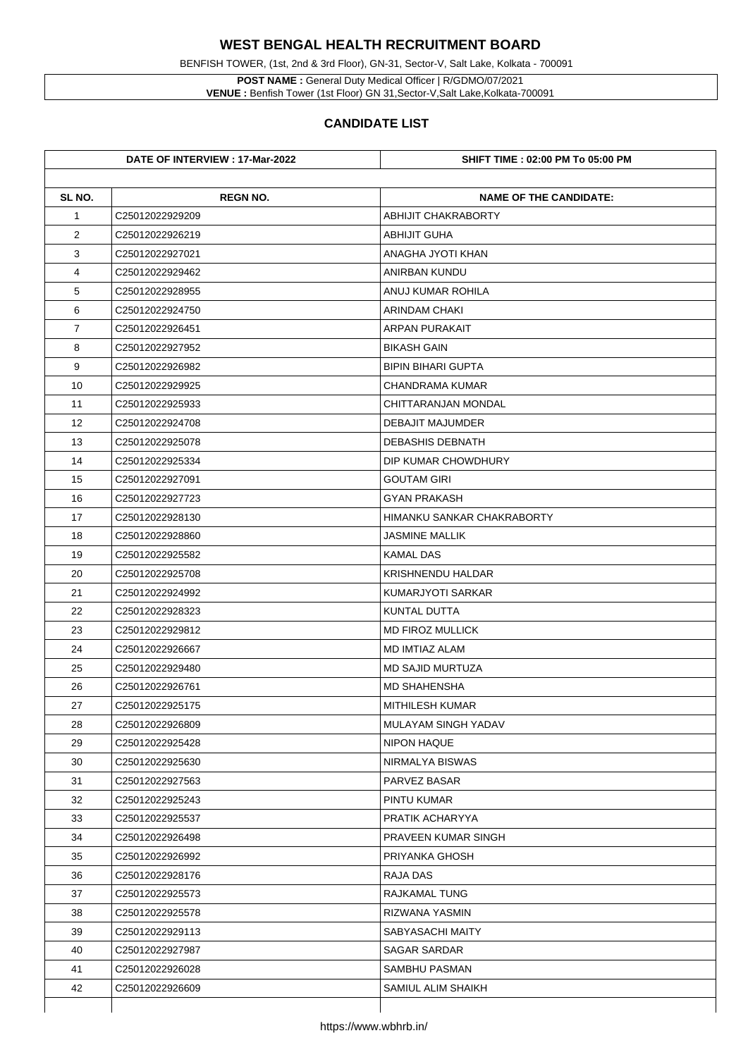# WEST BENGAL HEALTH RECRUITMENT BOARD

BENFISH TOWER, (1st, 2nd & 3rd Floor), GN-31, Sector-V, Salt Lake, Kolkata - 700091

**POST NAME :** General Duty Medical Officer | R/GDMO/07/2021
**VENUE :** Benfish Tower (1st Floor) GN 31,Sector-V,Salt Lake,Kolkata-700091

## CANDIDATE LIST

| DATE OF INTERVIEW : 17-Mar-2022 | | SHIFT TIME : 02:00 PM To 05:00 PM |
|---|---|---|
| **SL NO.** | **REGN NO.** | **NAME OF THE CANDIDATE:** |
| 1 | C25012022929209 | ABHIJIT CHAKRABORTY |
| 2 | C25012022926219 | ABHIJIT GUHA |
| 3 | C25012022927021 | ANAGHA JYOTI KHAN |
| 4 | C25012022929462 | ANIRBAN KUNDU |
| 5 | C25012022928955 | ANUJ KUMAR ROHILA |
| 6 | C25012022924750 | ARINDAM CHAKI |
| 7 | C25012022926451 | ARPAN PURAKAIT |
| 8 | C25012022927952 | BIKASH GAIN |
| 9 | C25012022926982 | BIPIN BIHARI GUPTA |
| 10 | C25012022929925 | CHANDRAMA KUMAR |
| 11 | C25012022925933 | CHITTARANJAN MONDAL |
| 12 | C25012022924708 | DEBAJIT MAJUMDER |
| 13 | C25012022925078 | DEBASHIS DEBNATH |
| 14 | C25012022925334 | DIP KUMAR CHOWDHURY |
| 15 | C25012022927091 | GOUTAM GIRI |
| 16 | C25012022927723 | GYAN PRAKASH |
| 17 | C25012022928130 | HIMANKU SANKAR CHAKRABORTY |
| 18 | C25012022928860 | JASMINE MALLIK |
| 19 | C25012022925582 | KAMAL DAS |
| 20 | C25012022925708 | KRISHNENDU HALDAR |
| 21 | C25012022924992 | KUMARJYOTI SARKAR |
| 22 | C25012022928323 | KUNTAL DUTTA |
| 23 | C25012022929812 | MD FIROZ MULLICK |
| 24 | C25012022926667 | MD IMTIAZ ALAM |
| 25 | C25012022929480 | MD SAJID MURTUZA |
| 26 | C25012022926761 | MD SHAHENSHA |
| 27 | C25012022925175 | MITHILESH KUMAR |
| 28 | C25012022926809 | MULAYAM SINGH YADAV |
| 29 | C25012022925428 | NIPON HAQUE |
| 30 | C25012022925630 | NIRMALYA BISWAS |
| 31 | C25012022927563 | PARVEZ BASAR |
| 32 | C25012022925243 | PINTU KUMAR |
| 33 | C25012022925537 | PRATIK ACHARYYA |
| 34 | C25012022926498 | PRAVEEN KUMAR SINGH |
| 35 | C25012022926992 | PRIYANKA GHOSH |
| 36 | C25012022928176 | RAJA DAS |
| 37 | C25012022925573 | RAJKAMAL TUNG |
| 38 | C25012022925578 | RIZWANA YASMIN |
| 39 | C25012022929113 | SABYASACHI MAITY |
| 40 | C25012022927987 | SAGAR SARDAR |
| 41 | C25012022926028 | SAMBHU PASMAN |
| 42 | C25012022926609 | SAMIUL ALIM SHAIKH |

https://www.wbhrb.in/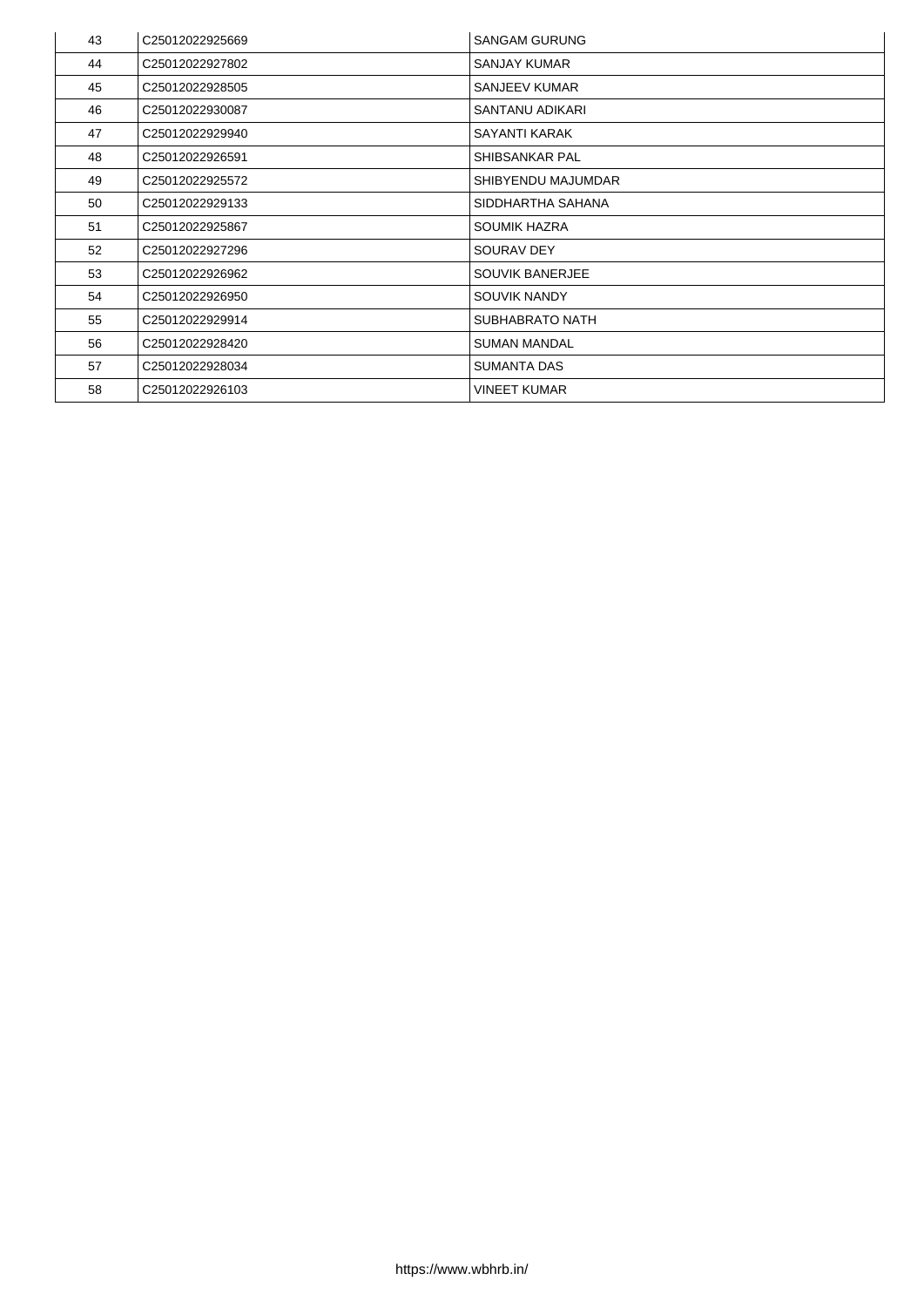| | | |
|---|---|---|
| 43 | C25012022925669 | SANGAM GURUNG |
| 44 | C25012022927802 | SANJAY KUMAR |
| 45 | C25012022928505 | SANJEEV KUMAR |
| 46 | C25012022930087 | SANTANU ADIKARI |
| 47 | C25012022929940 | SAYANTI KARAK |
| 48 | C25012022926591 | SHIBSANKAR PAL |
| 49 | C25012022925572 | SHIBYENDU MAJUMDAR |
| 50 | C25012022929133 | SIDDHARTHA SAHANA |
| 51 | C25012022925867 | SOUMIK HAZRA |
| 52 | C25012022927296 | SOURAV DEY |
| 53 | C25012022926962 | SOUVIK BANERJEE |
| 54 | C25012022926950 | SOUVIK NANDY |
| 55 | C25012022929914 | SUBHABRATO NATH |
| 56 | C25012022928420 | SUMAN MANDAL |
| 57 | C25012022928034 | SUMANTA DAS |
| 58 | C25012022926103 | VINEET KUMAR |